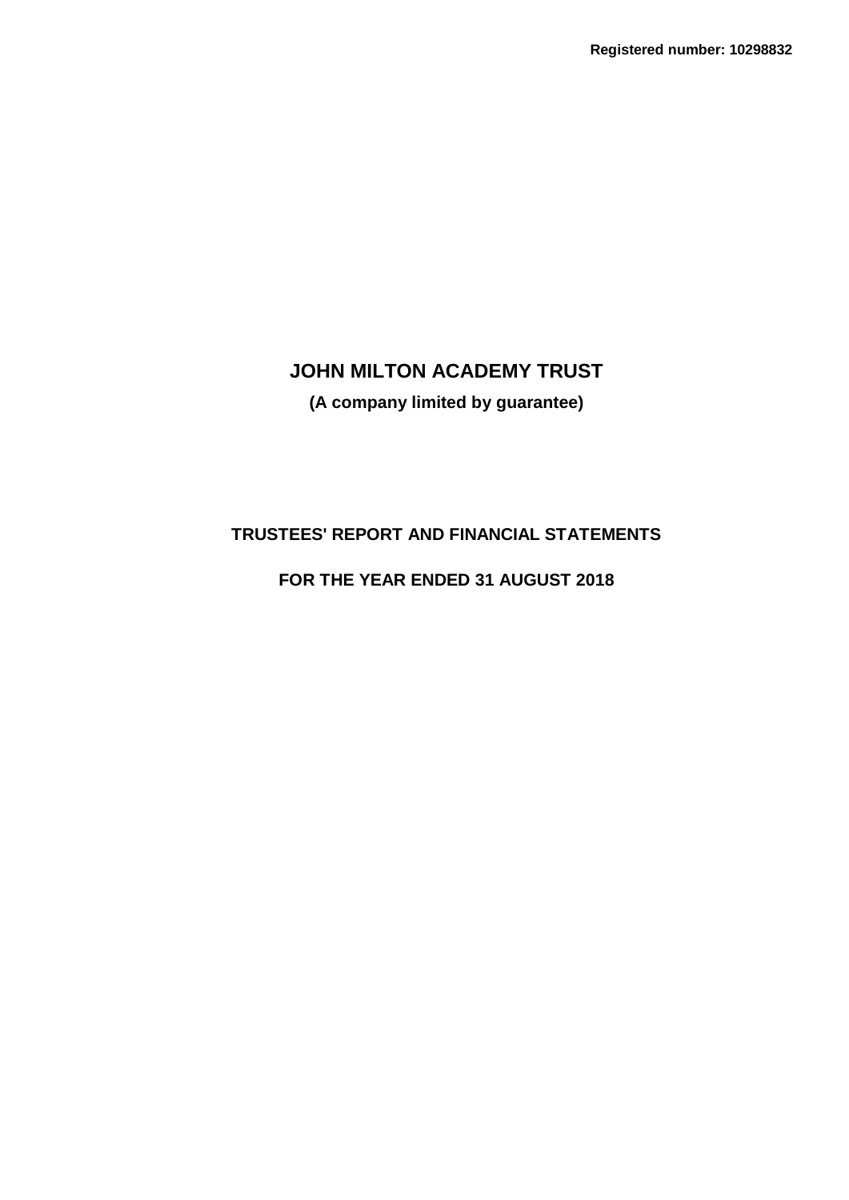**Registered number: 10298832**

# JOHN MILTON ACADEMY TRUST

**(A company limited by guarantee)**

## TRUSTEES' REPORT AND FINANCIAL STATEMENTS

## FOR THE YEAR ENDED 31 AUGUST 2018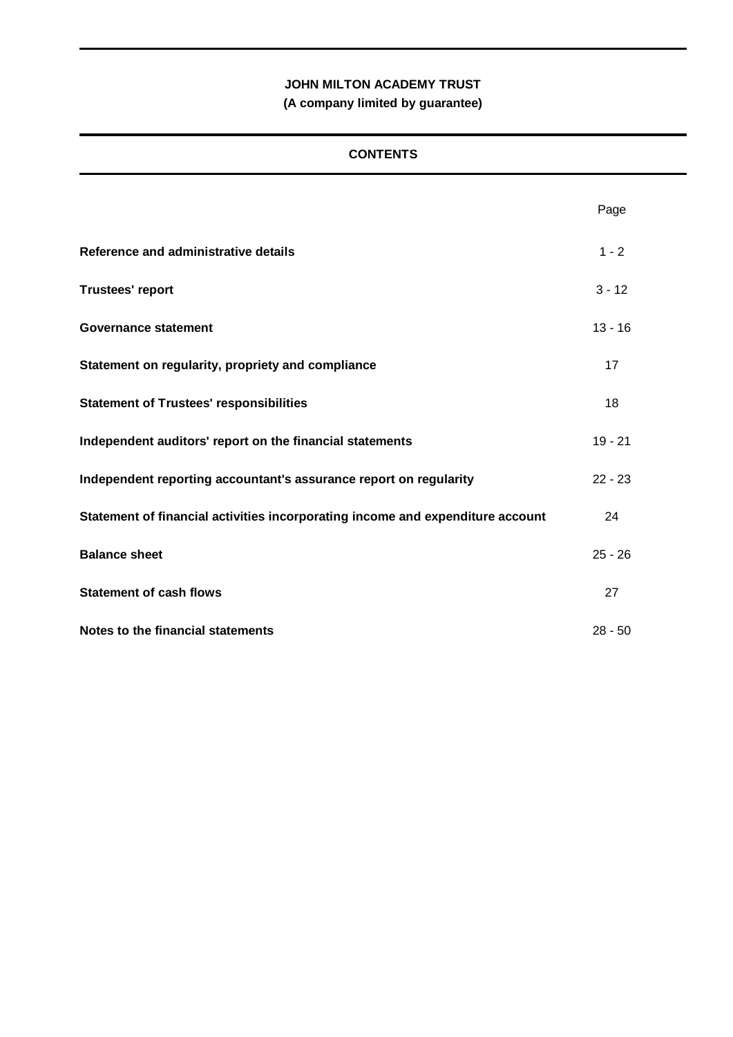**JOHN MILTON ACADEMY TRUST**
**(A company limited by guarantee)**

## CONTENTS

| | Page |
|---|---|
| **Reference and administrative details** | 1 - 2 |
| **Trustees' report** | 3 - 12 |
| **Governance statement** | 13 - 16 |
| **Statement on regularity, propriety and compliance** | 17 |
| **Statement of Trustees' responsibilities** | 18 |
| **Independent auditors' report on the financial statements** | 19 - 21 |
| **Independent reporting accountant's assurance report on regularity** | 22 - 23 |
| **Statement of financial activities incorporating income and expenditure account** | 24 |
| **Balance sheet** | 25 - 26 |
| **Statement of cash flows** | 27 |
| **Notes to the financial statements** | 28 - 50 |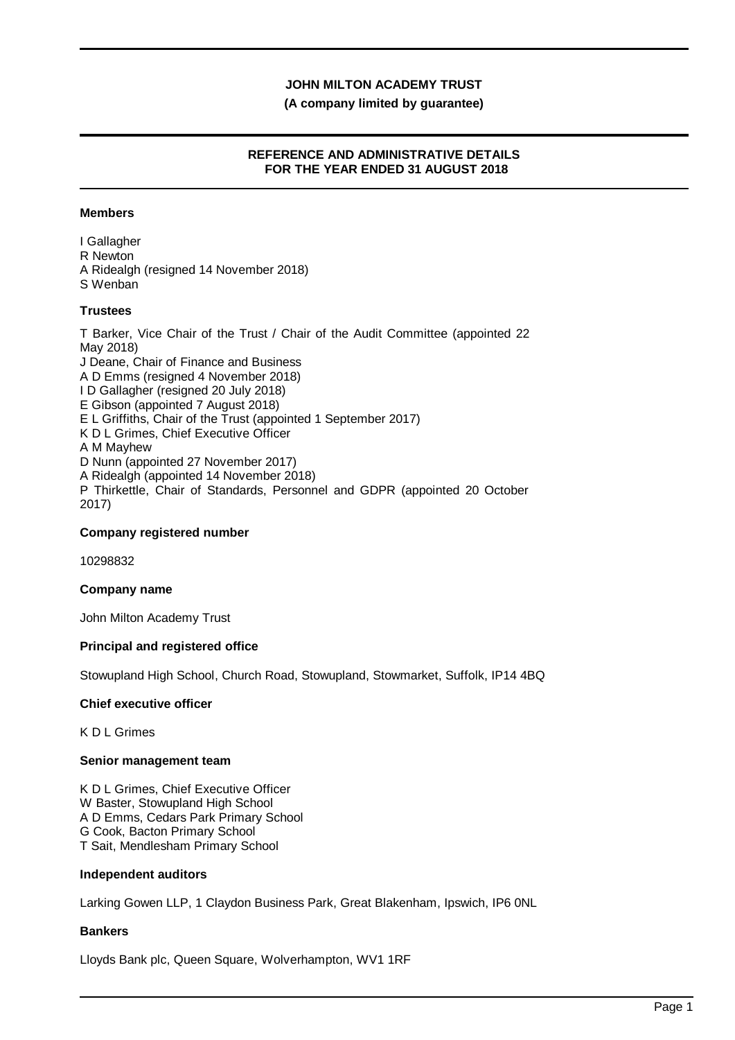**JOHN MILTON ACADEMY TRUST**

**(A company limited by guarantee)**

## REFERENCE AND ADMINISTRATIVE DETAILS FOR THE YEAR ENDED 31 AUGUST 2018

### Members

I Gallagher
R Newton
A Ridealgh (resigned 14 November 2018)
S Wenban

### Trustees

T Barker, Vice Chair of the Trust / Chair of the Audit Committee (appointed 22 May 2018)
J Deane, Chair of Finance and Business
A D Emms (resigned 4 November 2018)
I D Gallagher (resigned 20 July 2018)
E Gibson (appointed 7 August 2018)
E L Griffiths, Chair of the Trust (appointed 1 September 2017)
K D L Grimes, Chief Executive Officer
A M Mayhew
D Nunn (appointed 27 November 2017)
A Ridealgh (appointed 14 November 2018)
P Thirkettle, Chair of Standards, Personnel and GDPR (appointed 20 October 2017)

### Company registered number

10298832

### Company name

John Milton Academy Trust

### Principal and registered office

Stowupland High School, Church Road, Stowupland, Stowmarket, Suffolk, IP14 4BQ

### Chief executive officer

K D L Grimes

### Senior management team

K D L Grimes, Chief Executive Officer
W Baster, Stowupland High School
A D Emms, Cedars Park Primary School
G Cook, Bacton Primary School
T Sait, Mendlesham Primary School

### Independent auditors

Larking Gowen LLP, 1 Claydon Business Park, Great Blakenham, Ipswich, IP6 0NL

### Bankers

Lloyds Bank plc, Queen Square, Wolverhampton, WV1 1RF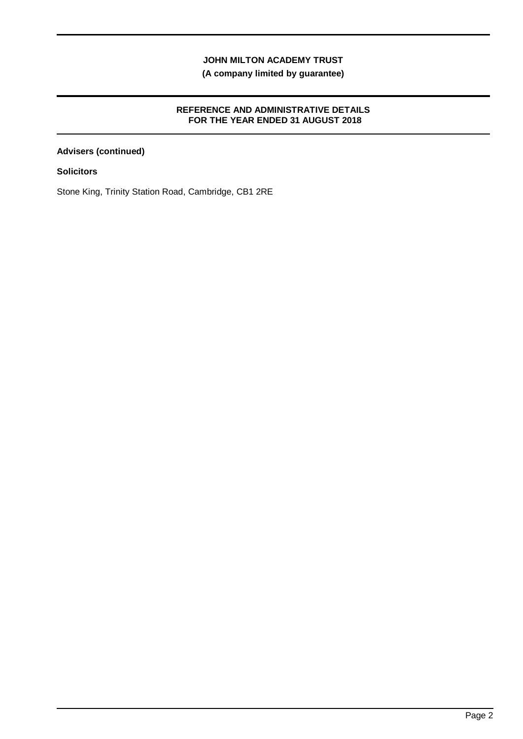**Advisers (continued)**

**Solicitors**

Stone King, Trinity Station Road, Cambridge, CB1 2RE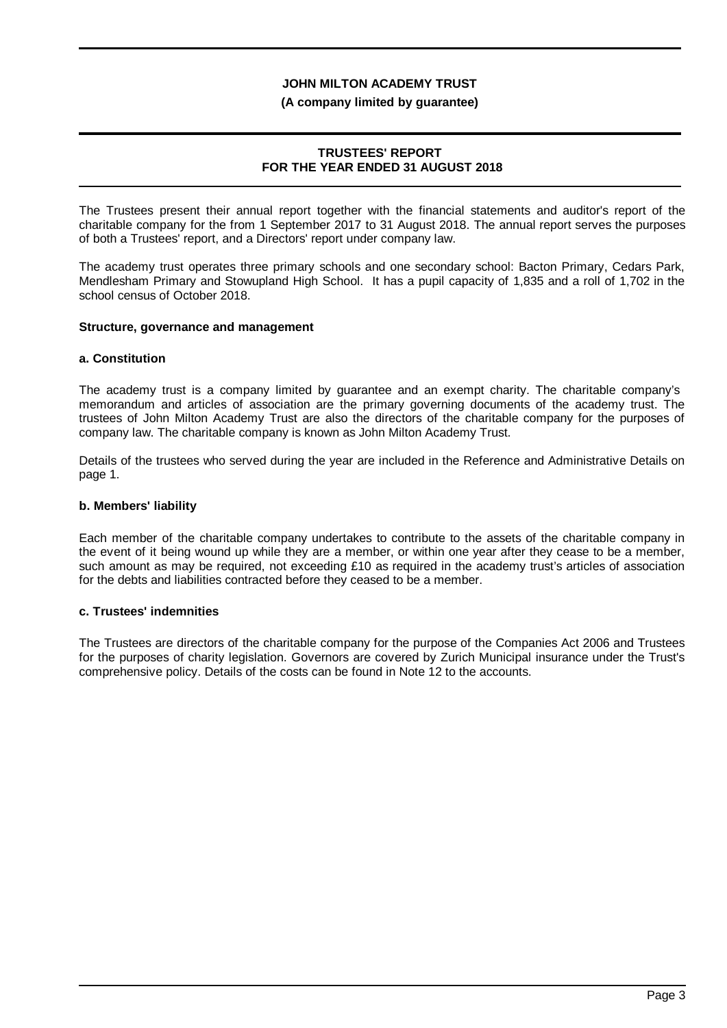**JOHN MILTON ACADEMY TRUST**

**(A company limited by guarantee)**

# TRUSTEES' REPORT
# FOR THE YEAR ENDED 31 AUGUST 2018

The Trustees present their annual report together with the financial statements and auditor's report of the charitable company for the from 1 September 2017 to 31 August 2018. The annual report serves the purposes of both a Trustees' report, and a Directors' report under company law.

The academy trust operates three primary schools and one secondary school: Bacton Primary, Cedars Park, Mendlesham Primary and Stowupland High School. It has a pupil capacity of 1,835 and a roll of 1,702 in the school census of October 2018.

## Structure, governance and management

### a. Constitution

The academy trust is a company limited by guarantee and an exempt charity. The charitable company's memorandum and articles of association are the primary governing documents of the academy trust. The trustees of John Milton Academy Trust are also the directors of the charitable company for the purposes of company law. The charitable company is known as John Milton Academy Trust.

Details of the trustees who served during the year are included in the Reference and Administrative Details on page 1.

### b. Members' liability

Each member of the charitable company undertakes to contribute to the assets of the charitable company in the event of it being wound up while they are a member, or within one year after they cease to be a member, such amount as may be required, not exceeding £10 as required in the academy trust's articles of association for the debts and liabilities contracted before they ceased to be a member.

### c. Trustees' indemnities

The Trustees are directors of the charitable company for the purpose of the Companies Act 2006 and Trustees for the purposes of charity legislation. Governors are covered by Zurich Municipal insurance under the Trust's comprehensive policy. Details of the costs can be found in Note 12 to the accounts.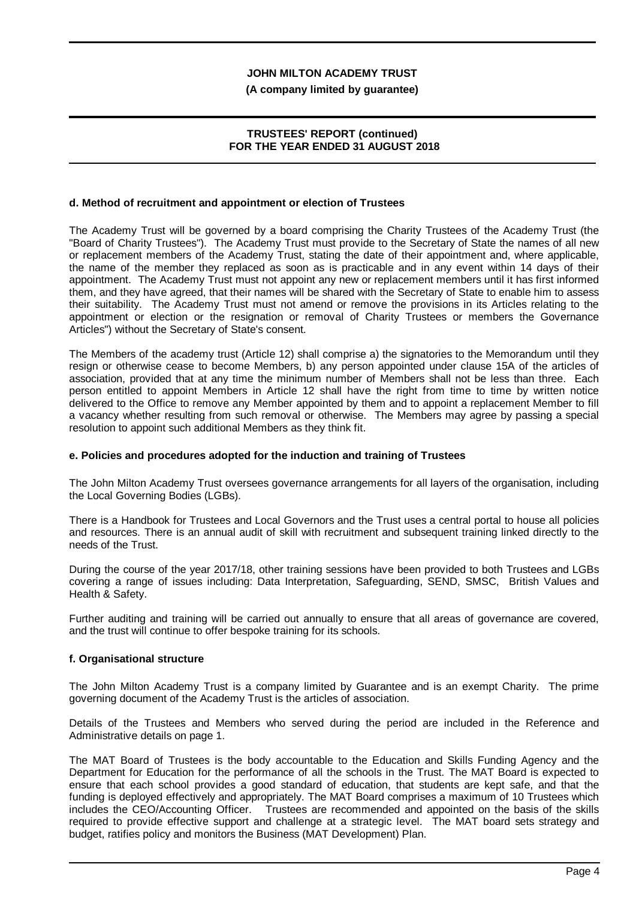**d. Method of recruitment and appointment or election of Trustees**

The Academy Trust will be governed by a board comprising the Charity Trustees of the Academy Trust (the "Board of Charity Trustees"). The Academy Trust must provide to the Secretary of State the names of all new or replacement members of the Academy Trust, stating the date of their appointment and, where applicable, the name of the member they replaced as soon as is practicable and in any event within 14 days of their appointment. The Academy Trust must not appoint any new or replacement members until it has first informed them, and they have agreed, that their names will be shared with the Secretary of State to enable him to assess their suitability. The Academy Trust must not amend or remove the provisions in its Articles relating to the appointment or election or the resignation or removal of Charity Trustees or members the Governance Articles") without the Secretary of State's consent.

The Members of the academy trust (Article 12) shall comprise a) the signatories to the Memorandum until they resign or otherwise cease to become Members, b) any person appointed under clause 15A of the articles of association, provided that at any time the minimum number of Members shall not be less than three. Each person entitled to appoint Members in Article 12 shall have the right from time to time by written notice delivered to the Office to remove any Member appointed by them and to appoint a replacement Member to fill a vacancy whether resulting from such removal or otherwise. The Members may agree by passing a special resolution to appoint such additional Members as they think fit.

**e. Policies and procedures adopted for the induction and training of Trustees**

The John Milton Academy Trust oversees governance arrangements for all layers of the organisation, including the Local Governing Bodies (LGBs).

There is a Handbook for Trustees and Local Governors and the Trust uses a central portal to house all policies and resources. There is an annual audit of skill with recruitment and subsequent training linked directly to the needs of the Trust.

During the course of the year 2017/18, other training sessions have been provided to both Trustees and LGBs covering a range of issues including: Data Interpretation, Safeguarding, SEND, SMSC, British Values and Health & Safety.

Further auditing and training will be carried out annually to ensure that all areas of governance are covered, and the trust will continue to offer bespoke training for its schools.

**f. Organisational structure**

The John Milton Academy Trust is a company limited by Guarantee and is an exempt Charity. The prime governing document of the Academy Trust is the articles of association.

Details of the Trustees and Members who served during the period are included in the Reference and Administrative details on page 1.

The MAT Board of Trustees is the body accountable to the Education and Skills Funding Agency and the Department for Education for the performance of all the schools in the Trust. The MAT Board is expected to ensure that each school provides a good standard of education, that students are kept safe, and that the funding is deployed effectively and appropriately. The MAT Board comprises a maximum of 10 Trustees which includes the CEO/Accounting Officer. Trustees are recommended and appointed on the basis of the skills required to provide effective support and challenge at a strategic level. The MAT board sets strategy and budget, ratifies policy and monitors the Business (MAT Development) Plan.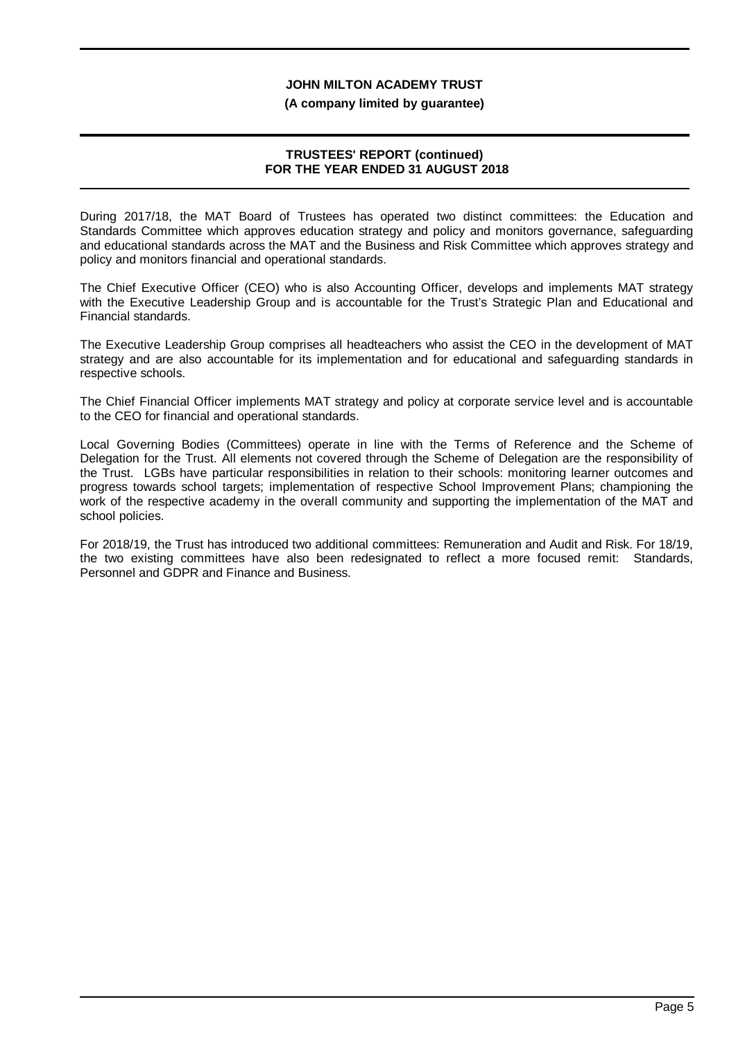During 2017/18, the MAT Board of Trustees has operated two distinct committees: the Education and Standards Committee which approves education strategy and policy and monitors governance, safeguarding and educational standards across the MAT and the Business and Risk Committee which approves strategy and policy and monitors financial and operational standards.

The Chief Executive Officer (CEO) who is also Accounting Officer, develops and implements MAT strategy with the Executive Leadership Group and is accountable for the Trust's Strategic Plan and Educational and Financial standards.

The Executive Leadership Group comprises all headteachers who assist the CEO in the development of MAT strategy and are also accountable for its implementation and for educational and safeguarding standards in respective schools.

The Chief Financial Officer implements MAT strategy and policy at corporate service level and is accountable to the CEO for financial and operational standards.

Local Governing Bodies (Committees) operate in line with the Terms of Reference and the Scheme of Delegation for the Trust. All elements not covered through the Scheme of Delegation are the responsibility of the Trust. LGBs have particular responsibilities in relation to their schools: monitoring learner outcomes and progress towards school targets; implementation of respective School Improvement Plans; championing the work of the respective academy in the overall community and supporting the implementation of the MAT and school policies.

For 2018/19, the Trust has introduced two additional committees: Remuneration and Audit and Risk. For 18/19, the two existing committees have also been redesignated to reflect a more focused remit: Standards, Personnel and GDPR and Finance and Business.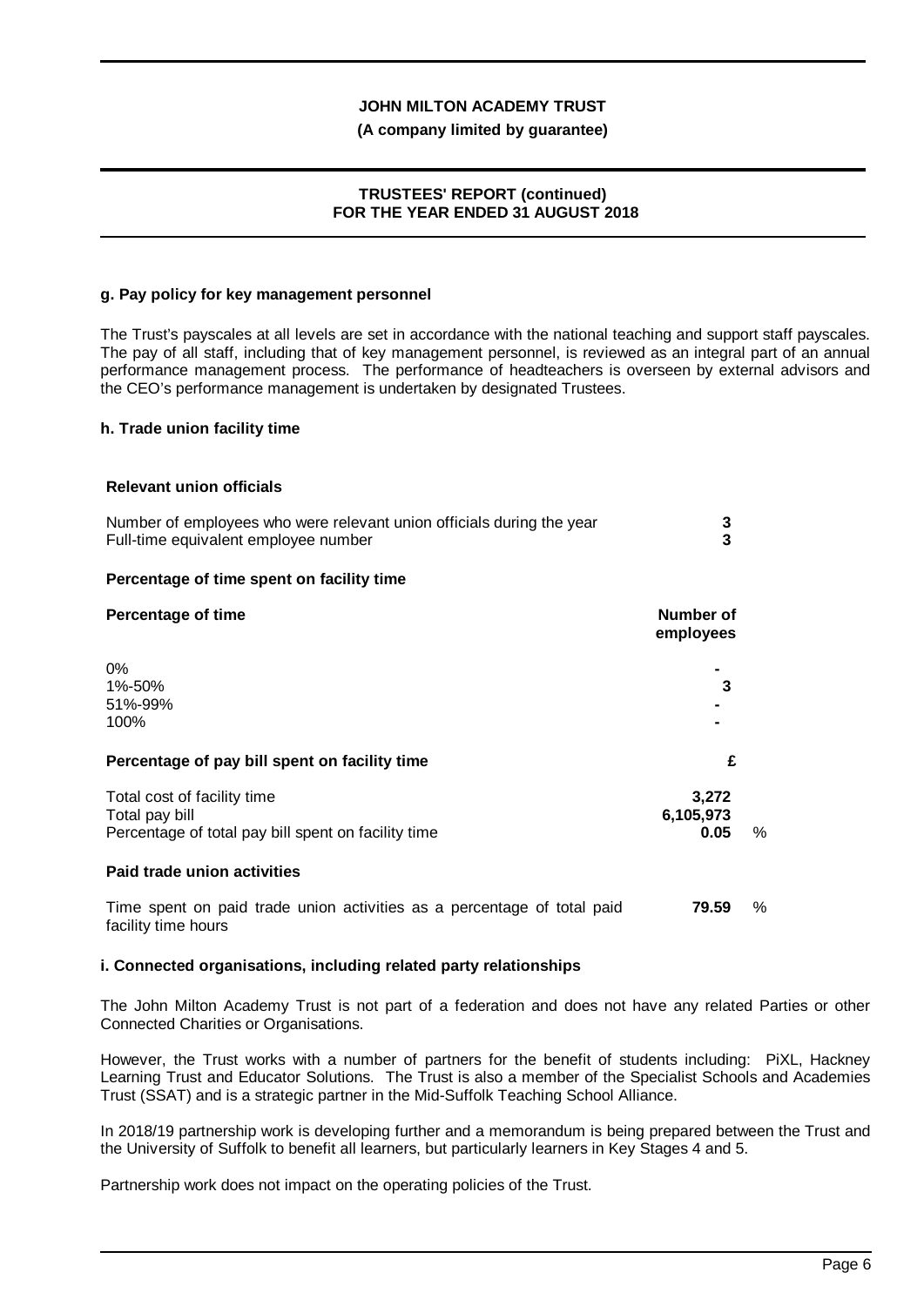### g. Pay policy for key management personnel

The Trust's payscales at all levels are set in accordance with the national teaching and support staff payscales. The pay of all staff, including that of key management personnel, is reviewed as an integral part of an annual performance management process. The performance of headteachers is overseen by external advisors and the CEO's performance management is undertaken by designated Trustees.

### h. Trade union facility time

**Relevant union officials**

| | |
|---|---|
| Number of employees who were relevant union officials during the year | **3** |
| Full-time equivalent employee number | **3** |

**Percentage of time spent on facility time**

| **Percentage of time** | **Number of employees** |
|---|---|
| 0% | **-** |
| 1%-50% | **3** |
| 51%-99% | **-** |
| 100% | **-** |

| **Percentage of pay bill spent on facility time** | **£** | |
|---|---|---|
| Total cost of facility time | **3,272** | |
| Total pay bill | **6,105,973** | |
| Percentage of total pay bill spent on facility time | **0.05** | % |

**Paid trade union activities**

| | | |
|---|---|---|
| Time spent on paid trade union activities as a percentage of total paid facility time hours | **79.59** | % |

### i. Connected organisations, including related party relationships

The John Milton Academy Trust is not part of a federation and does not have any related Parties or other Connected Charities or Organisations.

However, the Trust works with a number of partners for the benefit of students including: PiXL, Hackney Learning Trust and Educator Solutions. The Trust is also a member of the Specialist Schools and Academies Trust (SSAT) and is a strategic partner in the Mid-Suffolk Teaching School Alliance.

In 2018/19 partnership work is developing further and a memorandum is being prepared between the Trust and the University of Suffolk to benefit all learners, but particularly learners in Key Stages 4 and 5.

Partnership work does not impact on the operating policies of the Trust.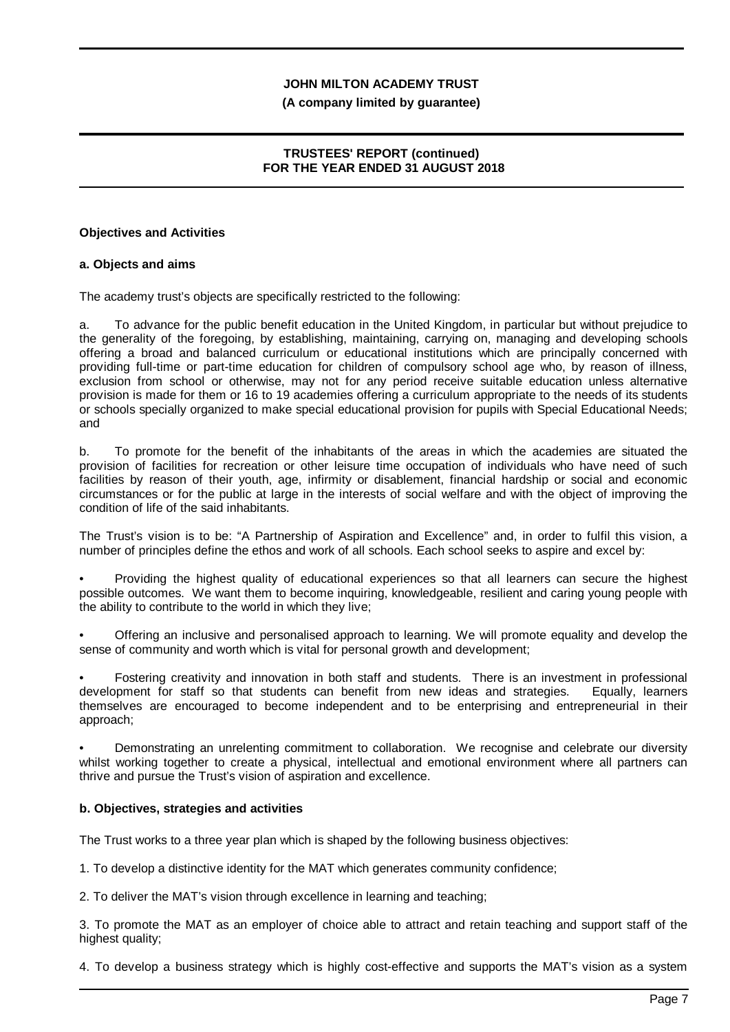## Objectives and Activities

### a. Objects and aims

The academy trust's objects are specifically restricted to the following:

a. To advance for the public benefit education in the United Kingdom, in particular but without prejudice to the generality of the foregoing, by establishing, maintaining, carrying on, managing and developing schools offering a broad and balanced curriculum or educational institutions which are principally concerned with providing full-time or part-time education for children of compulsory school age who, by reason of illness, exclusion from school or otherwise, may not for any period receive suitable education unless alternative provision is made for them or 16 to 19 academies offering a curriculum appropriate to the needs of its students or schools specially organized to make special educational provision for pupils with Special Educational Needs; and

b. To promote for the benefit of the inhabitants of the areas in which the academies are situated the provision of facilities for recreation or other leisure time occupation of individuals who have need of such facilities by reason of their youth, age, infirmity or disablement, financial hardship or social and economic circumstances or for the public at large in the interests of social welfare and with the object of improving the condition of life of the said inhabitants.

The Trust's vision is to be: "A Partnership of Aspiration and Excellence" and, in order to fulfil this vision, a number of principles define the ethos and work of all schools. Each school seeks to aspire and excel by:

- Providing the highest quality of educational experiences so that all learners can secure the highest possible outcomes. We want them to become inquiring, knowledgeable, resilient and caring young people with the ability to contribute to the world in which they live;
- Offering an inclusive and personalised approach to learning. We will promote equality and develop the sense of community and worth which is vital for personal growth and development;
- Fostering creativity and innovation in both staff and students. There is an investment in professional development for staff so that students can benefit from new ideas and strategies. Equally, learners themselves are encouraged to become independent and to be enterprising and entrepreneurial in their approach;
- Demonstrating an unrelenting commitment to collaboration. We recognise and celebrate our diversity whilst working together to create a physical, intellectual and emotional environment where all partners can thrive and pursue the Trust's vision of aspiration and excellence.

### b. Objectives, strategies and activities

The Trust works to a three year plan which is shaped by the following business objectives:

1. To develop a distinctive identity for the MAT which generates community confidence;

2. To deliver the MAT's vision through excellence in learning and teaching;

3. To promote the MAT as an employer of choice able to attract and retain teaching and support staff of the highest quality;

4. To develop a business strategy which is highly cost-effective and supports the MAT's vision as a system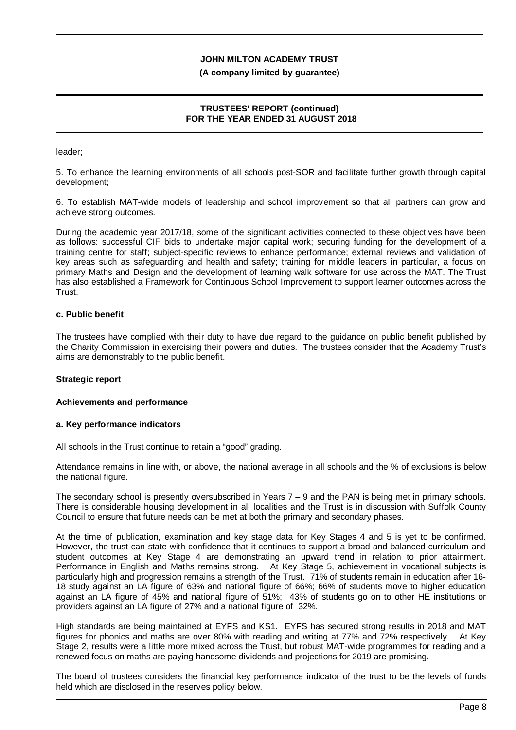leader;

5. To enhance the learning environments of all schools post-SOR and facilitate further growth through capital development;

6. To establish MAT-wide models of leadership and school improvement so that all partners can grow and achieve strong outcomes.

During the academic year 2017/18, some of the significant activities connected to these objectives have been as follows: successful CIF bids to undertake major capital work; securing funding for the development of a training centre for staff; subject-specific reviews to enhance performance; external reviews and validation of key areas such as safeguarding and health and safety; training for middle leaders in particular, a focus on primary Maths and Design and the development of learning walk software for use across the MAT. The Trust has also established a Framework for Continuous School Improvement to support learner outcomes across the Trust.

### c. Public benefit

The trustees have complied with their duty to have due regard to the guidance on public benefit published by the Charity Commission in exercising their powers and duties. The trustees consider that the Academy Trust's aims are demonstrably to the public benefit.

## Strategic report

### Achievements and performance

### a. Key performance indicators

All schools in the Trust continue to retain a "good" grading.

Attendance remains in line with, or above, the national average in all schools and the % of exclusions is below the national figure.

The secondary school is presently oversubscribed in Years 7 – 9 and the PAN is being met in primary schools. There is considerable housing development in all localities and the Trust is in discussion with Suffolk County Council to ensure that future needs can be met at both the primary and secondary phases.

At the time of publication, examination and key stage data for Key Stages 4 and 5 is yet to be confirmed. However, the trust can state with confidence that it continues to support a broad and balanced curriculum and student outcomes at Key Stage 4 are demonstrating an upward trend in relation to prior attainment. Performance in English and Maths remains strong. At Key Stage 5, achievement in vocational subjects is particularly high and progression remains a strength of the Trust. 71% of students remain in education after 16-18 study against an LA figure of 63% and national figure of 66%; 66% of students move to higher education against an LA figure of 45% and national figure of 51%; 43% of students go on to other HE institutions or providers against an LA figure of 27% and a national figure of 32%.

High standards are being maintained at EYFS and KS1. EYFS has secured strong results in 2018 and MAT figures for phonics and maths are over 80% with reading and writing at 77% and 72% respectively. At Key Stage 2, results were a little more mixed across the Trust, but robust MAT-wide programmes for reading and a renewed focus on maths are paying handsome dividends and projections for 2019 are promising.

The board of trustees considers the financial key performance indicator of the trust to be the levels of funds held which are disclosed in the reserves policy below.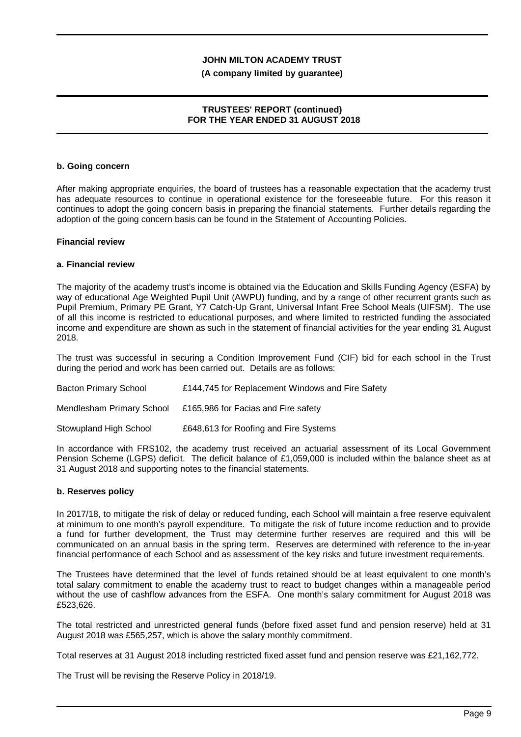#### b. Going concern

After making appropriate enquiries, the board of trustees has a reasonable expectation that the academy trust has adequate resources to continue in operational existence for the foreseeable future. For this reason it continues to adopt the going concern basis in preparing the financial statements. Further details regarding the adoption of the going concern basis can be found in the Statement of Accounting Policies.

### Financial review

#### a. Financial review

The majority of the academy trust's income is obtained via the Education and Skills Funding Agency (ESFA) by way of educational Age Weighted Pupil Unit (AWPU) funding, and by a range of other recurrent grants such as Pupil Premium, Primary PE Grant, Y7 Catch-Up Grant, Universal Infant Free School Meals (UIFSM). The use of all this income is restricted to educational purposes, and where limited to restricted funding the associated income and expenditure are shown as such in the statement of financial activities for the year ending 31 August 2018.

The trust was successful in securing a Condition Improvement Fund (CIF) bid for each school in the Trust during the period and work has been carried out. Details are as follows:

| | |
|---|---|
| Bacton Primary School | £144,745 for Replacement Windows and Fire Safety |
| Mendlesham Primary School | £165,986 for Facias and Fire safety |
| Stowupland High School | £648,613 for Roofing and Fire Systems |

In accordance with FRS102, the academy trust received an actuarial assessment of its Local Government Pension Scheme (LGPS) deficit. The deficit balance of £1,059,000 is included within the balance sheet as at 31 August 2018 and supporting notes to the financial statements.

#### b. Reserves policy

In 2017/18, to mitigate the risk of delay or reduced funding, each School will maintain a free reserve equivalent at minimum to one month's payroll expenditure. To mitigate the risk of future income reduction and to provide a fund for further development, the Trust may determine further reserves are required and this will be communicated on an annual basis in the spring term. Reserves are determined with reference to the in-year financial performance of each School and as assessment of the key risks and future investment requirements.

The Trustees have determined that the level of funds retained should be at least equivalent to one month's total salary commitment to enable the academy trust to react to budget changes within a manageable period without the use of cashflow advances from the ESFA. One month's salary commitment for August 2018 was £523,626.

The total restricted and unrestricted general funds (before fixed asset fund and pension reserve) held at 31 August 2018 was £565,257, which is above the salary monthly commitment.

Total reserves at 31 August 2018 including restricted fixed asset fund and pension reserve was £21,162,772.

The Trust will be revising the Reserve Policy in 2018/19.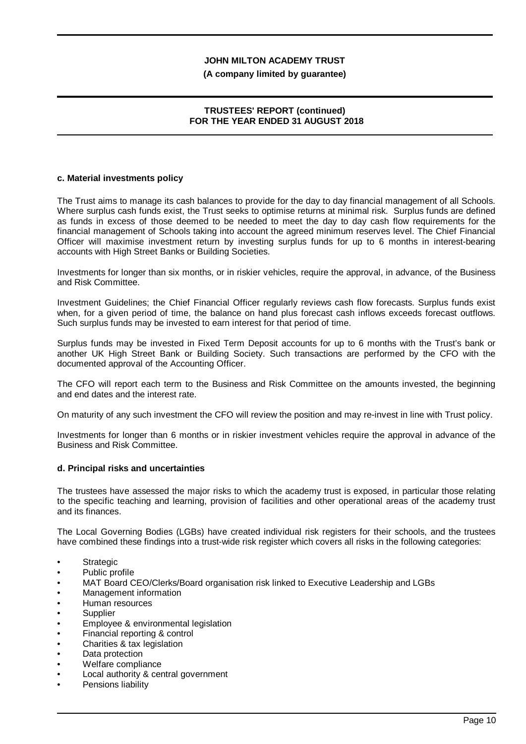#### c. Material investments policy

The Trust aims to manage its cash balances to provide for the day to day financial management of all Schools. Where surplus cash funds exist, the Trust seeks to optimise returns at minimal risk. Surplus funds are defined as funds in excess of those deemed to be needed to meet the day to day cash flow requirements for the financial management of Schools taking into account the agreed minimum reserves level. The Chief Financial Officer will maximise investment return by investing surplus funds for up to 6 months in interest-bearing accounts with High Street Banks or Building Societies.

Investments for longer than six months, or in riskier vehicles, require the approval, in advance, of the Business and Risk Committee.

Investment Guidelines; the Chief Financial Officer regularly reviews cash flow forecasts. Surplus funds exist when, for a given period of time, the balance on hand plus forecast cash inflows exceeds forecast outflows. Such surplus funds may be invested to earn interest for that period of time.

Surplus funds may be invested in Fixed Term Deposit accounts for up to 6 months with the Trust's bank or another UK High Street Bank or Building Society. Such transactions are performed by the CFO with the documented approval of the Accounting Officer.

The CFO will report each term to the Business and Risk Committee on the amounts invested, the beginning and end dates and the interest rate.

On maturity of any such investment the CFO will review the position and may re-invest in line with Trust policy.

Investments for longer than 6 months or in riskier investment vehicles require the approval in advance of the Business and Risk Committee.

#### d. Principal risks and uncertainties

The trustees have assessed the major risks to which the academy trust is exposed, in particular those relating to the specific teaching and learning, provision of facilities and other operational areas of the academy trust and its finances.

The Local Governing Bodies (LGBs) have created individual risk registers for their schools, and the trustees have combined these findings into a trust-wide risk register which covers all risks in the following categories:

- Strategic
- Public profile
- MAT Board CEO/Clerks/Board organisation risk linked to Executive Leadership and LGBs
- Management information
- Human resources
- Supplier
- Employee & environmental legislation
- Financial reporting & control
- Charities & tax legislation
- Data protection
- Welfare compliance
- Local authority & central government
- Pensions liability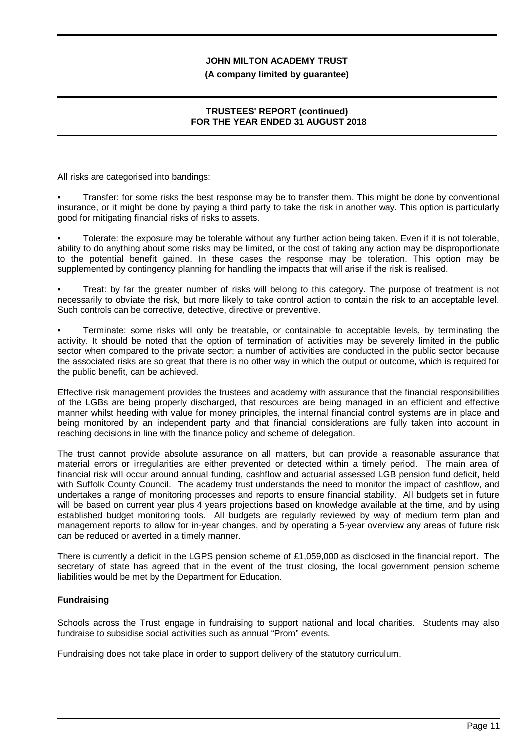All risks are categorised into bandings:

- Transfer: for some risks the best response may be to transfer them. This might be done by conventional insurance, or it might be done by paying a third party to take the risk in another way. This option is particularly good for mitigating financial risks of risks to assets.

- Tolerate: the exposure may be tolerable without any further action being taken. Even if it is not tolerable, ability to do anything about some risks may be limited, or the cost of taking any action may be disproportionate to the potential benefit gained. In these cases the response may be toleration. This option may be supplemented by contingency planning for handling the impacts that will arise if the risk is realised.

- Treat: by far the greater number of risks will belong to this category. The purpose of treatment is not necessarily to obviate the risk, but more likely to take control action to contain the risk to an acceptable level. Such controls can be corrective, detective, directive or preventive.

- Terminate: some risks will only be treatable, or containable to acceptable levels, by terminating the activity. It should be noted that the option of termination of activities may be severely limited in the public sector when compared to the private sector; a number of activities are conducted in the public sector because the associated risks are so great that there is no other way in which the output or outcome, which is required for the public benefit, can be achieved.

Effective risk management provides the trustees and academy with assurance that the financial responsibilities of the LGBs are being properly discharged, that resources are being managed in an efficient and effective manner whilst heeding with value for money principles, the internal financial control systems are in place and being monitored by an independent party and that financial considerations are fully taken into account in reaching decisions in line with the finance policy and scheme of delegation.

The trust cannot provide absolute assurance on all matters, but can provide a reasonable assurance that material errors or irregularities are either prevented or detected within a timely period. The main area of financial risk will occur around annual funding, cashflow and actuarial assessed LGB pension fund deficit, held with Suffolk County Council. The academy trust understands the need to monitor the impact of cashflow, and undertakes a range of monitoring processes and reports to ensure financial stability. All budgets set in future will be based on current year plus 4 years projections based on knowledge available at the time, and by using established budget monitoring tools. All budgets are regularly reviewed by way of medium term plan and management reports to allow for in-year changes, and by operating a 5-year overview any areas of future risk can be reduced or averted in a timely manner.

There is currently a deficit in the LGPS pension scheme of £1,059,000 as disclosed in the financial report. The secretary of state has agreed that in the event of the trust closing, the local government pension scheme liabilities would be met by the Department for Education.

**Fundraising**

Schools across the Trust engage in fundraising to support national and local charities. Students may also fundraise to subsidise social activities such as annual "Prom" events.

Fundraising does not take place in order to support delivery of the statutory curriculum.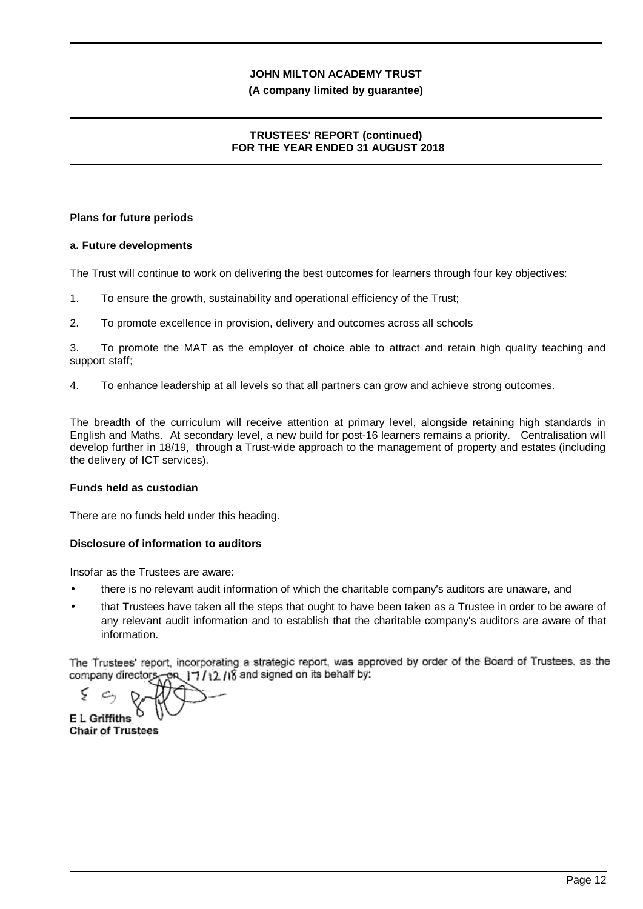**Plans for future periods**

**a. Future developments**

The Trust will continue to work on delivering the best outcomes for learners through four key objectives:

1. To ensure the growth, sustainability and operational efficiency of the Trust;
2. To promote excellence in provision, delivery and outcomes across all schools
3. To promote the MAT as the employer of choice able to attract and retain high quality teaching and support staff;
4. To enhance leadership at all levels so that all partners can grow and achieve strong outcomes.

The breadth of the curriculum will receive attention at primary level, alongside retaining high standards in English and Maths. At secondary level, a new build for post-16 learners remains a priority. Centralisation will develop further in 18/19, through a Trust-wide approach to the management of property and estates (including the delivery of ICT services).

**Funds held as custodian**

There are no funds held under this heading.

**Disclosure of information to auditors**

Insofar as the Trustees are aware:

- there is no relevant audit information of which the charitable company's auditors are unaware, and
- that Trustees have taken all the steps that ought to have been taken as a Trustee in order to be aware of any relevant audit information and to establish that the charitable company's auditors are aware of that information.

The Trustees' report, incorporating a strategic report, was approved by order of the Board of Trustees, as the company directors, on 17/12/18 and signed on its behalf by:

**E L Griffiths**
**Chair of Trustees**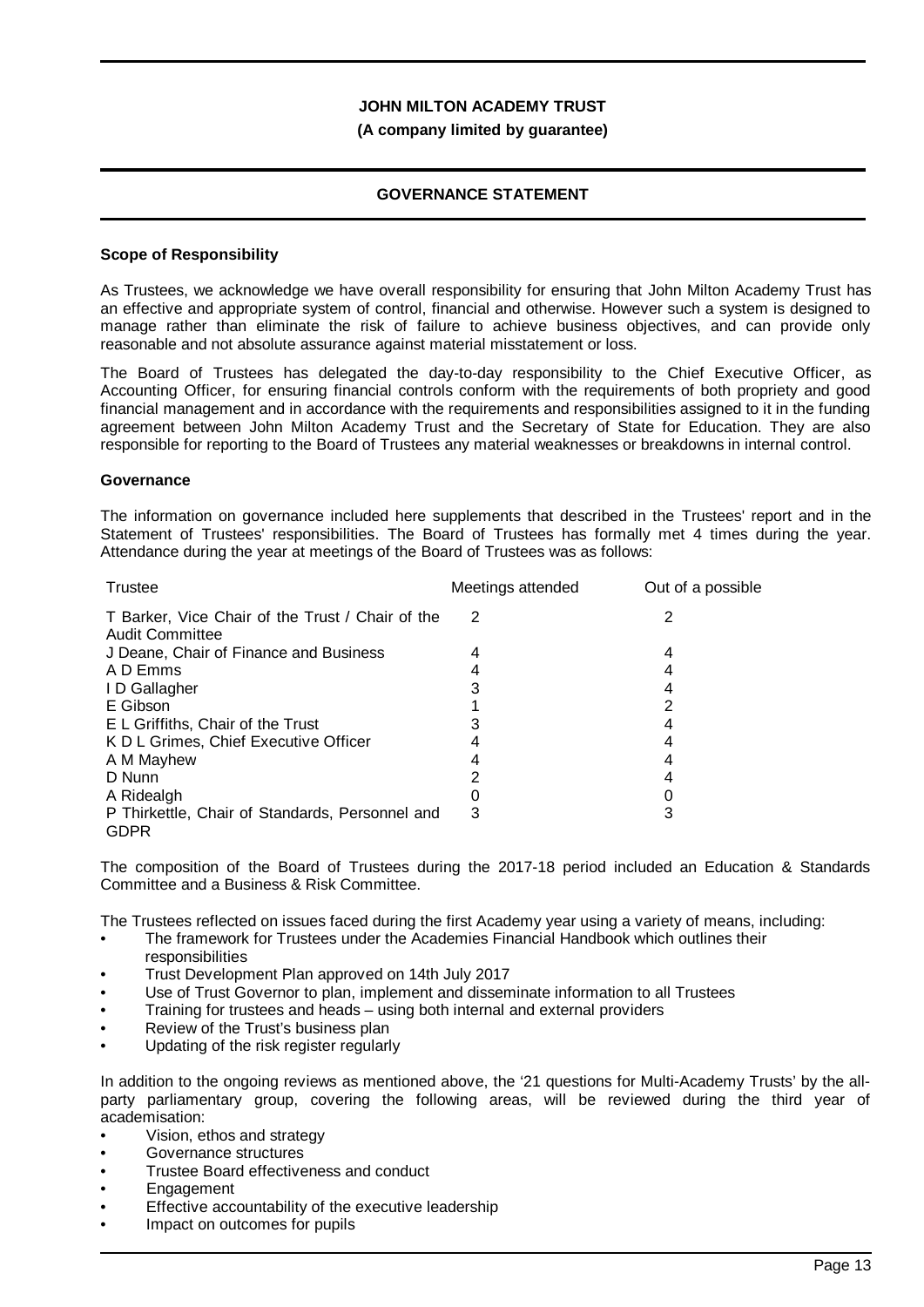**JOHN MILTON ACADEMY TRUST**

**(A company limited by guarantee)**

## GOVERNANCE STATEMENT

### Scope of Responsibility

As Trustees, we acknowledge we have overall responsibility for ensuring that John Milton Academy Trust has an effective and appropriate system of control, financial and otherwise. However such a system is designed to manage rather than eliminate the risk of failure to achieve business objectives, and can provide only reasonable and not absolute assurance against material misstatement or loss.

The Board of Trustees has delegated the day-to-day responsibility to the Chief Executive Officer, as Accounting Officer, for ensuring financial controls conform with the requirements of both propriety and good financial management and in accordance with the requirements and responsibilities assigned to it in the funding agreement between John Milton Academy Trust and the Secretary of State for Education. They are also responsible for reporting to the Board of Trustees any material weaknesses or breakdowns in internal control.

### Governance

The information on governance included here supplements that described in the Trustees' report and in the Statement of Trustees' responsibilities. The Board of Trustees has formally met 4 times during the year. Attendance during the year at meetings of the Board of Trustees was as follows:

| Trustee | Meetings attended | Out of a possible |
|---|---|---|
| T Barker, Vice Chair of the Trust / Chair of the Audit Committee | 2 | 2 |
| J Deane, Chair of Finance and Business | 4 | 4 |
| A D Emms | 4 | 4 |
| I D Gallagher | 3 | 4 |
| E Gibson | 1 | 2 |
| E L Griffiths, Chair of the Trust | 3 | 4 |
| K D L Grimes, Chief Executive Officer | 4 | 4 |
| A M Mayhew | 4 | 4 |
| D Nunn | 2 | 4 |
| A Ridealgh | 0 | 0 |
| P Thirkettle, Chair of Standards, Personnel and GDPR | 3 | 3 |

The composition of the Board of Trustees during the 2017-18 period included an Education & Standards Committee and a Business & Risk Committee.

The Trustees reflected on issues faced during the first Academy year using a variety of means, including:

- The framework for Trustees under the Academies Financial Handbook which outlines their responsibilities
- Trust Development Plan approved on 14th July 2017
- Use of Trust Governor to plan, implement and disseminate information to all Trustees
- Training for trustees and heads – using both internal and external providers
- Review of the Trust's business plan
- Updating of the risk register regularly

In addition to the ongoing reviews as mentioned above, the '21 questions for Multi-Academy Trusts' by the all-party parliamentary group, covering the following areas, will be reviewed during the third year of academisation:

- Vision, ethos and strategy
- Governance structures
- Trustee Board effectiveness and conduct
- Engagement
- Effective accountability of the executive leadership
- Impact on outcomes for pupils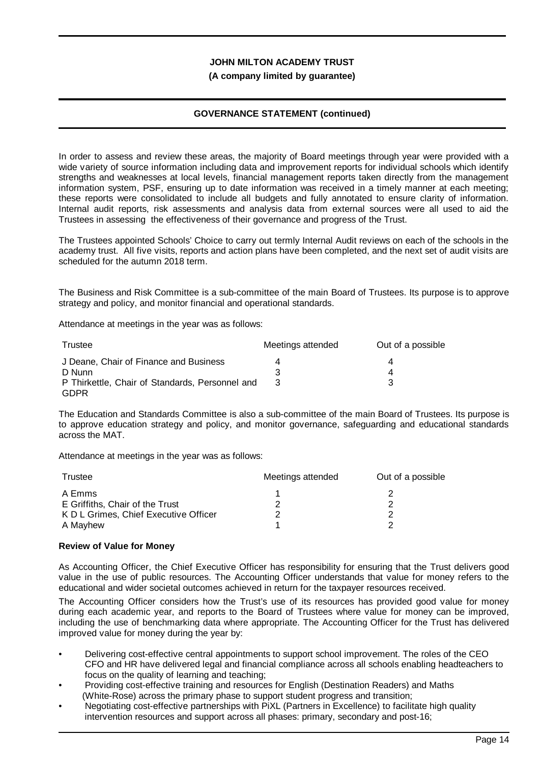In order to assess and review these areas, the majority of Board meetings through year were provided with a wide variety of source information including data and improvement reports for individual schools which identify strengths and weaknesses at local levels, financial management reports taken directly from the management information system, PSF, ensuring up to date information was received in a timely manner at each meeting; these reports were consolidated to include all budgets and fully annotated to ensure clarity of information. Internal audit reports, risk assessments and analysis data from external sources were all used to aid the Trustees in assessing the effectiveness of their governance and progress of the Trust.

The Trustees appointed Schools' Choice to carry out termly Internal Audit reviews on each of the schools in the academy trust. All five visits, reports and action plans have been completed, and the next set of audit visits are scheduled for the autumn 2018 term.

The Business and Risk Committee is a sub-committee of the main Board of Trustees. Its purpose is to approve strategy and policy, and monitor financial and operational standards.

Attendance at meetings in the year was as follows:

| Trustee | Meetings attended | Out of a possible |
|---|---|---|
| J Deane, Chair of Finance and Business | 4 | 4 |
| D Nunn | 3 | 4 |
| P Thirkettle, Chair of Standards, Personnel and GDPR | 3 | 3 |

The Education and Standards Committee is also a sub-committee of the main Board of Trustees. Its purpose is to approve education strategy and policy, and monitor governance, safeguarding and educational standards across the MAT.

Attendance at meetings in the year was as follows:

| Trustee | Meetings attended | Out of a possible |
|---|---|---|
| A Emms | 1 | 2 |
| E Griffiths, Chair of the Trust | 2 | 2 |
| K D L Grimes, Chief Executive Officer | 2 | 2 |
| A Mayhew | 1 | 2 |

**Review of Value for Money**

As Accounting Officer, the Chief Executive Officer has responsibility for ensuring that the Trust delivers good value in the use of public resources. The Accounting Officer understands that value for money refers to the educational and wider societal outcomes achieved in return for the taxpayer resources received.

The Accounting Officer considers how the Trust's use of its resources has provided good value for money during each academic year, and reports to the Board of Trustees where value for money can be improved, including the use of benchmarking data where appropriate. The Accounting Officer for the Trust has delivered improved value for money during the year by:

- Delivering cost-effective central appointments to support school improvement. The roles of the CEO CFO and HR have delivered legal and financial compliance across all schools enabling headteachers to focus on the quality of learning and teaching;
- Providing cost-effective training and resources for English (Destination Readers) and Maths (White-Rose) across the primary phase to support student progress and transition;
- Negotiating cost-effective partnerships with PiXL (Partners in Excellence) to facilitate high quality intervention resources and support across all phases: primary, secondary and post-16;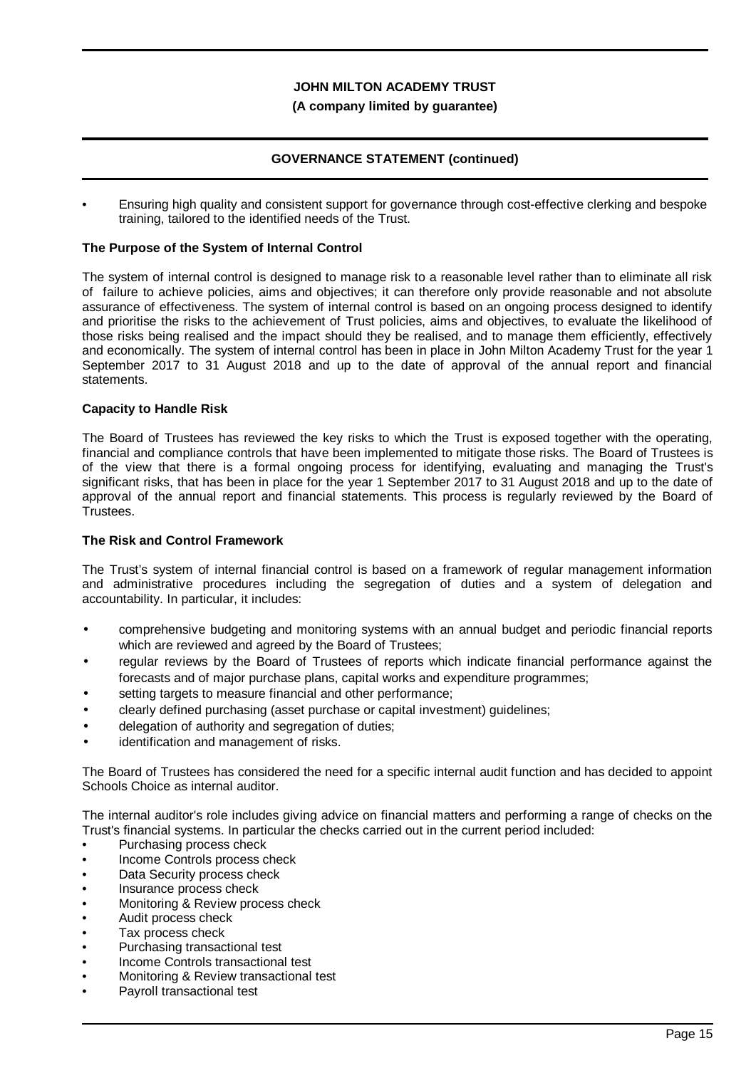- Ensuring high quality and consistent support for governance through cost-effective clerking and bespoke training, tailored to the identified needs of the Trust.

### The Purpose of the System of Internal Control

The system of internal control is designed to manage risk to a reasonable level rather than to eliminate all risk of failure to achieve policies, aims and objectives; it can therefore only provide reasonable and not absolute assurance of effectiveness. The system of internal control is based on an ongoing process designed to identify and prioritise the risks to the achievement of Trust policies, aims and objectives, to evaluate the likelihood of those risks being realised and the impact should they be realised, and to manage them efficiently, effectively and economically. The system of internal control has been in place in John Milton Academy Trust for the year 1 September 2017 to 31 August 2018 and up to the date of approval of the annual report and financial statements.

### Capacity to Handle Risk

The Board of Trustees has reviewed the key risks to which the Trust is exposed together with the operating, financial and compliance controls that have been implemented to mitigate those risks. The Board of Trustees is of the view that there is a formal ongoing process for identifying, evaluating and managing the Trust's significant risks, that has been in place for the year 1 September 2017 to 31 August 2018 and up to the date of approval of the annual report and financial statements. This process is regularly reviewed by the Board of Trustees.

### The Risk and Control Framework

The Trust's system of internal financial control is based on a framework of regular management information and administrative procedures including the segregation of duties and a system of delegation and accountability. In particular, it includes:

- comprehensive budgeting and monitoring systems with an annual budget and periodic financial reports which are reviewed and agreed by the Board of Trustees;
- regular reviews by the Board of Trustees of reports which indicate financial performance against the forecasts and of major purchase plans, capital works and expenditure programmes;
- setting targets to measure financial and other performance;
- clearly defined purchasing (asset purchase or capital investment) guidelines;
- delegation of authority and segregation of duties;
- identification and management of risks.

The Board of Trustees has considered the need for a specific internal audit function and has decided to appoint Schools Choice as internal auditor.

The internal auditor's role includes giving advice on financial matters and performing a range of checks on the Trust's financial systems. In particular the checks carried out in the current period included:

- Purchasing process check
- Income Controls process check
- Data Security process check
- Insurance process check
- Monitoring & Review process check
- Audit process check
- Tax process check
- Purchasing transactional test
- Income Controls transactional test
- Monitoring & Review transactional test
- Payroll transactional test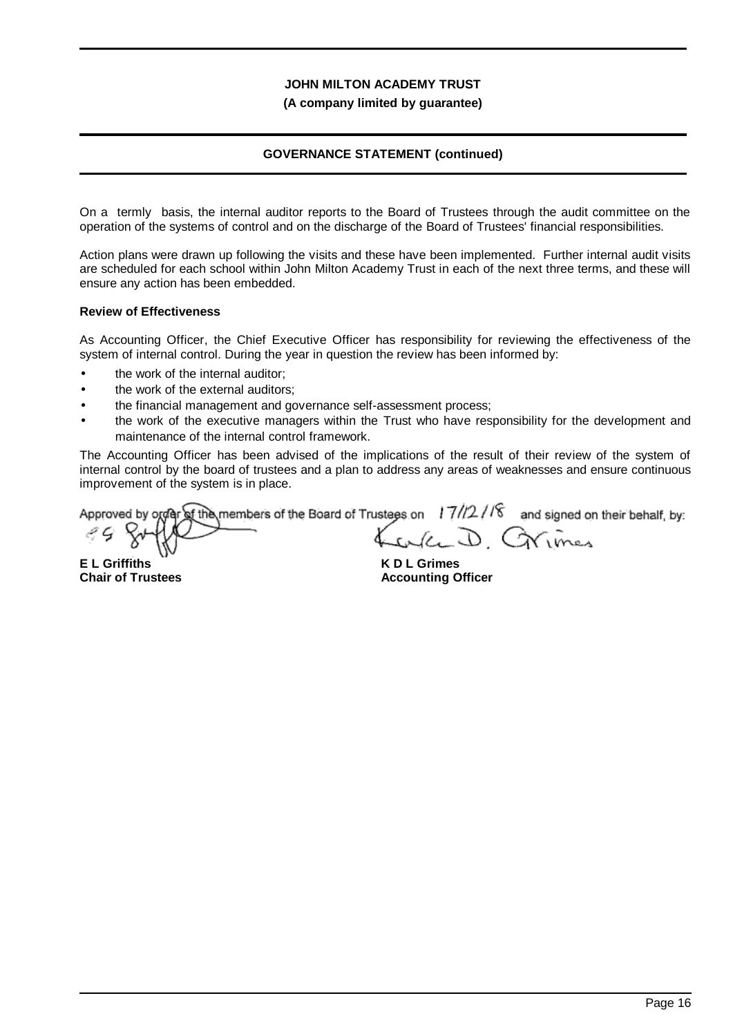**GOVERNANCE STATEMENT (continued)**

On a termly basis, the internal auditor reports to the Board of Trustees through the audit committee on the operation of the systems of control and on the discharge of the Board of Trustees' financial responsibilities.

Action plans were drawn up following the visits and these have been implemented. Further internal audit visits are scheduled for each school within John Milton Academy Trust in each of the next three terms, and these will ensure any action has been embedded.

**Review of Effectiveness**

As Accounting Officer, the Chief Executive Officer has responsibility for reviewing the effectiveness of the system of internal control. During the year in question the review has been informed by:

- the work of the internal auditor;
- the work of the external auditors;
- the financial management and governance self-assessment process;
- the work of the executive managers within the Trust who have responsibility for the development and maintenance of the internal control framework.

The Accounting Officer has been advised of the implications of the result of their review of the system of internal control by the board of trustees and a plan to address any areas of weaknesses and ensure continuous improvement of the system is in place.

Approved by order of the members of the Board of Trustees on 17/12/18 and signed on their behalf, by:

**E L Griffiths**
**Chair of Trustees**

**K D L Grimes**
**Accounting Officer**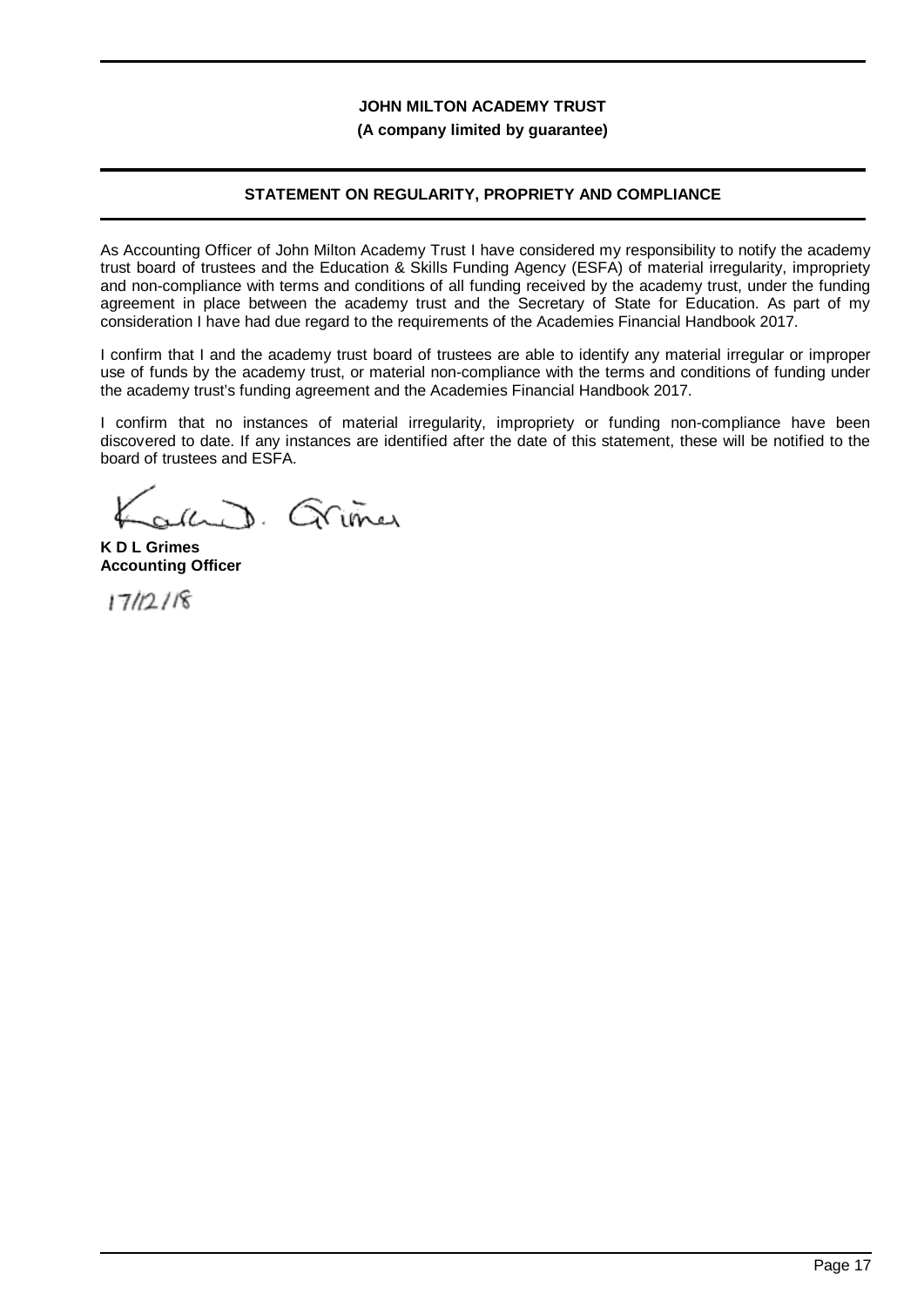**JOHN MILTON ACADEMY TRUST**

**(A company limited by guarantee)**

## STATEMENT ON REGULARITY, PROPRIETY AND COMPLIANCE

As Accounting Officer of John Milton Academy Trust I have considered my responsibility to notify the academy trust board of trustees and the Education & Skills Funding Agency (ESFA) of material irregularity, impropriety and non-compliance with terms and conditions of all funding received by the academy trust, under the funding agreement in place between the academy trust and the Secretary of State for Education. As part of my consideration I have had due regard to the requirements of the Academies Financial Handbook 2017.

I confirm that I and the academy trust board of trustees are able to identify any material irregular or improper use of funds by the academy trust, or material non-compliance with the terms and conditions of funding under the academy trust's funding agreement and the Academies Financial Handbook 2017.

I confirm that no instances of material irregularity, impropriety or funding non-compliance have been discovered to date. If any instances are identified after the date of this statement, these will be notified to the board of trustees and ESFA.

**K D L Grimes**
**Accounting Officer**

17/12/18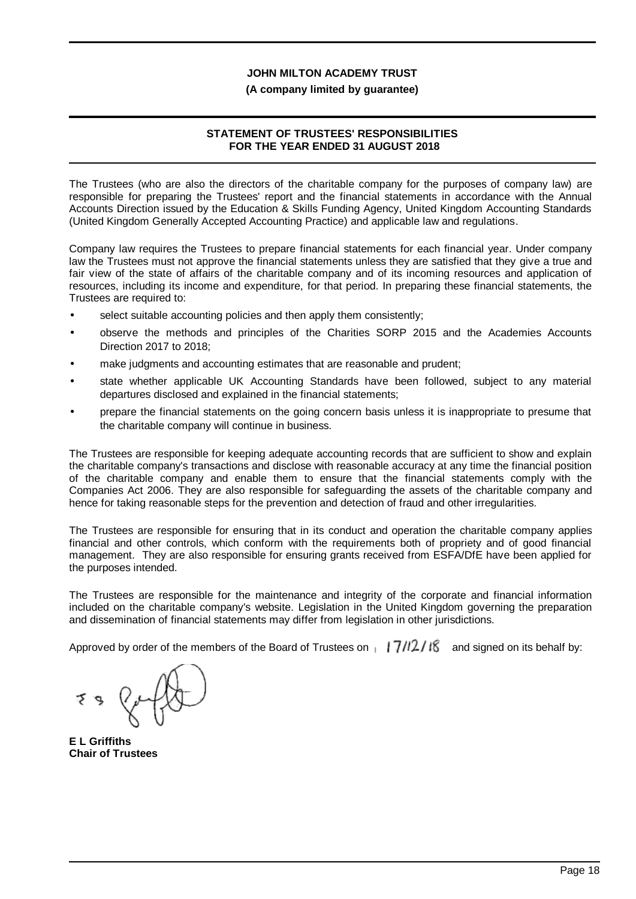**JOHN MILTON ACADEMY TRUST**

**(A company limited by guarantee)**

## STATEMENT OF TRUSTEES' RESPONSIBILITIES FOR THE YEAR ENDED 31 AUGUST 2018

The Trustees (who are also the directors of the charitable company for the purposes of company law) are responsible for preparing the Trustees' report and the financial statements in accordance with the Annual Accounts Direction issued by the Education & Skills Funding Agency, United Kingdom Accounting Standards (United Kingdom Generally Accepted Accounting Practice) and applicable law and regulations.

Company law requires the Trustees to prepare financial statements for each financial year. Under company law the Trustees must not approve the financial statements unless they are satisfied that they give a true and fair view of the state of affairs of the charitable company and of its incoming resources and application of resources, including its income and expenditure, for that period. In preparing these financial statements, the Trustees are required to:

- select suitable accounting policies and then apply them consistently;
- observe the methods and principles of the Charities SORP 2015 and the Academies Accounts Direction 2017 to 2018;
- make judgments and accounting estimates that are reasonable and prudent;
- state whether applicable UK Accounting Standards have been followed, subject to any material departures disclosed and explained in the financial statements;
- prepare the financial statements on the going concern basis unless it is inappropriate to presume that the charitable company will continue in business.

The Trustees are responsible for keeping adequate accounting records that are sufficient to show and explain the charitable company's transactions and disclose with reasonable accuracy at any time the financial position of the charitable company and enable them to ensure that the financial statements comply with the Companies Act 2006. They are also responsible for safeguarding the assets of the charitable company and hence for taking reasonable steps for the prevention and detection of fraud and other irregularities.

The Trustees are responsible for ensuring that in its conduct and operation the charitable company applies financial and other controls, which conform with the requirements both of propriety and of good financial management. They are also responsible for ensuring grants received from ESFA/DfE have been applied for the purposes intended.

The Trustees are responsible for the maintenance and integrity of the corporate and financial information included on the charitable company's website. Legislation in the United Kingdom governing the preparation and dissemination of financial statements may differ from legislation in other jurisdictions.

Approved by order of the members of the Board of Trustees on 17/12/18 and signed on its behalf by:

**E L Griffiths**
**Chair of Trustees**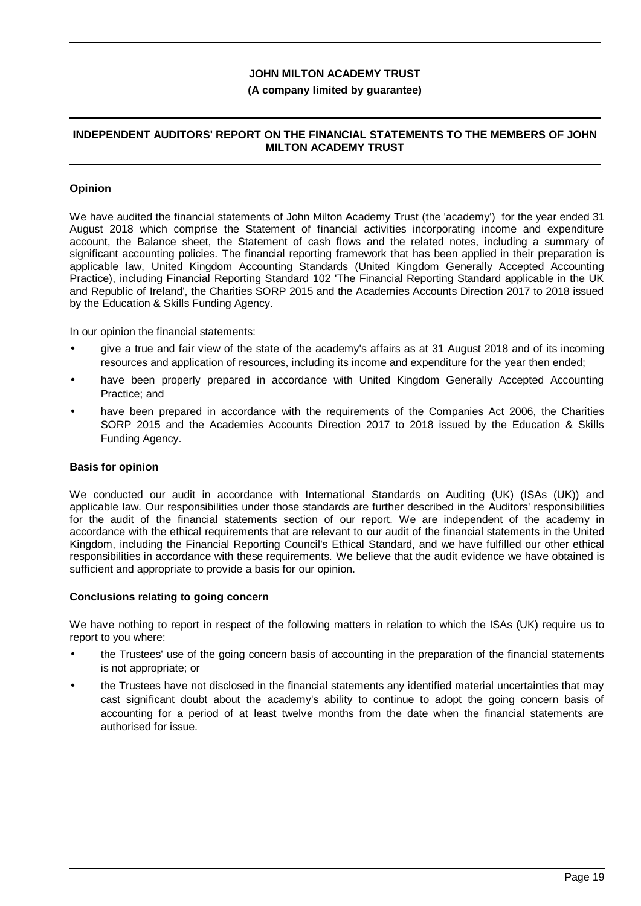# JOHN MILTON ACADEMY TRUST

**(A company limited by guarantee)**

## INDEPENDENT AUDITORS' REPORT ON THE FINANCIAL STATEMENTS TO THE MEMBERS OF JOHN MILTON ACADEMY TRUST

### Opinion

We have audited the financial statements of John Milton Academy Trust (the 'academy') for the year ended 31 August 2018 which comprise the Statement of financial activities incorporating income and expenditure account, the Balance sheet, the Statement of cash flows and the related notes, including a summary of significant accounting policies. The financial reporting framework that has been applied in their preparation is applicable law, United Kingdom Accounting Standards (United Kingdom Generally Accepted Accounting Practice), including Financial Reporting Standard 102 'The Financial Reporting Standard applicable in the UK and Republic of Ireland', the Charities SORP 2015 and the Academies Accounts Direction 2017 to 2018 issued by the Education & Skills Funding Agency.

In our opinion the financial statements:

- give a true and fair view of the state of the academy's affairs as at 31 August 2018 and of its incoming resources and application of resources, including its income and expenditure for the year then ended;
- have been properly prepared in accordance with United Kingdom Generally Accepted Accounting Practice; and
- have been prepared in accordance with the requirements of the Companies Act 2006, the Charities SORP 2015 and the Academies Accounts Direction 2017 to 2018 issued by the Education & Skills Funding Agency.

### Basis for opinion

We conducted our audit in accordance with International Standards on Auditing (UK) (ISAs (UK)) and applicable law. Our responsibilities under those standards are further described in the Auditors' responsibilities for the audit of the financial statements section of our report. We are independent of the academy in accordance with the ethical requirements that are relevant to our audit of the financial statements in the United Kingdom, including the Financial Reporting Council's Ethical Standard, and we have fulfilled our other ethical responsibilities in accordance with these requirements. We believe that the audit evidence we have obtained is sufficient and appropriate to provide a basis for our opinion.

### Conclusions relating to going concern

We have nothing to report in respect of the following matters in relation to which the ISAs (UK) require us to report to you where:

- the Trustees' use of the going concern basis of accounting in the preparation of the financial statements is not appropriate; or
- the Trustees have not disclosed in the financial statements any identified material uncertainties that may cast significant doubt about the academy's ability to continue to adopt the going concern basis of accounting for a period of at least twelve months from the date when the financial statements are authorised for issue.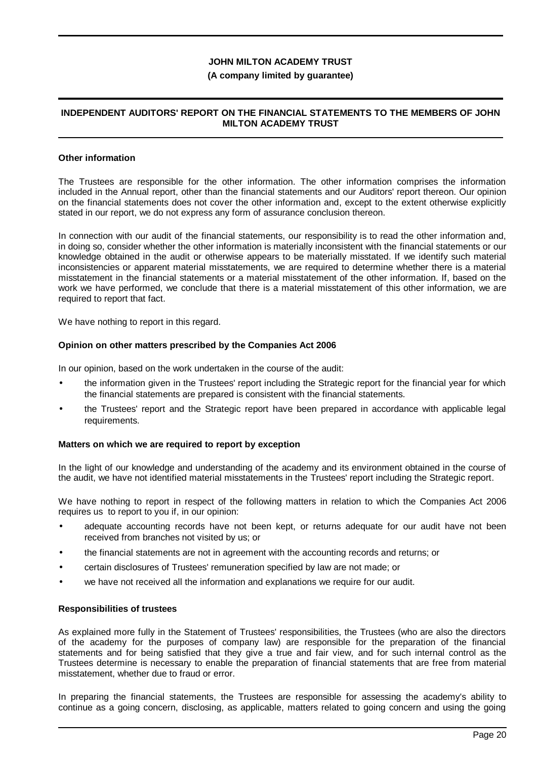# JOHN MILTON ACADEMY TRUST

**(A company limited by guarantee)**

## INDEPENDENT AUDITORS' REPORT ON THE FINANCIAL STATEMENTS TO THE MEMBERS OF JOHN MILTON ACADEMY TRUST

### Other information

The Trustees are responsible for the other information. The other information comprises the information included in the Annual report, other than the financial statements and our Auditors' report thereon. Our opinion on the financial statements does not cover the other information and, except to the extent otherwise explicitly stated in our report, we do not express any form of assurance conclusion thereon.

In connection with our audit of the financial statements, our responsibility is to read the other information and, in doing so, consider whether the other information is materially inconsistent with the financial statements or our knowledge obtained in the audit or otherwise appears to be materially misstated. If we identify such material inconsistencies or apparent material misstatements, we are required to determine whether there is a material misstatement in the financial statements or a material misstatement of the other information. If, based on the work we have performed, we conclude that there is a material misstatement of this other information, we are required to report that fact.

We have nothing to report in this regard.

### Opinion on other matters prescribed by the Companies Act 2006

In our opinion, based on the work undertaken in the course of the audit:

- the information given in the Trustees' report including the Strategic report for the financial year for which the financial statements are prepared is consistent with the financial statements.
- the Trustees' report and the Strategic report have been prepared in accordance with applicable legal requirements.

### Matters on which we are required to report by exception

In the light of our knowledge and understanding of the academy and its environment obtained in the course of the audit, we have not identified material misstatements in the Trustees' report including the Strategic report.

We have nothing to report in respect of the following matters in relation to which the Companies Act 2006 requires us to report to you if, in our opinion:

- adequate accounting records have not been kept, or returns adequate for our audit have not been received from branches not visited by us; or
- the financial statements are not in agreement with the accounting records and returns; or
- certain disclosures of Trustees' remuneration specified by law are not made; or
- we have not received all the information and explanations we require for our audit.

### Responsibilities of trustees

As explained more fully in the Statement of Trustees' responsibilities, the Trustees (who are also the directors of the academy for the purposes of company law) are responsible for the preparation of the financial statements and for being satisfied that they give a true and fair view, and for such internal control as the Trustees determine is necessary to enable the preparation of financial statements that are free from material misstatement, whether due to fraud or error.

In preparing the financial statements, the Trustees are responsible for assessing the academy's ability to continue as a going concern, disclosing, as applicable, matters related to going concern and using the going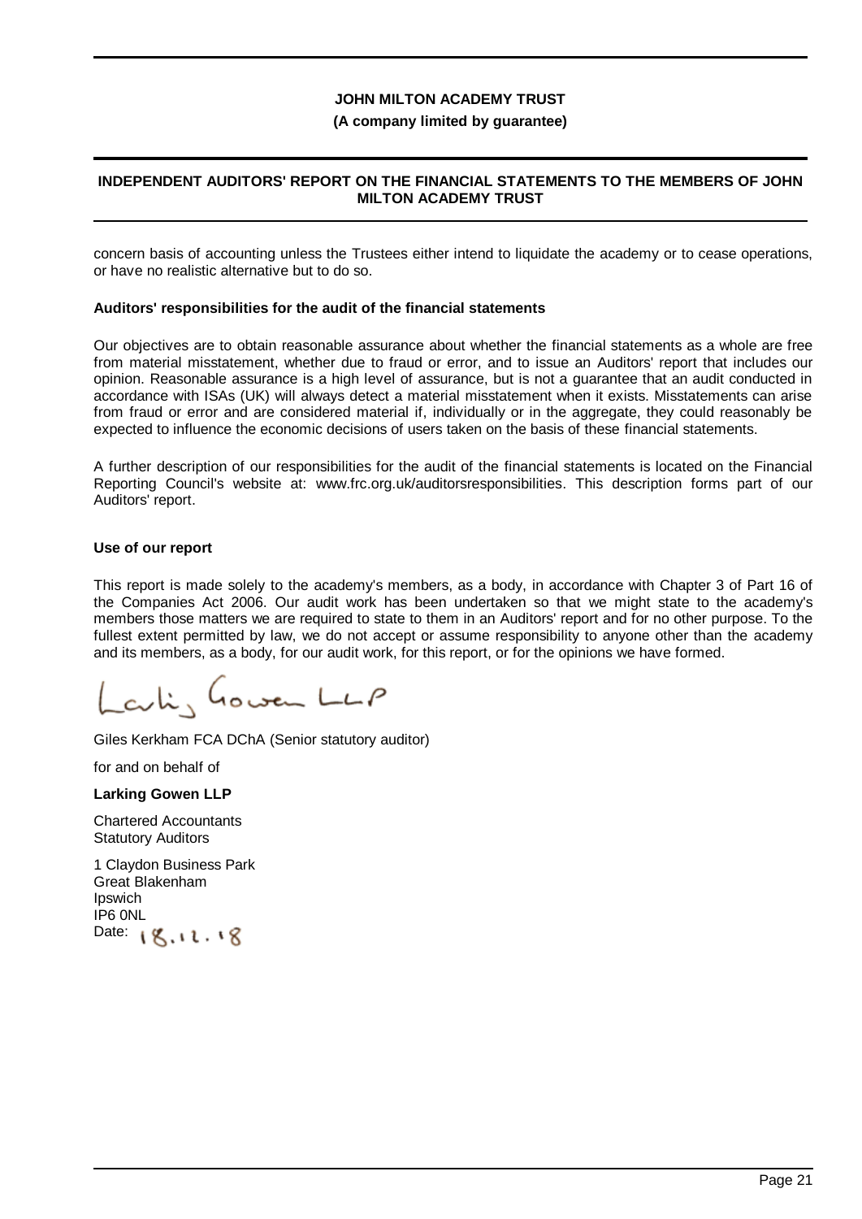concern basis of accounting unless the Trustees either intend to liquidate the academy or to cease operations, or have no realistic alternative but to do so.

**Auditors' responsibilities for the audit of the financial statements**

Our objectives are to obtain reasonable assurance about whether the financial statements as a whole are free from material misstatement, whether due to fraud or error, and to issue an Auditors' report that includes our opinion. Reasonable assurance is a high level of assurance, but is not a guarantee that an audit conducted in accordance with ISAs (UK) will always detect a material misstatement when it exists. Misstatements can arise from fraud or error and are considered material if, individually or in the aggregate, they could reasonably be expected to influence the economic decisions of users taken on the basis of these financial statements.

A further description of our responsibilities for the audit of the financial statements is located on the Financial Reporting Council's website at: www.frc.org.uk/auditorsresponsibilities. This description forms part of our Auditors' report.

**Use of our report**

This report is made solely to the academy's members, as a body, in accordance with Chapter 3 of Part 16 of the Companies Act 2006. Our audit work has been undertaken so that we might state to the academy's members those matters we are required to state to them in an Auditors' report and for no other purpose. To the fullest extent permitted by law, we do not accept or assume responsibility to anyone other than the academy and its members, as a body, for our audit work, for this report, or for the opinions we have formed.

Larking Gowen LLP

Giles Kerkham FCA DChA (Senior statutory auditor)

for and on behalf of

**Larking Gowen LLP**

Chartered Accountants
Statutory Auditors

1 Claydon Business Park
Great Blakenham
Ipswich
IP6 0NL

Date: 18.12.18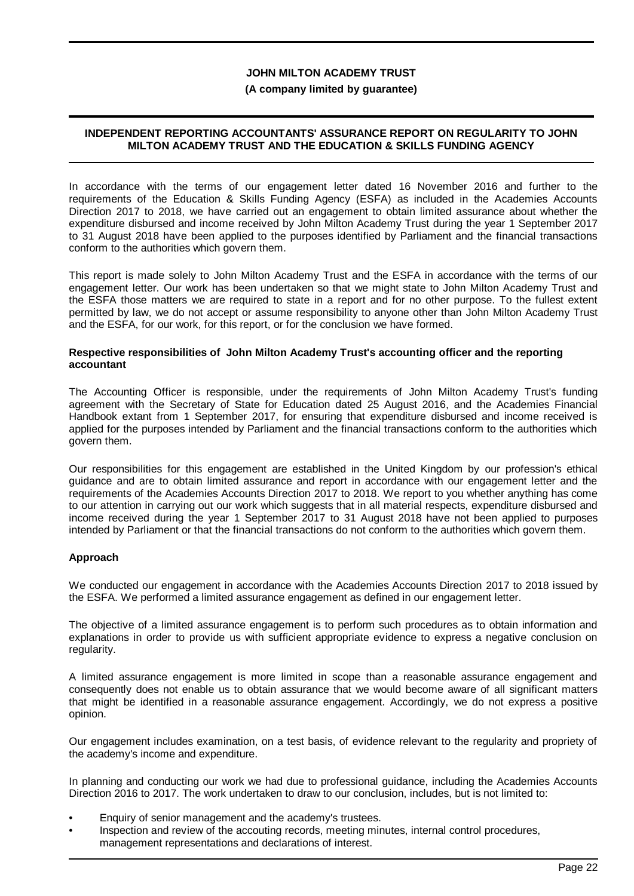**JOHN MILTON ACADEMY TRUST**

**(A company limited by guarantee)**

## INDEPENDENT REPORTING ACCOUNTANTS' ASSURANCE REPORT ON REGULARITY TO JOHN MILTON ACADEMY TRUST AND THE EDUCATION & SKILLS FUNDING AGENCY

In accordance with the terms of our engagement letter dated 16 November 2016 and further to the requirements of the Education & Skills Funding Agency (ESFA) as included in the Academies Accounts Direction 2017 to 2018, we have carried out an engagement to obtain limited assurance about whether the expenditure disbursed and income received by John Milton Academy Trust during the year 1 September 2017 to 31 August 2018 have been applied to the purposes identified by Parliament and the financial transactions conform to the authorities which govern them.

This report is made solely to John Milton Academy Trust and the ESFA in accordance with the terms of our engagement letter. Our work has been undertaken so that we might state to John Milton Academy Trust and the ESFA those matters we are required to state in a report and for no other purpose. To the fullest extent permitted by law, we do not accept or assume responsibility to anyone other than John Milton Academy Trust and the ESFA, for our work, for this report, or for the conclusion we have formed.

**Respective responsibilities of John Milton Academy Trust's accounting officer and the reporting accountant**

The Accounting Officer is responsible, under the requirements of John Milton Academy Trust's funding agreement with the Secretary of State for Education dated 25 August 2016, and the Academies Financial Handbook extant from 1 September 2017, for ensuring that expenditure disbursed and income received is applied for the purposes intended by Parliament and the financial transactions conform to the authorities which govern them.

Our responsibilities for this engagement are established in the United Kingdom by our profession's ethical guidance and are to obtain limited assurance and report in accordance with our engagement letter and the requirements of the Academies Accounts Direction 2017 to 2018. We report to you whether anything has come to our attention in carrying out our work which suggests that in all material respects, expenditure disbursed and income received during the year 1 September 2017 to 31 August 2018 have not been applied to purposes intended by Parliament or that the financial transactions do not conform to the authorities which govern them.

**Approach**

We conducted our engagement in accordance with the Academies Accounts Direction 2017 to 2018 issued by the ESFA. We performed a limited assurance engagement as defined in our engagement letter.

The objective of a limited assurance engagement is to perform such procedures as to obtain information and explanations in order to provide us with sufficient appropriate evidence to express a negative conclusion on regularity.

A limited assurance engagement is more limited in scope than a reasonable assurance engagement and consequently does not enable us to obtain assurance that we would become aware of all significant matters that might be identified in a reasonable assurance engagement. Accordingly, we do not express a positive opinion.

Our engagement includes examination, on a test basis, of evidence relevant to the regularity and propriety of the academy's income and expenditure.

In planning and conducting our work we had due to professional guidance, including the Academies Accounts Direction 2016 to 2017. The work undertaken to draw to our conclusion, includes, but is not limited to:

- Enquiry of senior management and the academy's trustees.
- Inspection and review of the accouting records, meeting minutes, internal control procedures, management representations and declarations of interest.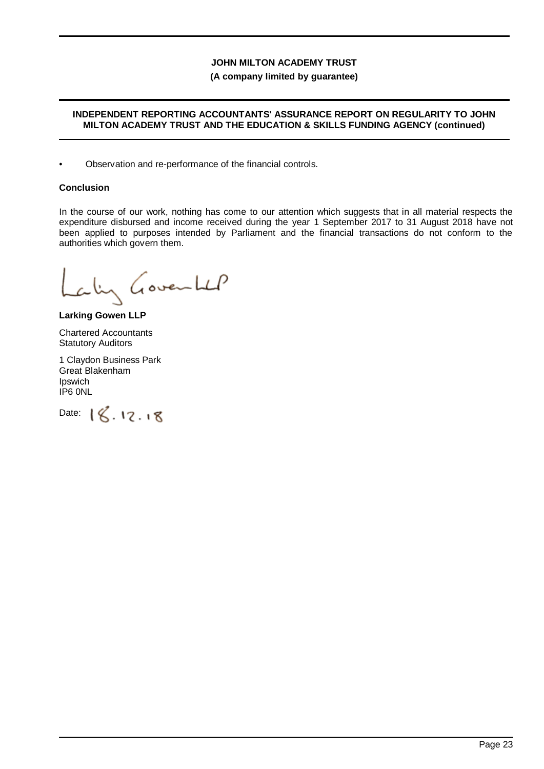# JOHN MILTON ACADEMY TRUST

**(A company limited by guarantee)**

**INDEPENDENT REPORTING ACCOUNTANTS' ASSURANCE REPORT ON REGULARITY TO JOHN MILTON ACADEMY TRUST AND THE EDUCATION & SKILLS FUNDING AGENCY (continued)**

- Observation and re-performance of the financial controls.

**Conclusion**

In the course of our work, nothing has come to our attention which suggests that in all material respects the expenditure disbursed and income received during the year 1 September 2017 to 31 August 2018 have not been applied to purposes intended by Parliament and the financial transactions do not conform to the authorities which govern them.

Larking Gowen LLP

**Larking Gowen LLP**

Chartered Accountants
Statutory Auditors

1 Claydon Business Park
Great Blakenham
Ipswich
IP6 0NL

Date: 18.12.18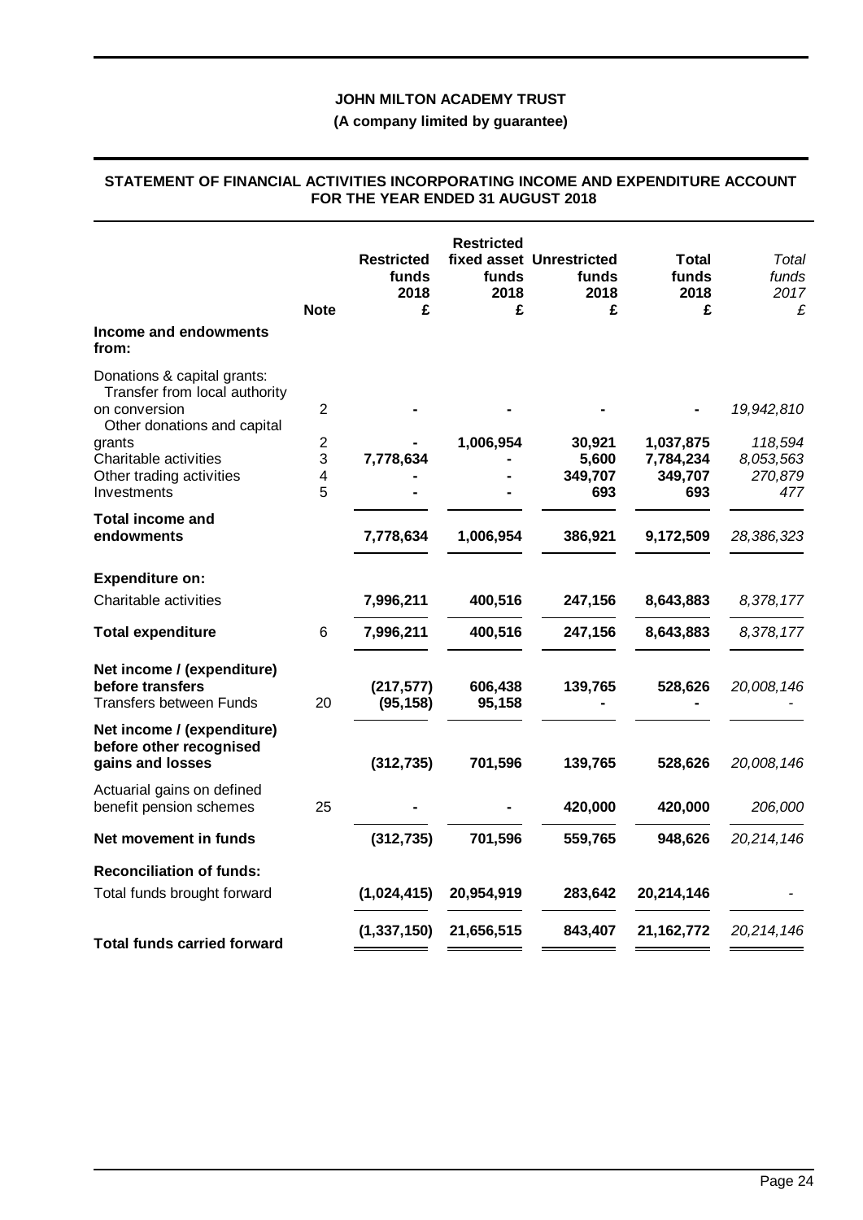**JOHN MILTON ACADEMY TRUST**

**(A company limited by guarantee)**

**STATEMENT OF FINANCIAL ACTIVITIES INCORPORATING INCOME AND EXPENDITURE ACCOUNT FOR THE YEAR ENDED 31 AUGUST 2018**

| | Note | Restricted funds 2018 £ | Restricted fixed asset funds 2018 £ | Unrestricted funds 2018 £ | Total funds 2018 £ | *Total funds 2017 £* |
|---|---|---|---|---|---|---|
| **Income and endowments from:** | | | | | | |
| Donations & capital grants: | | | | | | |
| Transfer from local authority on conversion | 2 | - | - | - | - | *19,942,810* |
| Other donations and capital grants | 2 | - | 1,006,954 | 30,921 | 1,037,875 | *118,594* |
| Charitable activities | 3 | 7,778,634 | - | 5,600 | 7,784,234 | *8,053,563* |
| Other trading activities | 4 | - | - | 349,707 | 349,707 | *270,879* |
| Investments | 5 | - | - | 693 | 693 | *477* |
| **Total income and endowments** | | **7,778,634** | **1,006,954** | **386,921** | **9,172,509** | *28,386,323* |
| **Expenditure on:** | | | | | | |
| Charitable activities | | 7,996,211 | 400,516 | 247,156 | 8,643,883 | *8,378,177* |
| **Total expenditure** | 6 | **7,996,211** | **400,516** | **247,156** | **8,643,883** | *8,378,177* |
| **Net income / (expenditure) before transfers** | | (217,577) | 606,438 | 139,765 | 528,626 | *20,008,146* |
| Transfers between Funds | 20 | (95,158) | 95,158 | - | - | *-* |
| **Net income / (expenditure) before other recognised gains and losses** | | (312,735) | 701,596 | 139,765 | 528,626 | *20,008,146* |
| Actuarial gains on defined benefit pension schemes | 25 | - | - | 420,000 | 420,000 | *206,000* |
| **Net movement in funds** | | (312,735) | 701,596 | 559,765 | 948,626 | *20,214,146* |
| **Reconciliation of funds:** | | | | | | |
| Total funds brought forward | | (1,024,415) | 20,954,919 | 283,642 | 20,214,146 | *-* |
| **Total funds carried forward** | | (1,337,150) | 21,656,515 | 843,407 | 21,162,772 | *20,214,146* |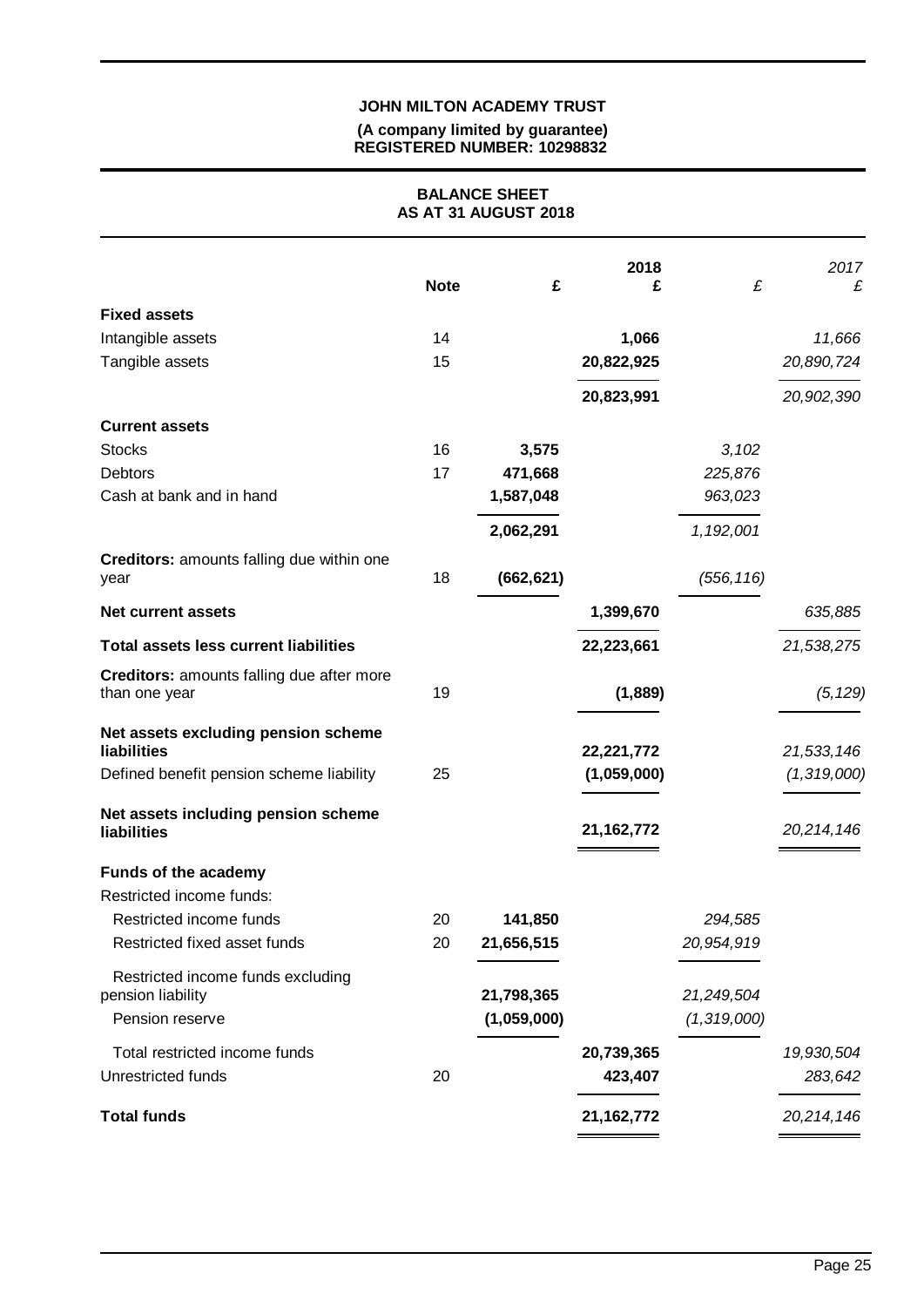**JOHN MILTON ACADEMY TRUST**

**(A company limited by guarantee)**
**REGISTERED NUMBER: 10298832**

## BALANCE SHEET
## AS AT 31 AUGUST 2018

| | Note | 2018 £ | 2018 £ | 2017 £ | 2017 £ |
|---|---|---|---|---|---|
| **Fixed assets** | | | | | |
| Intangible assets | 14 | | **1,066** | | *11,666* |
| Tangible assets | 15 | | **20,822,925** | | *20,890,724* |
| | | | **20,823,991** | | *20,902,390* |
| **Current assets** | | | | | |
| Stocks | 16 | **3,575** | | *3,102* | |
| Debtors | 17 | **471,668** | | *225,876* | |
| Cash at bank and in hand | | **1,587,048** | | *963,023* | |
| | | **2,062,291** | | *1,192,001* | |
| **Creditors:** amounts falling due within one year | 18 | **(662,621)** | | *(556,116)* | |
| **Net current assets** | | | **1,399,670** | | *635,885* |
| **Total assets less current liabilities** | | | **22,223,661** | | *21,538,275* |
| **Creditors:** amounts falling due after more than one year | 19 | | **(1,889)** | | *(5,129)* |
| **Net assets excluding pension scheme liabilities** | | | **22,221,772** | | *21,533,146* |
| Defined benefit pension scheme liability | 25 | | **(1,059,000)** | | *(1,319,000)* |
| **Net assets including pension scheme liabilities** | | | **21,162,772** | | *20,214,146* |
| **Funds of the academy** | | | | | |
| Restricted income funds: | | | | | |
| Restricted income funds | 20 | **141,850** | | *294,585* | |
| Restricted fixed asset funds | 20 | **21,656,515** | | *20,954,919* | |
| Restricted income funds excluding pension liability | | **21,798,365** | | *21,249,504* | |
| Pension reserve | | **(1,059,000)** | | *(1,319,000)* | |
| Total restricted income funds | | | **20,739,365** | | *19,930,504* |
| Unrestricted funds | 20 | | **423,407** | | *283,642* |
| **Total funds** | | | **21,162,772** | | *20,214,146* |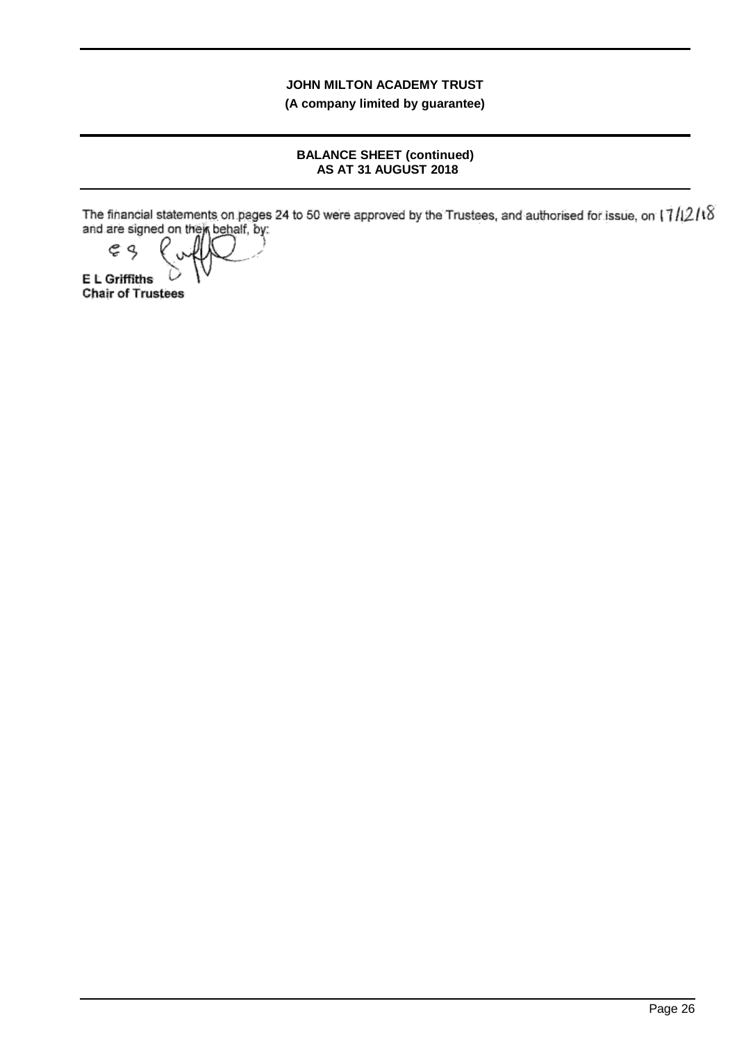**JOHN MILTON ACADEMY TRUST**
**(A company limited by guarantee)**

**BALANCE SHEET (continued)**
**AS AT 31 AUGUST 2018**

The financial statements on pages 24 to 50 were approved by the Trustees, and authorised for issue, on 17/12/18 and are signed on their behalf, by:

**E L Griffiths**
**Chair of Trustees**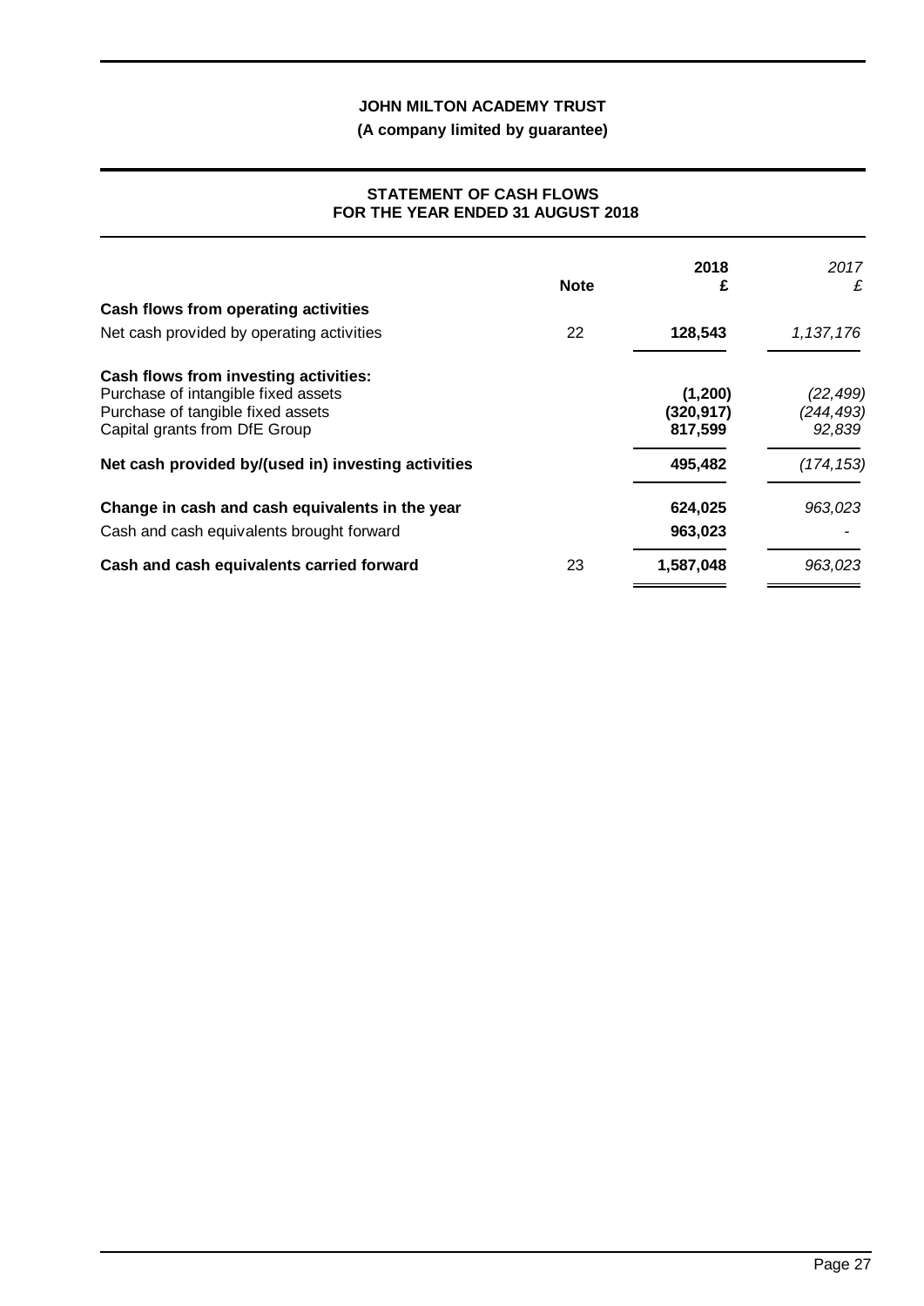**JOHN MILTON ACADEMY TRUST**

**(A company limited by guarantee)**

## STATEMENT OF CASH FLOWS
## FOR THE YEAR ENDED 31 AUGUST 2018

| | Note | 2018 £ | *2017 £* |
|---|---|---|---|
| **Cash flows from operating activities** | | | |
| Net cash provided by operating activities | 22 | **128,543** | *1,137,176* |
| **Cash flows from investing activities:** | | | |
| Purchase of intangible fixed assets | | **(1,200)** | *(22,499)* |
| Purchase of tangible fixed assets | | **(320,917)** | *(244,493)* |
| Capital grants from DfE Group | | **817,599** | *92,839* |
| **Net cash provided by/(used in) investing activities** | | **495,482** | *(174,153)* |
| **Change in cash and cash equivalents in the year** | | **624,025** | *963,023* |
| Cash and cash equivalents brought forward | | **963,023** | *-* |
| **Cash and cash equivalents carried forward** | 23 | **1,587,048** | *963,023* |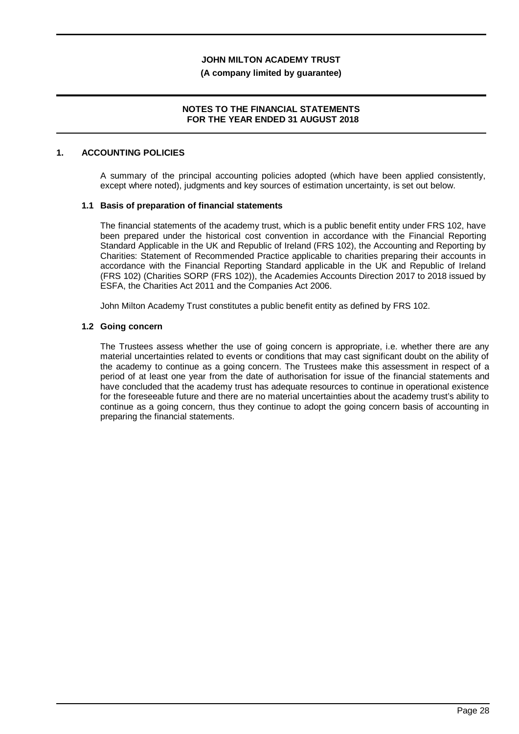## 1. ACCOUNTING POLICIES

A summary of the principal accounting policies adopted (which have been applied consistently, except where noted), judgments and key sources of estimation uncertainty, is set out below.

### 1.1 Basis of preparation of financial statements

The financial statements of the academy trust, which is a public benefit entity under FRS 102, have been prepared under the historical cost convention in accordance with the Financial Reporting Standard Applicable in the UK and Republic of Ireland (FRS 102), the Accounting and Reporting by Charities: Statement of Recommended Practice applicable to charities preparing their accounts in accordance with the Financial Reporting Standard applicable in the UK and Republic of Ireland (FRS 102) (Charities SORP (FRS 102)), the Academies Accounts Direction 2017 to 2018 issued by ESFA, the Charities Act 2011 and the Companies Act 2006.

John Milton Academy Trust constitutes a public benefit entity as defined by FRS 102.

### 1.2 Going concern

The Trustees assess whether the use of going concern is appropriate, i.e. whether there are any material uncertainties related to events or conditions that may cast significant doubt on the ability of the academy to continue as a going concern. The Trustees make this assessment in respect of a period of at least one year from the date of authorisation for issue of the financial statements and have concluded that the academy trust has adequate resources to continue in operational existence for the foreseeable future and there are no material uncertainties about the academy trust's ability to continue as a going concern, thus they continue to adopt the going concern basis of accounting in preparing the financial statements.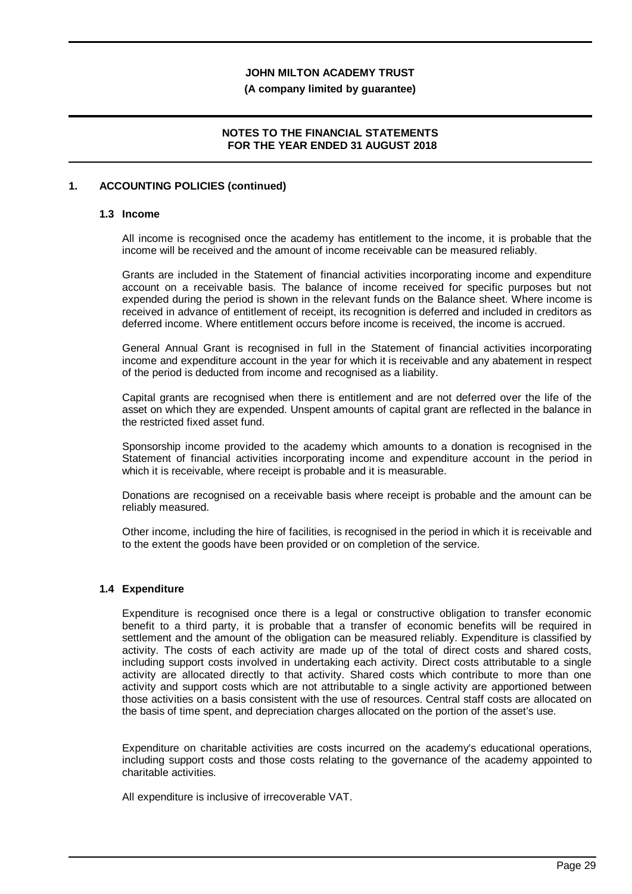## 1. ACCOUNTING POLICIES (continued)

### 1.3 Income

All income is recognised once the academy has entitlement to the income, it is probable that the income will be received and the amount of income receivable can be measured reliably.

Grants are included in the Statement of financial activities incorporating income and expenditure account on a receivable basis. The balance of income received for specific purposes but not expended during the period is shown in the relevant funds on the Balance sheet. Where income is received in advance of entitlement of receipt, its recognition is deferred and included in creditors as deferred income. Where entitlement occurs before income is received, the income is accrued.

General Annual Grant is recognised in full in the Statement of financial activities incorporating income and expenditure account in the year for which it is receivable and any abatement in respect of the period is deducted from income and recognised as a liability.

Capital grants are recognised when there is entitlement and are not deferred over the life of the asset on which they are expended. Unspent amounts of capital grant are reflected in the balance in the restricted fixed asset fund.

Sponsorship income provided to the academy which amounts to a donation is recognised in the Statement of financial activities incorporating income and expenditure account in the period in which it is receivable, where receipt is probable and it is measurable.

Donations are recognised on a receivable basis where receipt is probable and the amount can be reliably measured.

Other income, including the hire of facilities, is recognised in the period in which it is receivable and to the extent the goods have been provided or on completion of the service.

### 1.4 Expenditure

Expenditure is recognised once there is a legal or constructive obligation to transfer economic benefit to a third party, it is probable that a transfer of economic benefits will be required in settlement and the amount of the obligation can be measured reliably. Expenditure is classified by activity. The costs of each activity are made up of the total of direct costs and shared costs, including support costs involved in undertaking each activity. Direct costs attributable to a single activity are allocated directly to that activity. Shared costs which contribute to more than one activity and support costs which are not attributable to a single activity are apportioned between those activities on a basis consistent with the use of resources. Central staff costs are allocated on the basis of time spent, and depreciation charges allocated on the portion of the asset's use.

Expenditure on charitable activities are costs incurred on the academy's educational operations, including support costs and those costs relating to the governance of the academy appointed to charitable activities.

All expenditure is inclusive of irrecoverable VAT.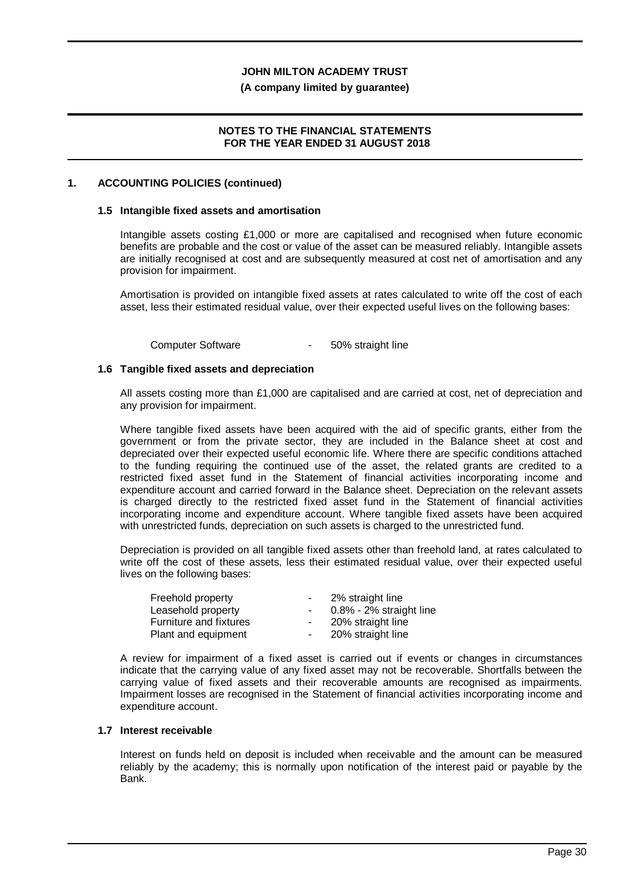**JOHN MILTON ACADEMY TRUST**

**(A company limited by guarantee)**

**NOTES TO THE FINANCIAL STATEMENTS FOR THE YEAR ENDED 31 AUGUST 2018**

## 1. ACCOUNTING POLICIES (continued)

### 1.5 Intangible fixed assets and amortisation

Intangible assets costing £1,000 or more are capitalised and recognised when future economic benefits are probable and the cost or value of the asset can be measured reliably. Intangible assets are initially recognised at cost and are subsequently measured at cost net of amortisation and any provision for impairment.

Amortisation is provided on intangible fixed assets at rates calculated to write off the cost of each asset, less their estimated residual value, over their expected useful lives on the following bases:

| | | |
|---|---|---|
| Computer Software | - | 50% straight line |

### 1.6 Tangible fixed assets and depreciation

All assets costing more than £1,000 are capitalised and are carried at cost, net of depreciation and any provision for impairment.

Where tangible fixed assets have been acquired with the aid of specific grants, either from the government or from the private sector, they are included in the Balance sheet at cost and depreciated over their expected useful economic life. Where there are specific conditions attached to the funding requiring the continued use of the asset, the related grants are credited to a restricted fixed asset fund in the Statement of financial activities incorporating income and expenditure account and carried forward in the Balance sheet. Depreciation on the relevant assets is charged directly to the restricted fixed asset fund in the Statement of financial activities incorporating income and expenditure account. Where tangible fixed assets have been acquired with unrestricted funds, depreciation on such assets is charged to the unrestricted fund.

Depreciation is provided on all tangible fixed assets other than freehold land, at rates calculated to write off the cost of these assets, less their estimated residual value, over their expected useful lives on the following bases:

| | | |
|---|---|---|
| Freehold property | - | 2% straight line |
| Leasehold property | - | 0.8% - 2% straight line |
| Furniture and fixtures | - | 20% straight line |
| Plant and equipment | - | 20% straight line |

A review for impairment of a fixed asset is carried out if events or changes in circumstances indicate that the carrying value of any fixed asset may not be recoverable. Shortfalls between the carrying value of fixed assets and their recoverable amounts are recognised as impairments. Impairment losses are recognised in the Statement of financial activities incorporating income and expenditure account.

### 1.7 Interest receivable

Interest on funds held on deposit is included when receivable and the amount can be measured reliably by the academy; this is normally upon notification of the interest paid or payable by the Bank.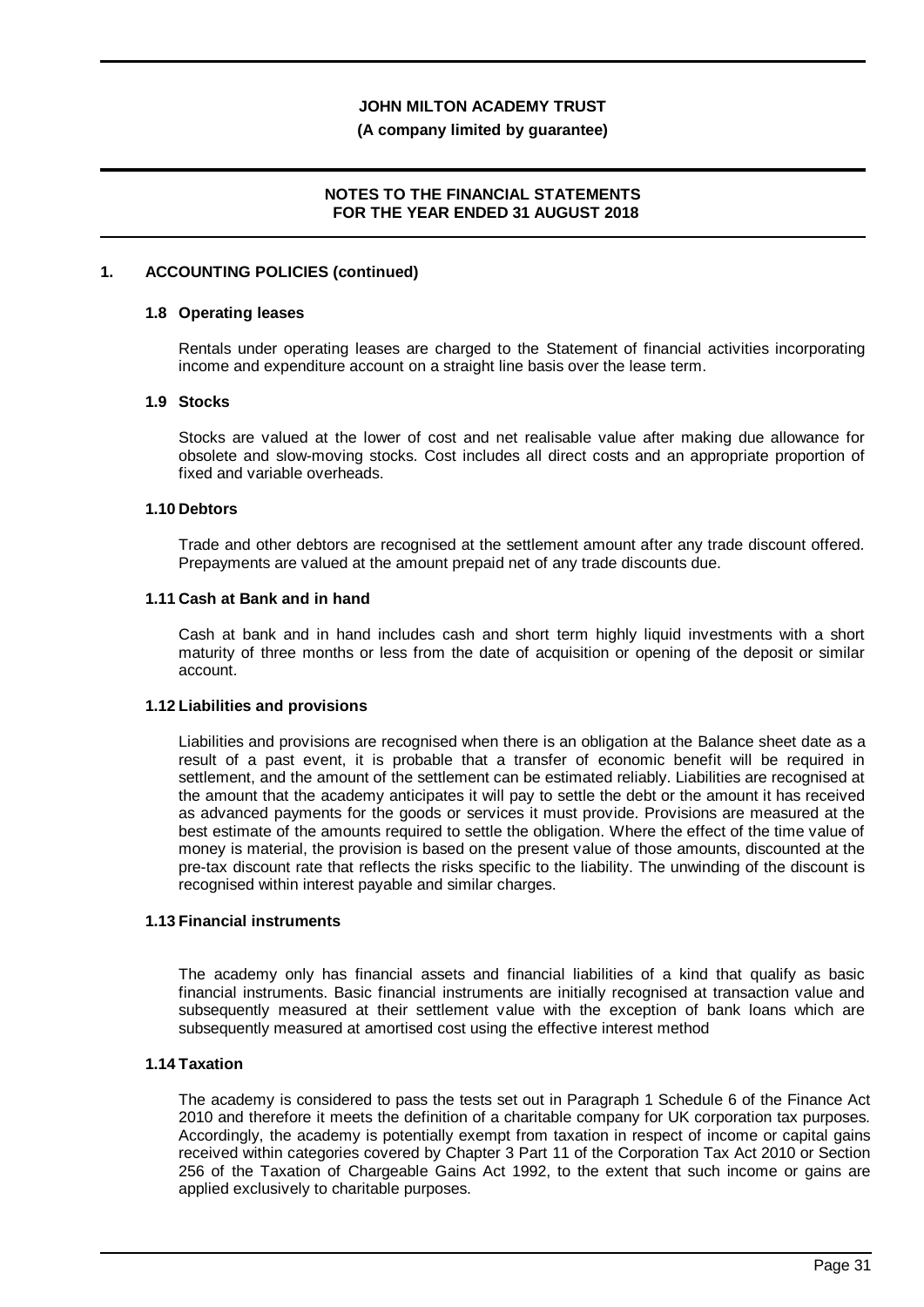## 1. ACCOUNTING POLICIES (continued)

### 1.8 Operating leases

Rentals under operating leases are charged to the Statement of financial activities incorporating income and expenditure account on a straight line basis over the lease term.

### 1.9 Stocks

Stocks are valued at the lower of cost and net realisable value after making due allowance for obsolete and slow-moving stocks. Cost includes all direct costs and an appropriate proportion of fixed and variable overheads.

### 1.10 Debtors

Trade and other debtors are recognised at the settlement amount after any trade discount offered. Prepayments are valued at the amount prepaid net of any trade discounts due.

### 1.11 Cash at Bank and in hand

Cash at bank and in hand includes cash and short term highly liquid investments with a short maturity of three months or less from the date of acquisition or opening of the deposit or similar account.

### 1.12 Liabilities and provisions

Liabilities and provisions are recognised when there is an obligation at the Balance sheet date as a result of a past event, it is probable that a transfer of economic benefit will be required in settlement, and the amount of the settlement can be estimated reliably. Liabilities are recognised at the amount that the academy anticipates it will pay to settle the debt or the amount it has received as advanced payments for the goods or services it must provide. Provisions are measured at the best estimate of the amounts required to settle the obligation. Where the effect of the time value of money is material, the provision is based on the present value of those amounts, discounted at the pre-tax discount rate that reflects the risks specific to the liability. The unwinding of the discount is recognised within interest payable and similar charges.

### 1.13 Financial instruments

The academy only has financial assets and financial liabilities of a kind that qualify as basic financial instruments. Basic financial instruments are initially recognised at transaction value and subsequently measured at their settlement value with the exception of bank loans which are subsequently measured at amortised cost using the effective interest method

### 1.14 Taxation

The academy is considered to pass the tests set out in Paragraph 1 Schedule 6 of the Finance Act 2010 and therefore it meets the definition of a charitable company for UK corporation tax purposes. Accordingly, the academy is potentially exempt from taxation in respect of income or capital gains received within categories covered by Chapter 3 Part 11 of the Corporation Tax Act 2010 or Section 256 of the Taxation of Chargeable Gains Act 1992, to the extent that such income or gains are applied exclusively to charitable purposes.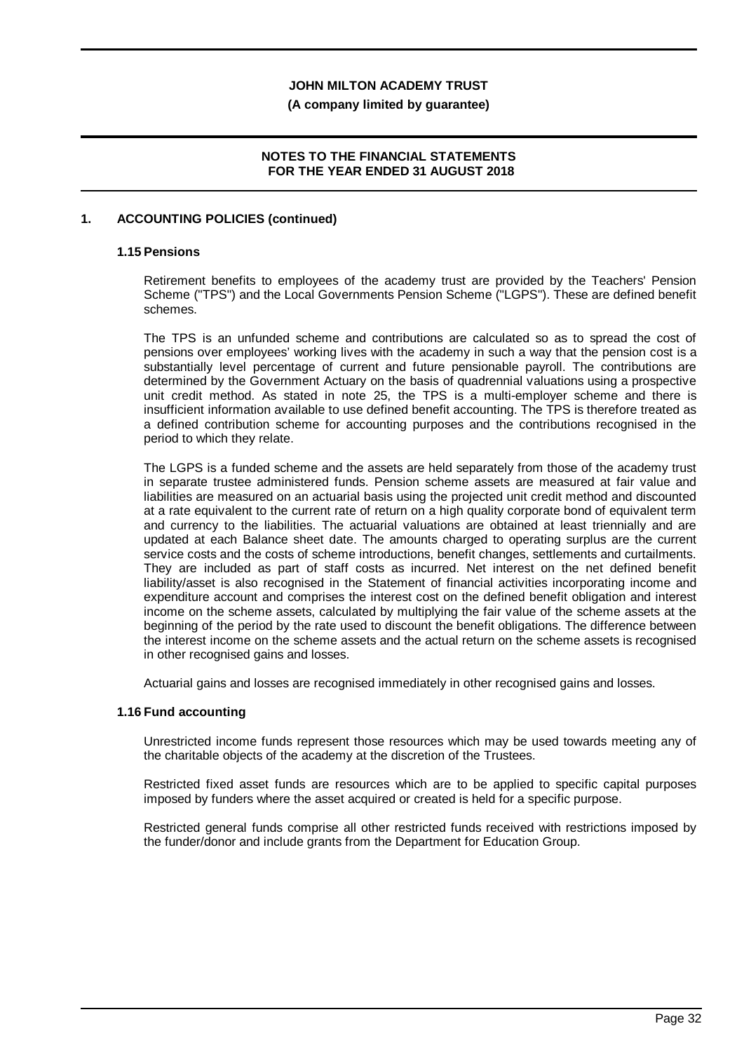## 1. ACCOUNTING POLICIES (continued)

### 1.15 Pensions

Retirement benefits to employees of the academy trust are provided by the Teachers' Pension Scheme ("TPS") and the Local Governments Pension Scheme ("LGPS"). These are defined benefit schemes.

The TPS is an unfunded scheme and contributions are calculated so as to spread the cost of pensions over employees' working lives with the academy in such a way that the pension cost is a substantially level percentage of current and future pensionable payroll. The contributions are determined by the Government Actuary on the basis of quadrennial valuations using a prospective unit credit method. As stated in note 25, the TPS is a multi-employer scheme and there is insufficient information available to use defined benefit accounting. The TPS is therefore treated as a defined contribution scheme for accounting purposes and the contributions recognised in the period to which they relate.

The LGPS is a funded scheme and the assets are held separately from those of the academy trust in separate trustee administered funds. Pension scheme assets are measured at fair value and liabilities are measured on an actuarial basis using the projected unit credit method and discounted at a rate equivalent to the current rate of return on a high quality corporate bond of equivalent term and currency to the liabilities. The actuarial valuations are obtained at least triennially and are updated at each Balance sheet date. The amounts charged to operating surplus are the current service costs and the costs of scheme introductions, benefit changes, settlements and curtailments. They are included as part of staff costs as incurred. Net interest on the net defined benefit liability/asset is also recognised in the Statement of financial activities incorporating income and expenditure account and comprises the interest cost on the defined benefit obligation and interest income on the scheme assets, calculated by multiplying the fair value of the scheme assets at the beginning of the period by the rate used to discount the benefit obligations. The difference between the interest income on the scheme assets and the actual return on the scheme assets is recognised in other recognised gains and losses.

Actuarial gains and losses are recognised immediately in other recognised gains and losses.

### 1.16 Fund accounting

Unrestricted income funds represent those resources which may be used towards meeting any of the charitable objects of the academy at the discretion of the Trustees.

Restricted fixed asset funds are resources which are to be applied to specific capital purposes imposed by funders where the asset acquired or created is held for a specific purpose.

Restricted general funds comprise all other restricted funds received with restrictions imposed by the funder/donor and include grants from the Department for Education Group.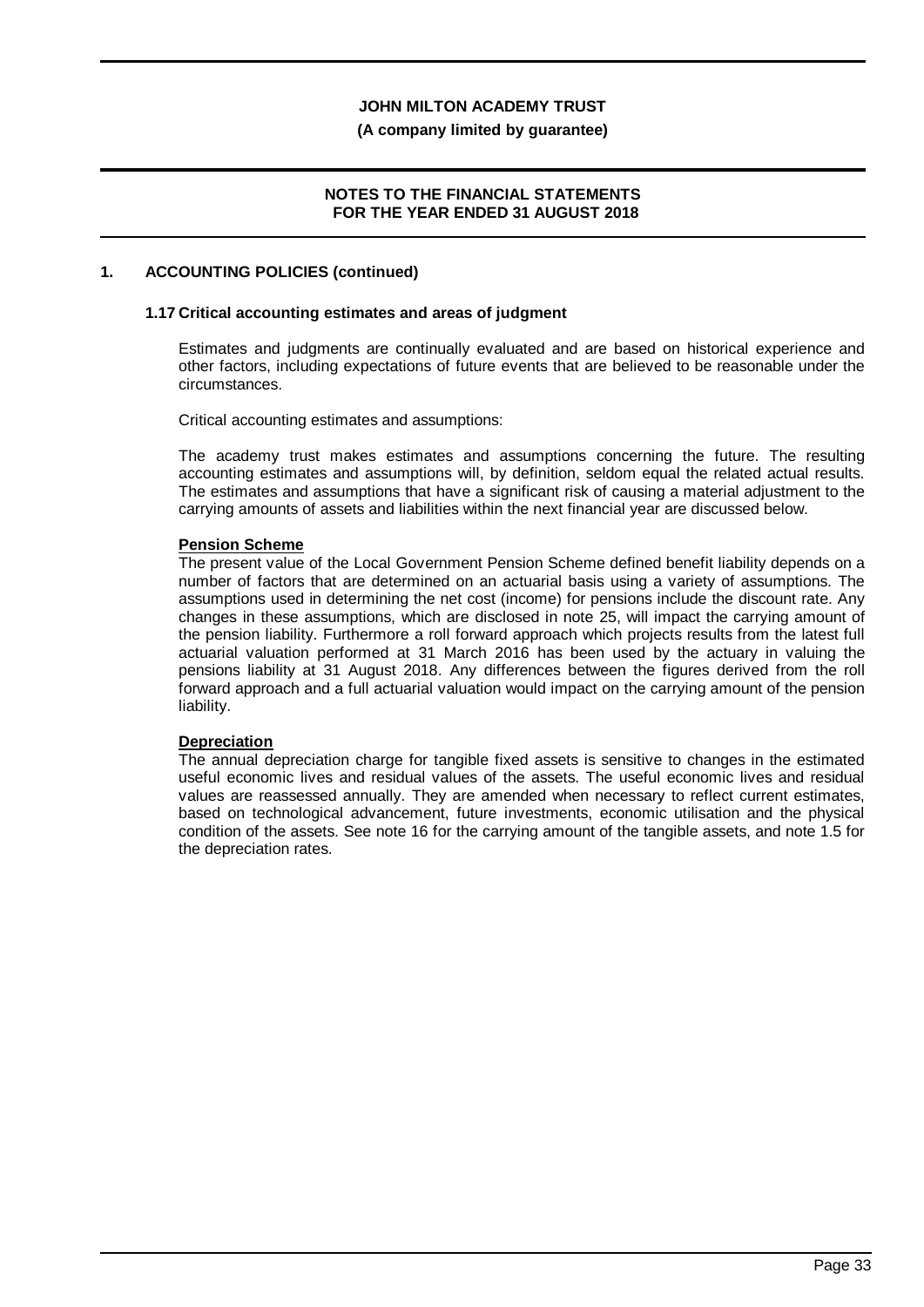## 1. ACCOUNTING POLICIES (continued)

### 1.17 Critical accounting estimates and areas of judgment

Estimates and judgments are continually evaluated and are based on historical experience and other factors, including expectations of future events that are believed to be reasonable under the circumstances.

Critical accounting estimates and assumptions:

The academy trust makes estimates and assumptions concerning the future. The resulting accounting estimates and assumptions will, by definition, seldom equal the related actual results. The estimates and assumptions that have a significant risk of causing a material adjustment to the carrying amounts of assets and liabilities within the next financial year are discussed below.

**Pension Scheme**

The present value of the Local Government Pension Scheme defined benefit liability depends on a number of factors that are determined on an actuarial basis using a variety of assumptions. The assumptions used in determining the net cost (income) for pensions include the discount rate. Any changes in these assumptions, which are disclosed in note 25, will impact the carrying amount of the pension liability. Furthermore a roll forward approach which projects results from the latest full actuarial valuation performed at 31 March 2016 has been used by the actuary in valuing the pensions liability at 31 August 2018. Any differences between the figures derived from the roll forward approach and a full actuarial valuation would impact on the carrying amount of the pension liability.

**Depreciation**

The annual depreciation charge for tangible fixed assets is sensitive to changes in the estimated useful economic lives and residual values of the assets. The useful economic lives and residual values are reassessed annually. They are amended when necessary to reflect current estimates, based on technological advancement, future investments, economic utilisation and the physical condition of the assets. See note 16 for the carrying amount of the tangible assets, and note 1.5 for the depreciation rates.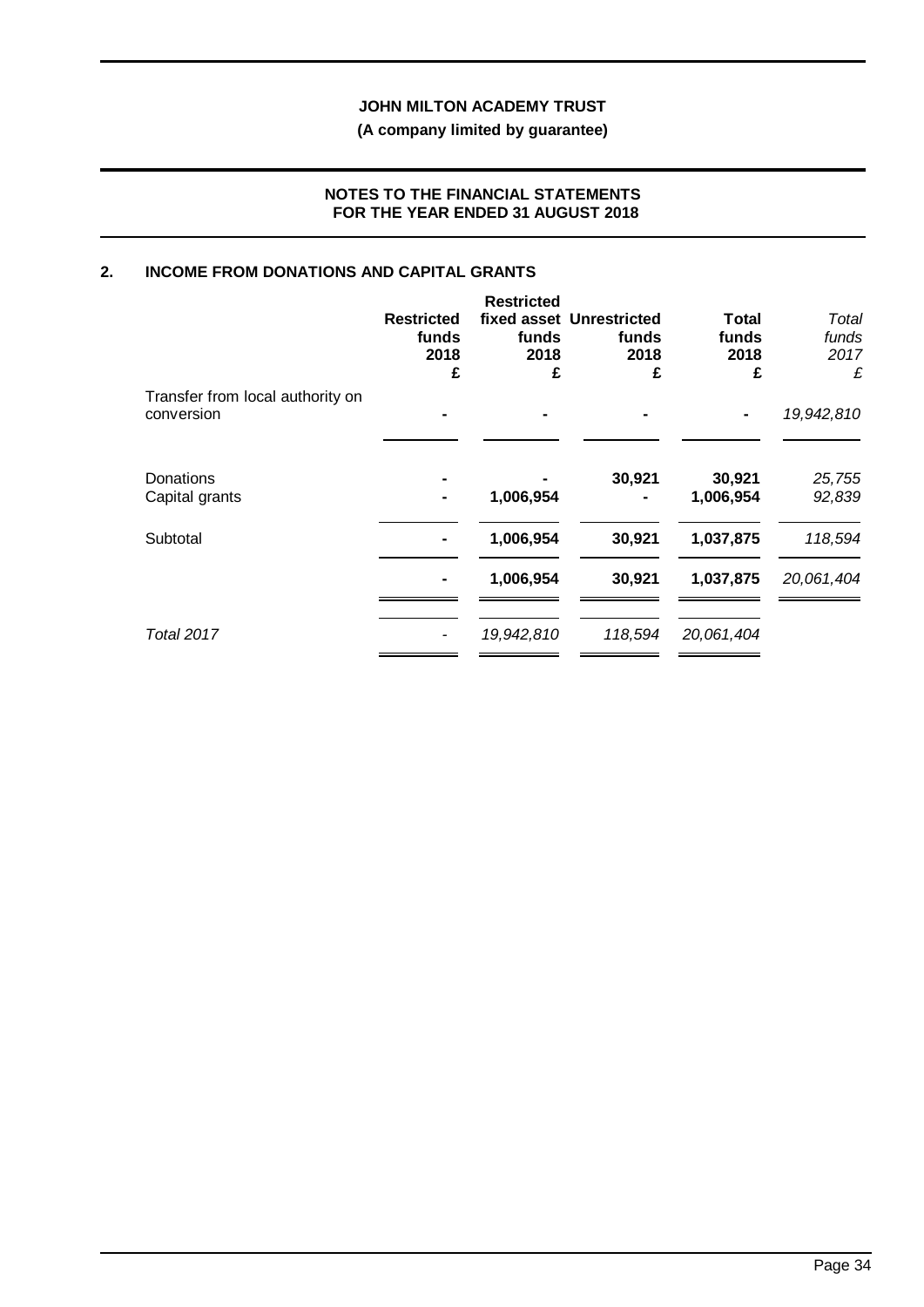**JOHN MILTON ACADEMY TRUST**

**(A company limited by guarantee)**

**NOTES TO THE FINANCIAL STATEMENTS FOR THE YEAR ENDED 31 AUGUST 2018**

## 2. INCOME FROM DONATIONS AND CAPITAL GRANTS

| | Restricted funds 2018 £ | Restricted fixed asset funds 2018 £ | Unrestricted funds 2018 £ | Total funds 2018 £ | *Total funds 2017 £* |
|---|---|---|---|---|---|
| Transfer from local authority on conversion | - | - | - | - | *19,942,810* |
| Donations | - | - | 30,921 | 30,921 | *25,755* |
| Capital grants | - | 1,006,954 | - | 1,006,954 | *92,839* |
| Subtotal | - | 1,006,954 | 30,921 | 1,037,875 | *118,594* |
| | - | 1,006,954 | 30,921 | 1,037,875 | *20,061,404* |
| *Total 2017* | *-* | *19,942,810* | *118,594* | *20,061,404* | |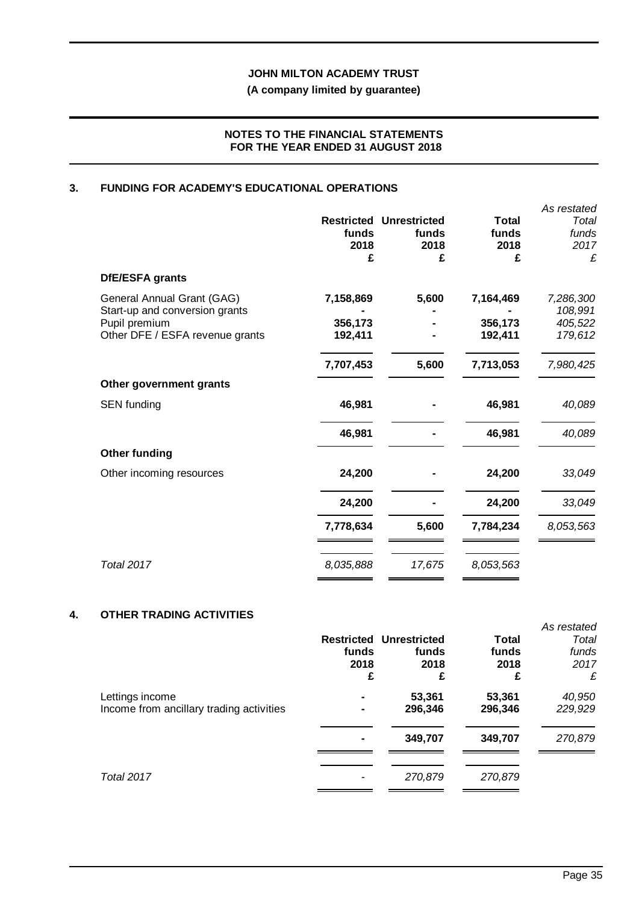**JOHN MILTON ACADEMY TRUST**

**(A company limited by guarantee)**

**NOTES TO THE FINANCIAL STATEMENTS FOR THE YEAR ENDED 31 AUGUST 2018**

## 3. FUNDING FOR ACADEMY'S EDUCATIONAL OPERATIONS

| | Restricted funds 2018 £ | Unrestricted funds 2018 £ | Total funds 2018 £ | *As restated Total funds 2017 £* |
|---|---|---|---|---|
| **DfE/ESFA grants** | | | | |
| General Annual Grant (GAG) | **7,158,869** | **5,600** | **7,164,469** | *7,286,300* |
| Start-up and conversion grants | **-** | **-** | **-** | *108,991* |
| Pupil premium | **356,173** | **-** | **356,173** | *405,522* |
| Other DFE / ESFA revenue grants | **192,411** | **-** | **192,411** | *179,612* |
| | **7,707,453** | **5,600** | **7,713,053** | *7,980,425* |
| **Other government grants** | | | | |
| SEN funding | **46,981** | **-** | **46,981** | *40,089* |
| | **46,981** | **-** | **46,981** | *40,089* |
| **Other funding** | | | | |
| Other incoming resources | **24,200** | **-** | **24,200** | *33,049* |
| | **24,200** | **-** | **24,200** | *33,049* |
| | **7,778,634** | **5,600** | **7,784,234** | *8,053,563* |
| *Total 2017* | *8,035,888* | *17,675* | *8,053,563* | |

## 4. OTHER TRADING ACTIVITIES

| | Restricted funds 2018 £ | Unrestricted funds 2018 £ | Total funds 2018 £ | *As restated Total funds 2017 £* |
|---|---|---|---|---|
| Lettings income | **-** | **53,361** | **53,361** | *40,950* |
| Income from ancillary trading activities | **-** | **296,346** | **296,346** | *229,929* |
| | **-** | **349,707** | **349,707** | *270,879* |
| *Total 2017* | *-* | *270,879* | *270,879* | |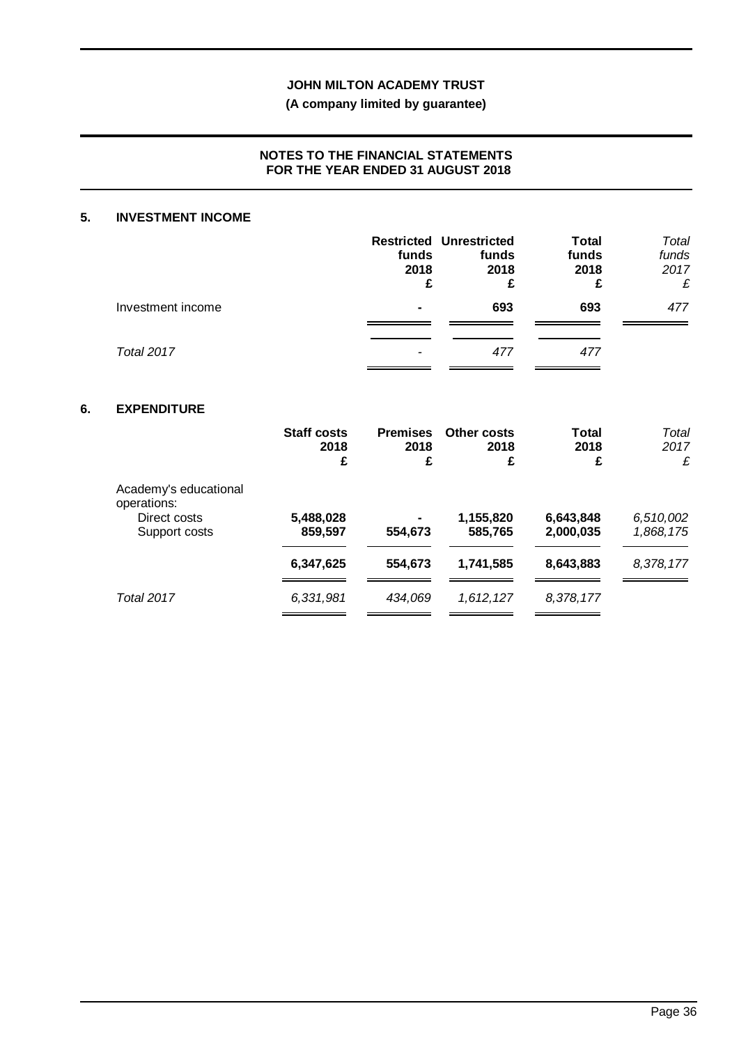## 5. INVESTMENT INCOME

| | Restricted funds 2018 £ | Unrestricted funds 2018 £ | Total funds 2018 £ | *Total funds 2017 £* |
|---|---|---|---|---|
| Investment income | - | 693 | 693 | *477* |
| *Total 2017* | *-* | *477* | *477* | |

## 6. EXPENDITURE

| | Staff costs 2018 £ | Premises 2018 £ | Other costs 2018 £ | Total 2018 £ | *Total 2017 £* |
|---|---|---|---|---|---|
| Academy's educational operations: | | | | | |
| Direct costs | 5,488,028 | - | 1,155,820 | 6,643,848 | *6,510,002* |
| Support costs | 859,597 | 554,673 | 585,765 | 2,000,035 | *1,868,175* |
| | **6,347,625** | **554,673** | **1,741,585** | **8,643,883** | *8,378,177* |
| *Total 2017* | *6,331,981* | *434,069* | *1,612,127* | *8,378,177* | |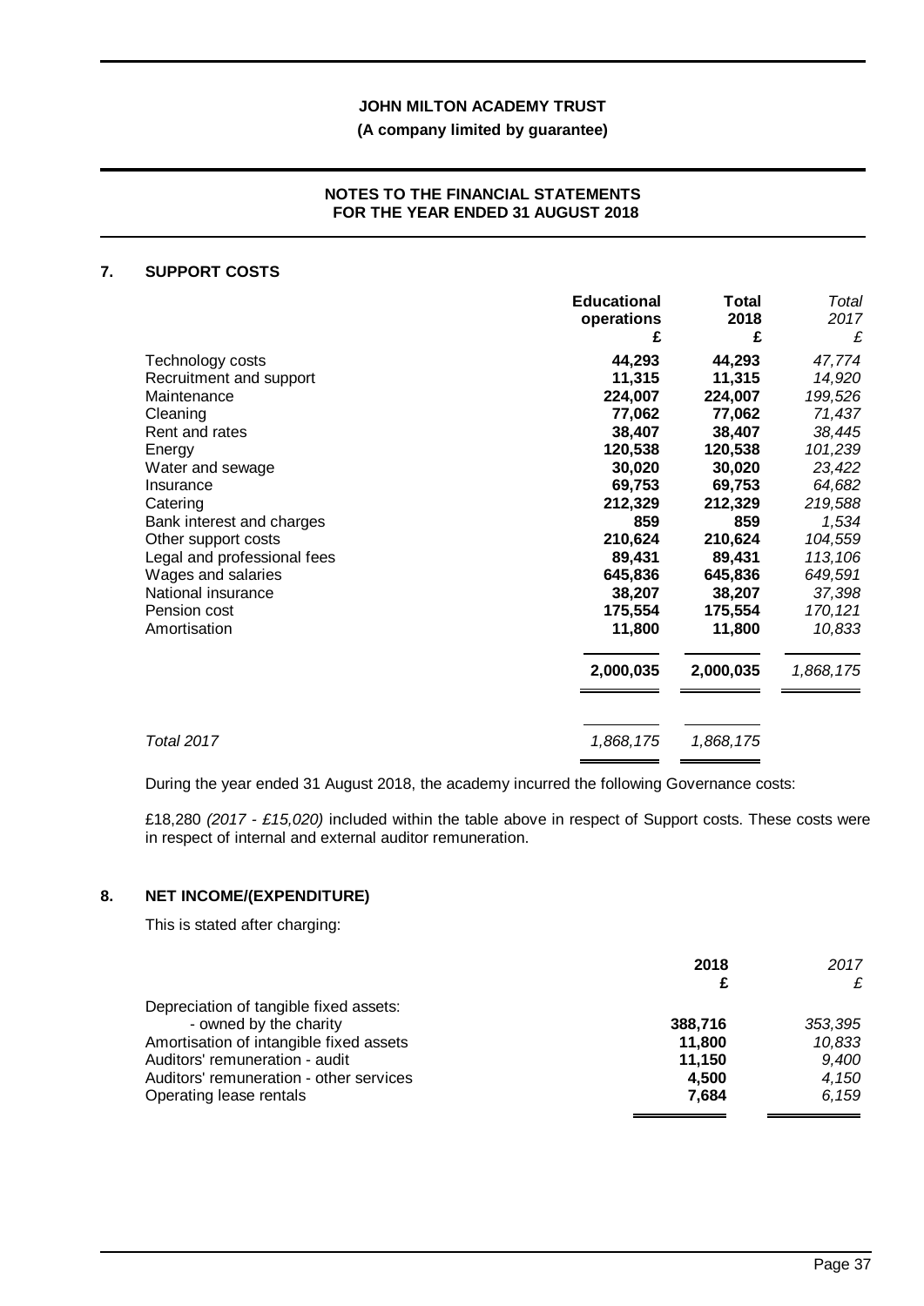**JOHN MILTON ACADEMY TRUST**

**(A company limited by guarantee)**

**NOTES TO THE FINANCIAL STATEMENTS FOR THE YEAR ENDED 31 AUGUST 2018**

## 7. SUPPORT COSTS

| | Educational operations £ | Total 2018 £ | *Total 2017 £* |
|---|---|---|---|
| Technology costs | **44,293** | **44,293** | *47,774* |
| Recruitment and support | **11,315** | **11,315** | *14,920* |
| Maintenance | **224,007** | **224,007** | *199,526* |
| Cleaning | **77,062** | **77,062** | *71,437* |
| Rent and rates | **38,407** | **38,407** | *38,445* |
| Energy | **120,538** | **120,538** | *101,239* |
| Water and sewage | **30,020** | **30,020** | *23,422* |
| Insurance | **69,753** | **69,753** | *64,682* |
| Catering | **212,329** | **212,329** | *219,588* |
| Bank interest and charges | **859** | **859** | *1,534* |
| Other support costs | **210,624** | **210,624** | *104,559* |
| Legal and professional fees | **89,431** | **89,431** | *113,106* |
| Wages and salaries | **645,836** | **645,836** | *649,591* |
| National insurance | **38,207** | **38,207** | *37,398* |
| Pension cost | **175,554** | **175,554** | *170,121* |
| Amortisation | **11,800** | **11,800** | *10,833* |
| | **2,000,035** | **2,000,035** | *1,868,175* |
| *Total 2017* | *1,868,175* | *1,868,175* | |

During the year ended 31 August 2018, the academy incurred the following Governance costs:

£18,280 *(2017 - £15,020)* included within the table above in respect of Support costs. These costs were in respect of internal and external auditor remuneration.

## 8. NET INCOME/(EXPENDITURE)

This is stated after charging:

| | 2018 £ | *2017 £* |
|---|---|---|
| Depreciation of tangible fixed assets: | | |
| - owned by the charity | **388,716** | *353,395* |
| Amortisation of intangible fixed assets | **11,800** | *10,833* |
| Auditors' remuneration - audit | **11,150** | *9,400* |
| Auditors' remuneration - other services | **4,500** | *4,150* |
| Operating lease rentals | **7,684** | *6,159* |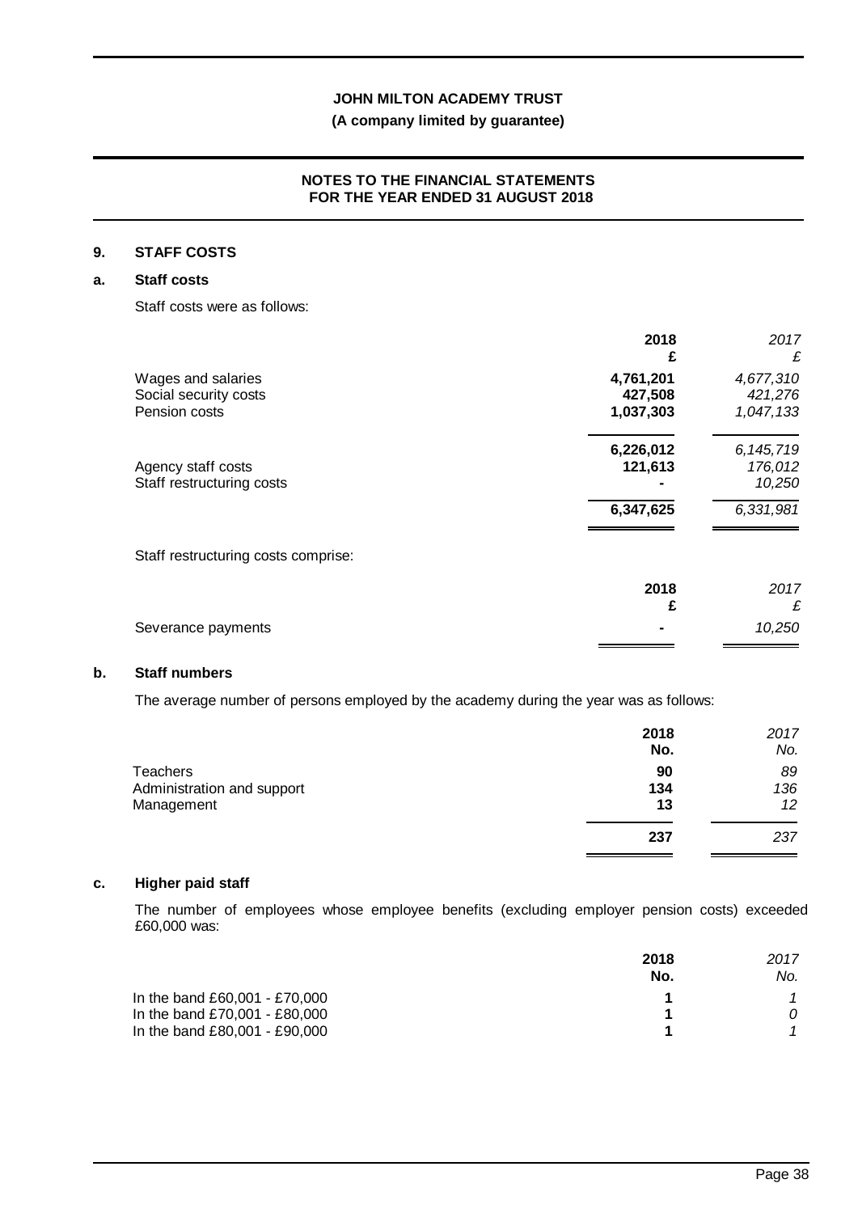# JOHN MILTON ACADEMY TRUST

**(A company limited by guarantee)**

**NOTES TO THE FINANCIAL STATEMENTS FOR THE YEAR ENDED 31 AUGUST 2018**

## 9. STAFF COSTS

### a. Staff costs

Staff costs were as follows:

| | 2018<br>£ | *2017*<br>*£* |
|---|---|---|
| Wages and salaries | **4,761,201** | *4,677,310* |
| Social security costs | **427,508** | *421,276* |
| Pension costs | **1,037,303** | *1,047,133* |
| | **6,226,012** | *6,145,719* |
| Agency staff costs | **121,613** | *176,012* |
| Staff restructuring costs | **-** | *10,250* |
| | **6,347,625** | *6,331,981* |

Staff restructuring costs comprise:

| | 2018<br>£ | *2017*<br>*£* |
|---|---|---|
| Severance payments | **-** | *10,250* |

### b. Staff numbers

The average number of persons employed by the academy during the year was as follows:

| | 2018<br>No. | *2017*<br>*No.* |
|---|---|---|
| Teachers | **90** | *89* |
| Administration and support | **134** | *136* |
| Management | **13** | *12* |
| | **237** | *237* |

### c. Higher paid staff

The number of employees whose employee benefits (excluding employer pension costs) exceeded £60,000 was:

| | 2018<br>No. | *2017*<br>*No.* |
|---|---|---|
| In the band £60,001 - £70,000 | **1** | *1* |
| In the band £70,001 - £80,000 | **1** | *0* |
| In the band £80,001 - £90,000 | **1** | *1* |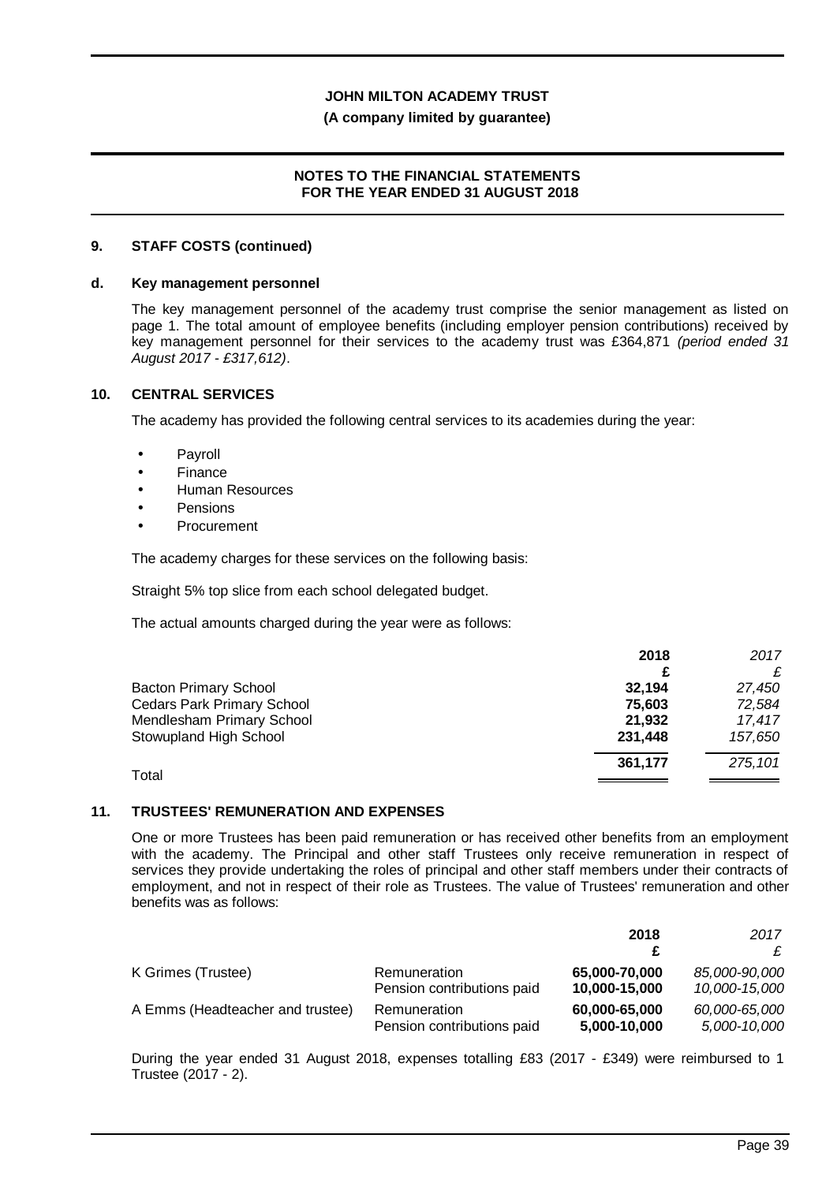## 9. STAFF COSTS (continued)

### d. Key management personnel

The key management personnel of the academy trust comprise the senior management as listed on page 1. The total amount of employee benefits (including employer pension contributions) received by key management personnel for their services to the academy trust was £364,871 *(period ended 31 August 2017 - £317,612)*.

## 10. CENTRAL SERVICES

The academy has provided the following central services to its academies during the year:

- Payroll
- Finance
- Human Resources
- Pensions
- Procurement

The academy charges for these services on the following basis:

Straight 5% top slice from each school delegated budget.

The actual amounts charged during the year were as follows:

| | 2018 | *2017* |
|---|---|---|
| | £ | *£* |
| Bacton Primary School | **32,194** | *27,450* |
| Cedars Park Primary School | **75,603** | *72,584* |
| Mendlesham Primary School | **21,932** | *17,417* |
| Stowupland High School | **231,448** | *157,650* |
| Total | **361,177** | *275,101* |

## 11. TRUSTEES' REMUNERATION AND EXPENSES

One or more Trustees has been paid remuneration or has received other benefits from an employment with the academy. The Principal and other staff Trustees only receive remuneration in respect of services they provide undertaking the roles of principal and other staff members under their contracts of employment, and not in respect of their role as Trustees. The value of Trustees' remuneration and other benefits was as follows:

| | | 2018 | *2017* |
|---|---|---|---|
| | | £ | *£* |
| K Grimes (Trustee) | Remuneration | **65,000-70,000** | *85,000-90,000* |
| | Pension contributions paid | **10,000-15,000** | *10,000-15,000* |
| A Emms (Headteacher and trustee) | Remuneration | **60,000-65,000** | *60,000-65,000* |
| | Pension contributions paid | **5,000-10,000** | *5,000-10,000* |

During the year ended 31 August 2018, expenses totalling £83 (2017 - £349) were reimbursed to 1 Trustee (2017 - 2).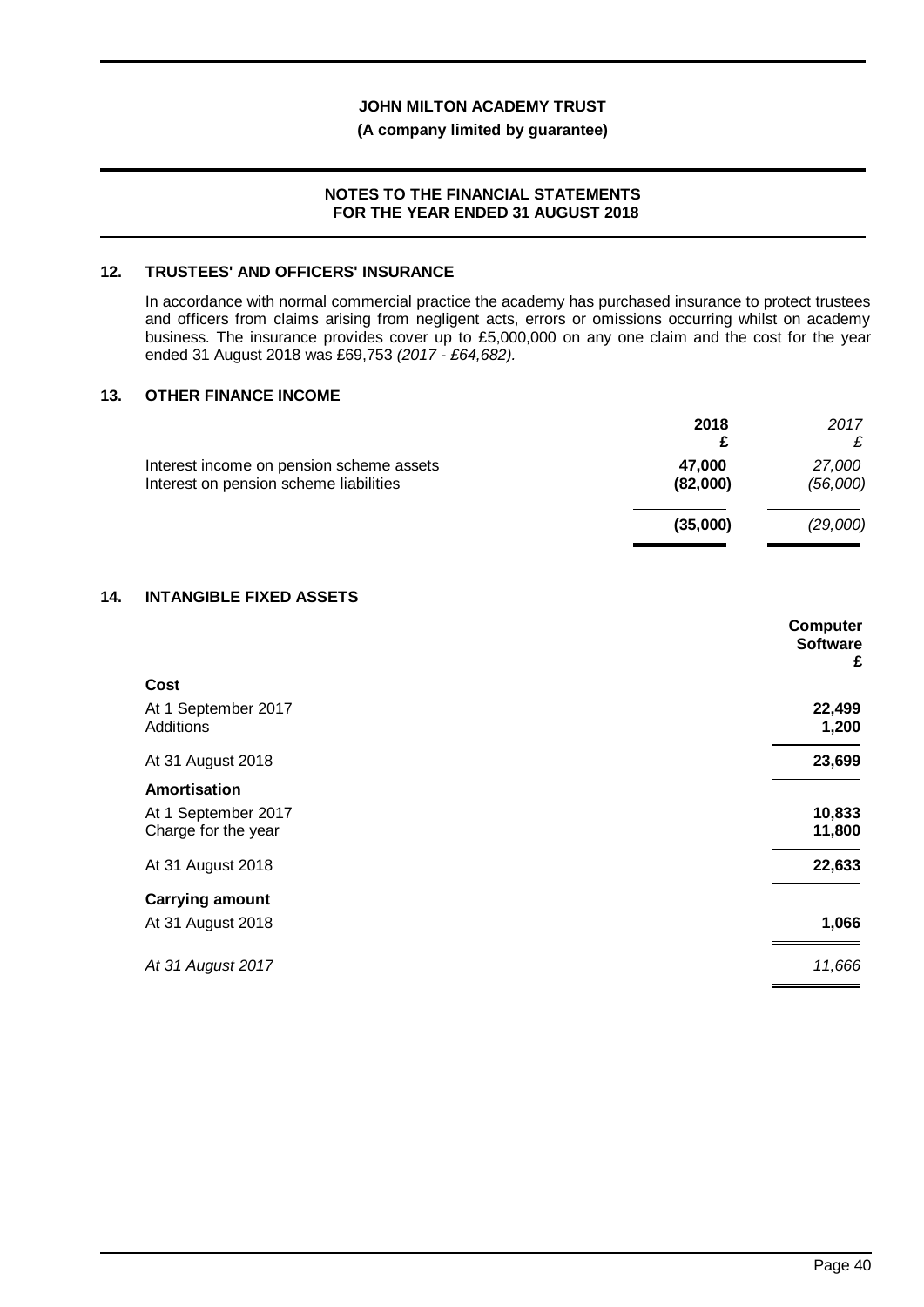## 12. TRUSTEES' AND OFFICERS' INSURANCE

In accordance with normal commercial practice the academy has purchased insurance to protect trustees and officers from claims arising from negligent acts, errors or omissions occurring whilst on academy business. The insurance provides cover up to £5,000,000 on any one claim and the cost for the year ended 31 August 2018 was £69,753 *(2017 - £64,682)*.

## 13. OTHER FINANCE INCOME

| | 2018 £ | *2017 £* |
|---|---|---|
| Interest income on pension scheme assets | **47,000** | *27,000* |
| Interest on pension scheme liabilities | **(82,000)** | *(56,000)* |
| | **(35,000)** | *(29,000)* |

## 14. INTANGIBLE FIXED ASSETS

| | Computer Software £ |
|---|---|
| **Cost** | |
| At 1 September 2017 | **22,499** |
| Additions | **1,200** |
| At 31 August 2018 | **23,699** |
| **Amortisation** | |
| At 1 September 2017 | **10,833** |
| Charge for the year | **11,800** |
| At 31 August 2018 | **22,633** |
| **Carrying amount** | |
| At 31 August 2018 | **1,066** |
| *At 31 August 2017* | *11,666* |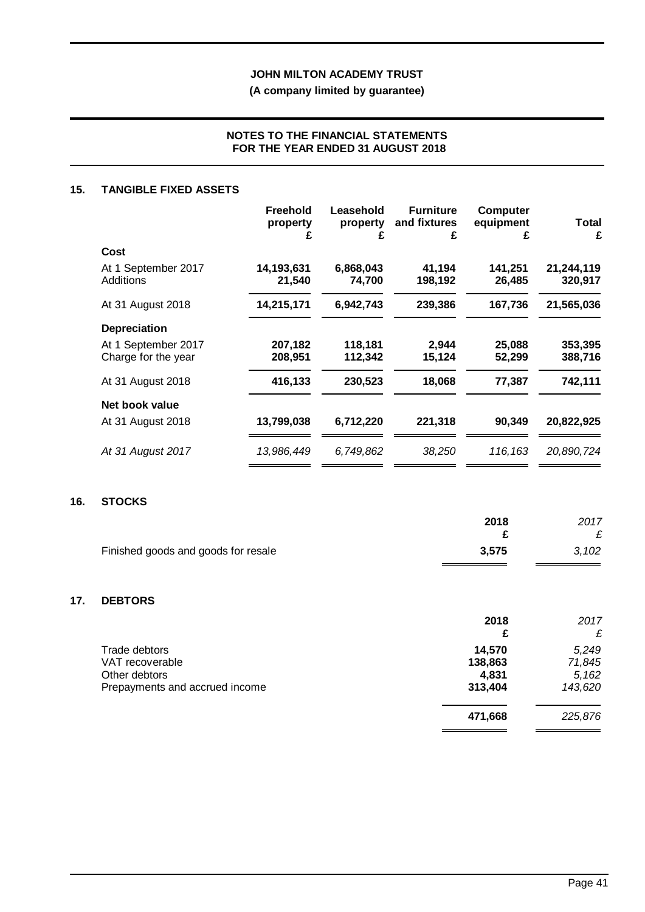# JOHN MILTON ACADEMY TRUST

**(A company limited by guarantee)**

**NOTES TO THE FINANCIAL STATEMENTS FOR THE YEAR ENDED 31 AUGUST 2018**

## 15. TANGIBLE FIXED ASSETS

| | Freehold property £ | Leasehold property £ | Furniture and fixtures £ | Computer equipment £ | Total £ |
|---|---|---|---|---|---|
| **Cost** | | | | | |
| At 1 September 2017 | 14,193,631 | 6,868,043 | 41,194 | 141,251 | 21,244,119 |
| Additions | 21,540 | 74,700 | 198,192 | 26,485 | 320,917 |
| At 31 August 2018 | 14,215,171 | 6,942,743 | 239,386 | 167,736 | 21,565,036 |
| **Depreciation** | | | | | |
| At 1 September 2017 | 207,182 | 118,181 | 2,944 | 25,088 | 353,395 |
| Charge for the year | 208,951 | 112,342 | 15,124 | 52,299 | 388,716 |
| At 31 August 2018 | 416,133 | 230,523 | 18,068 | 77,387 | 742,111 |
| **Net book value** | | | | | |
| At 31 August 2018 | 13,799,038 | 6,712,220 | 221,318 | 90,349 | 20,822,925 |
| *At 31 August 2017* | *13,986,449* | *6,749,862* | *38,250* | *116,163* | *20,890,724* |

## 16. STOCKS

| | 2018 £ | *2017 £* |
|---|---|---|
| Finished goods and goods for resale | 3,575 | *3,102* |

## 17. DEBTORS

| | 2018 £ | *2017 £* |
|---|---|---|
| Trade debtors | 14,570 | *5,249* |
| VAT recoverable | 138,863 | *71,845* |
| Other debtors | 4,831 | *5,162* |
| Prepayments and accrued income | 313,404 | *143,620* |
| | 471,668 | *225,876* |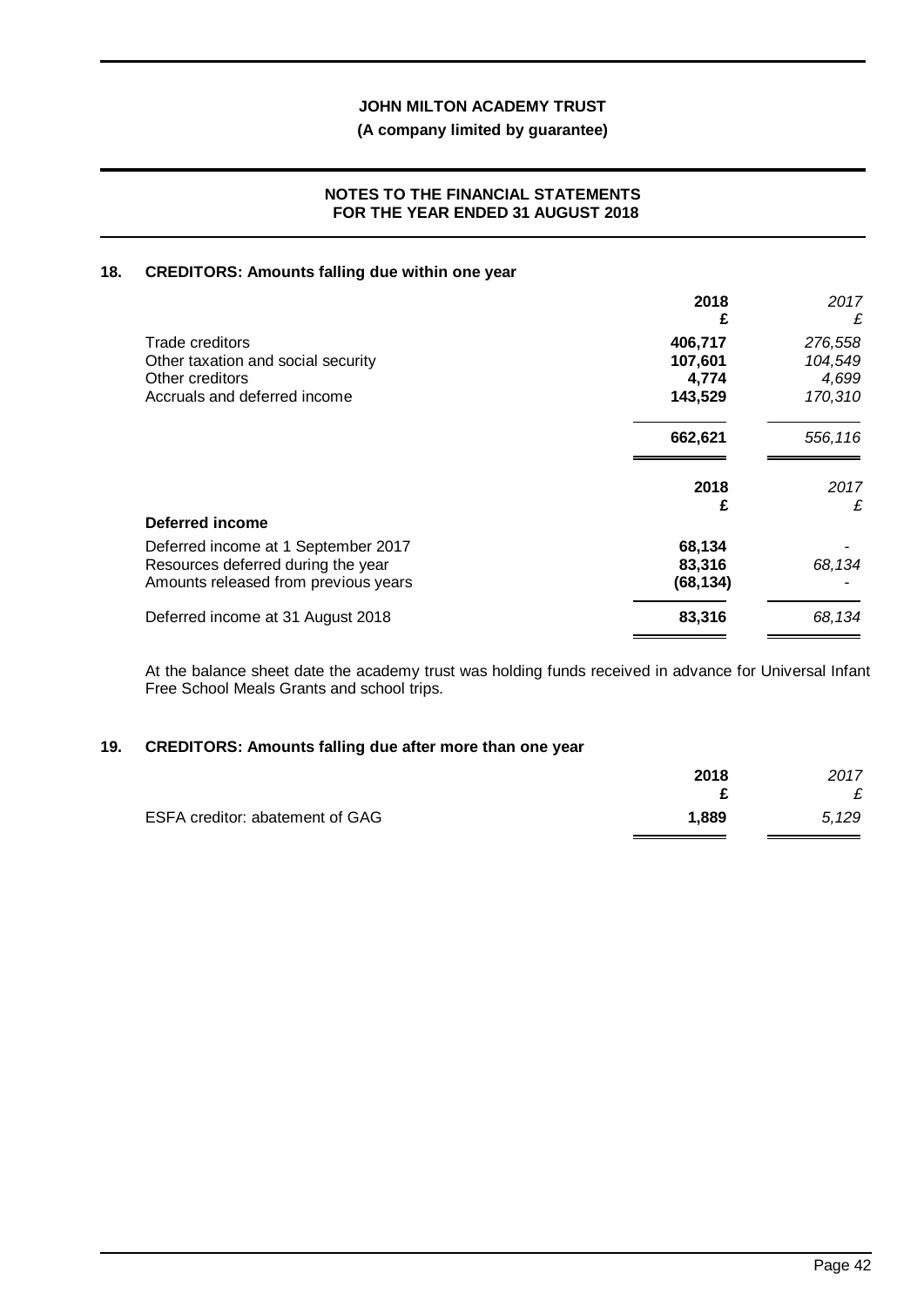## 18. CREDITORS: Amounts falling due within one year

| | 2018 £ | *2017 £* |
|---|---|---|
| Trade creditors | 406,717 | *276,558* |
| Other taxation and social security | 107,601 | *104,549* |
| Other creditors | 4,774 | *4,699* |
| Accruals and deferred income | 143,529 | *170,310* |
| | **662,621** | *556,116* |

| | 2018 £ | *2017 £* |
|---|---|---|
| **Deferred income** | | |
| Deferred income at 1 September 2017 | 68,134 | *-* |
| Resources deferred during the year | 83,316 | *68,134* |
| Amounts released from previous years | (68,134) | *-* |
| Deferred income at 31 August 2018 | **83,316** | *68,134* |

At the balance sheet date the academy trust was holding funds received in advance for Universal Infant Free School Meals Grants and school trips.

## 19. CREDITORS: Amounts falling due after more than one year

| | 2018 £ | *2017 £* |
|---|---|---|
| ESFA creditor: abatement of GAG | 1,889 | *5,129* |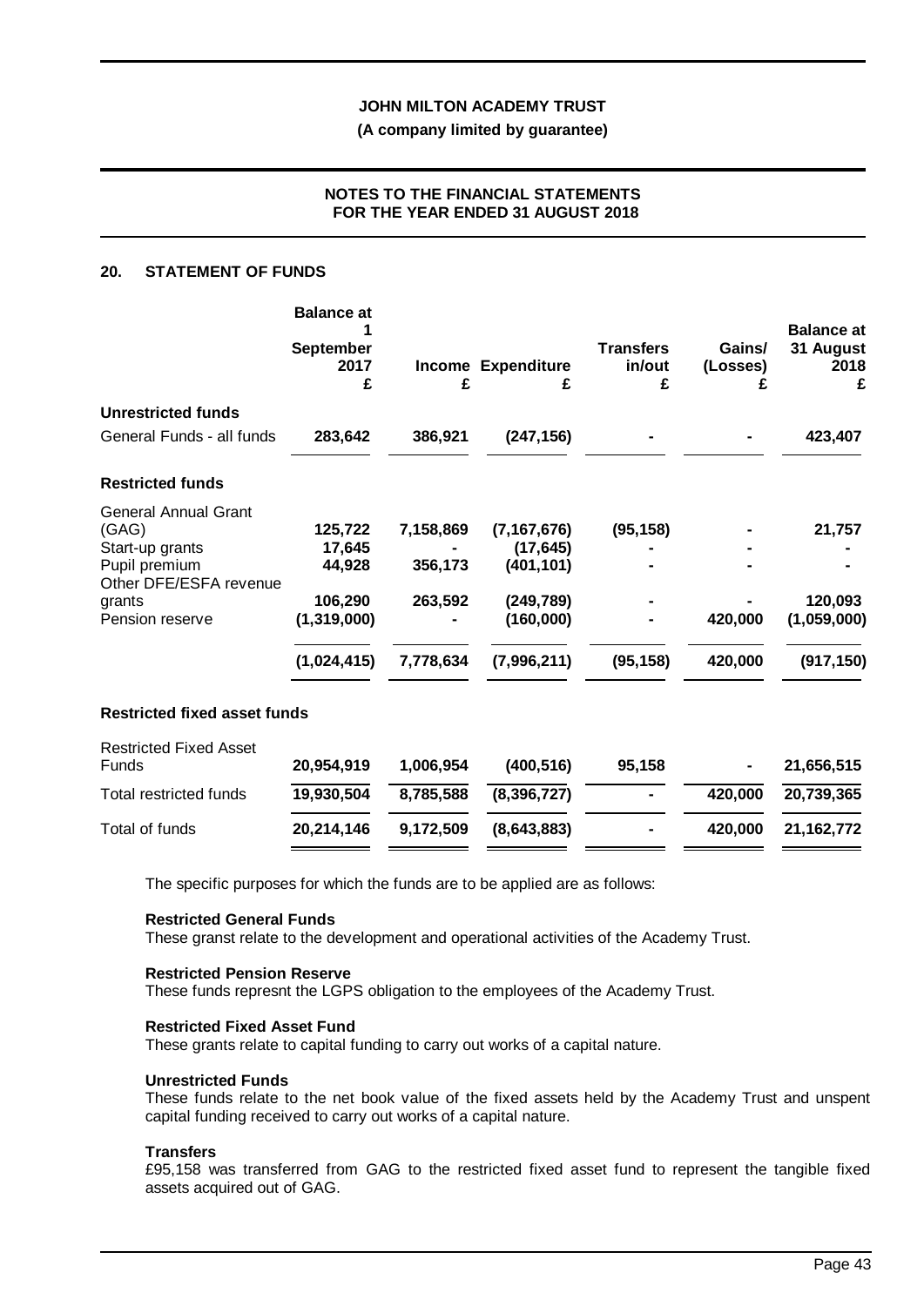## 20. STATEMENT OF FUNDS

| | Balance at 1 September 2017 £ | Income £ | Expenditure £ | Transfers in/out £ | Gains/ (Losses) £ | Balance at 31 August 2018 £ |
|---|---|---|---|---|---|---|
| **Unrestricted funds** | | | | | | |
| General Funds - all funds | **283,642** | **386,921** | **(247,156)** | **-** | **-** | **423,407** |
| **Restricted funds** | | | | | | |
| General Annual Grant (GAG) | 125,722 | 7,158,869 | (7,167,676) | (95,158) | - | 21,757 |
| Start-up grants | 17,645 | - | (17,645) | - | - | - |
| Pupil premium | 44,928 | 356,173 | (401,101) | - | - | - |
| Other DFE/ESFA revenue grants | 106,290 | 263,592 | (249,789) | - | - | 120,093 |
| Pension reserve | (1,319,000) | - | (160,000) | - | 420,000 | (1,059,000) |
| | **(1,024,415)** | **7,778,634** | **(7,996,211)** | **(95,158)** | **420,000** | **(917,150)** |
| **Restricted fixed asset funds** | | | | | | |
| Restricted Fixed Asset Funds | **20,954,919** | **1,006,954** | **(400,516)** | **95,158** | **-** | **21,656,515** |
| Total restricted funds | **19,930,504** | **8,785,588** | **(8,396,727)** | **-** | **420,000** | **20,739,365** |
| Total of funds | **20,214,146** | **9,172,509** | **(8,643,883)** | **-** | **420,000** | **21,162,772** |

The specific purposes for which the funds are to be applied are as follows:

**Restricted General Funds**
These granst relate to the development and operational activities of the Academy Trust.

**Restricted Pension Reserve**
These funds represnt the LGPS obligation to the employees of the Academy Trust.

**Restricted Fixed Asset Fund**
These grants relate to capital funding to carry out works of a capital nature.

**Unrestricted Funds**
These funds relate to the net book value of the fixed assets held by the Academy Trust and unspent capital funding received to carry out works of a capital nature.

**Transfers**
£95,158 was transferred from GAG to the restricted fixed asset fund to represent the tangible fixed assets acquired out of GAG.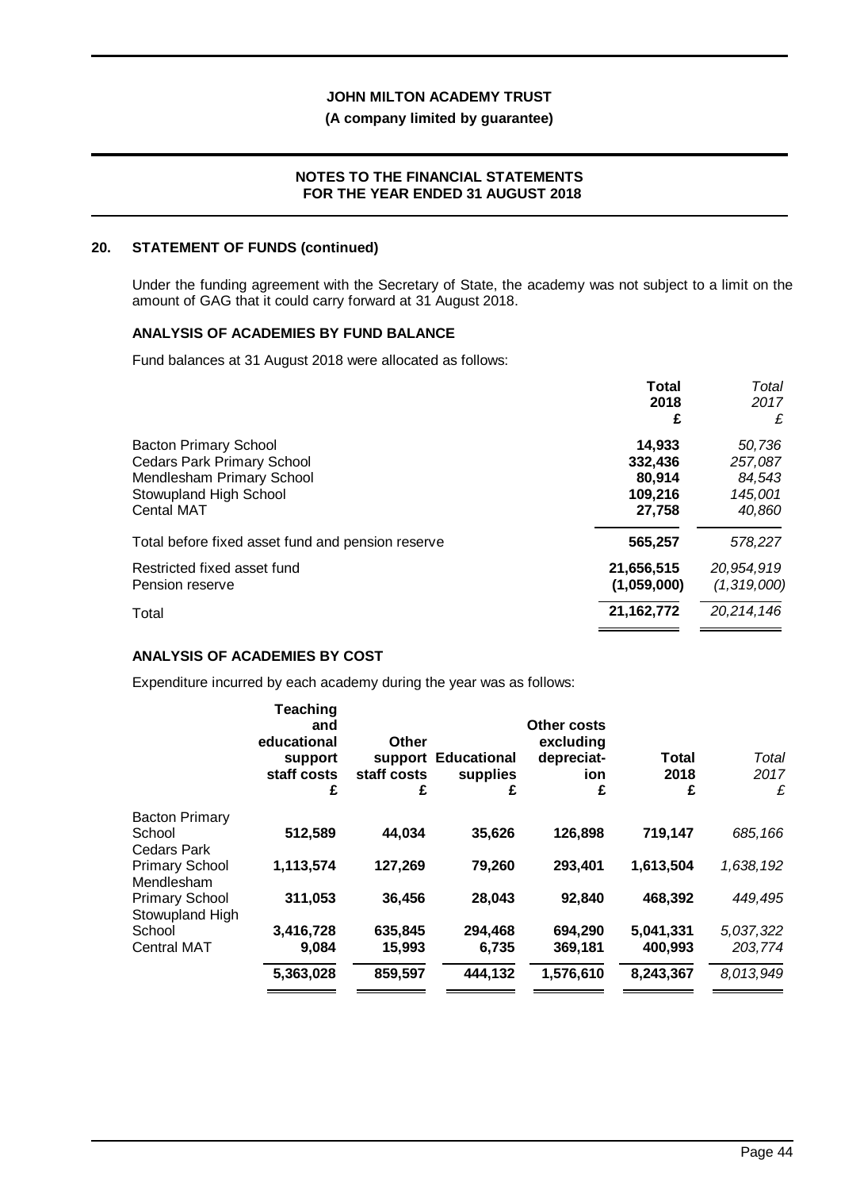## 20. STATEMENT OF FUNDS (continued)

Under the funding agreement with the Secretary of State, the academy was not subject to a limit on the amount of GAG that it could carry forward at 31 August 2018.

### ANALYSIS OF ACADEMIES BY FUND BALANCE

Fund balances at 31 August 2018 were allocated as follows:

| | Total 2018 £ | *Total 2017 £* |
|---|---|---|
| Bacton Primary School | **14,933** | *50,736* |
| Cedars Park Primary School | **332,436** | *257,087* |
| Mendlesham Primary School | **80,914** | *84,543* |
| Stowupland High School | **109,216** | *145,001* |
| Cental MAT | **27,758** | *40,860* |
| Total before fixed asset fund and pension reserve | **565,257** | *578,227* |
| Restricted fixed asset fund | **21,656,515** | *20,954,919* |
| Pension reserve | **(1,059,000)** | *(1,319,000)* |
| Total | **21,162,772** | *20,214,146* |

### ANALYSIS OF ACADEMIES BY COST

Expenditure incurred by each academy during the year was as follows:

| | Teaching and educational support staff costs £ | Other support staff costs £ | Educational supplies £ | Other costs excluding depreciation £ | Total 2018 £ | *Total 2017 £* |
|---|---|---|---|---|---|---|
| Bacton Primary School | **512,589** | **44,034** | **35,626** | **126,898** | **719,147** | *685,166* |
| Cedars Park Primary School | **1,113,574** | **127,269** | **79,260** | **293,401** | **1,613,504** | *1,638,192* |
| Mendlesham Primary School | **311,053** | **36,456** | **28,043** | **92,840** | **468,392** | *449,495* |
| Stowupland High School | **3,416,728** | **635,845** | **294,468** | **694,290** | **5,041,331** | *5,037,322* |
| Central MAT | **9,084** | **15,993** | **6,735** | **369,181** | **400,993** | *203,774* |
| | **5,363,028** | **859,597** | **444,132** | **1,576,610** | **8,243,367** | *8,013,949* |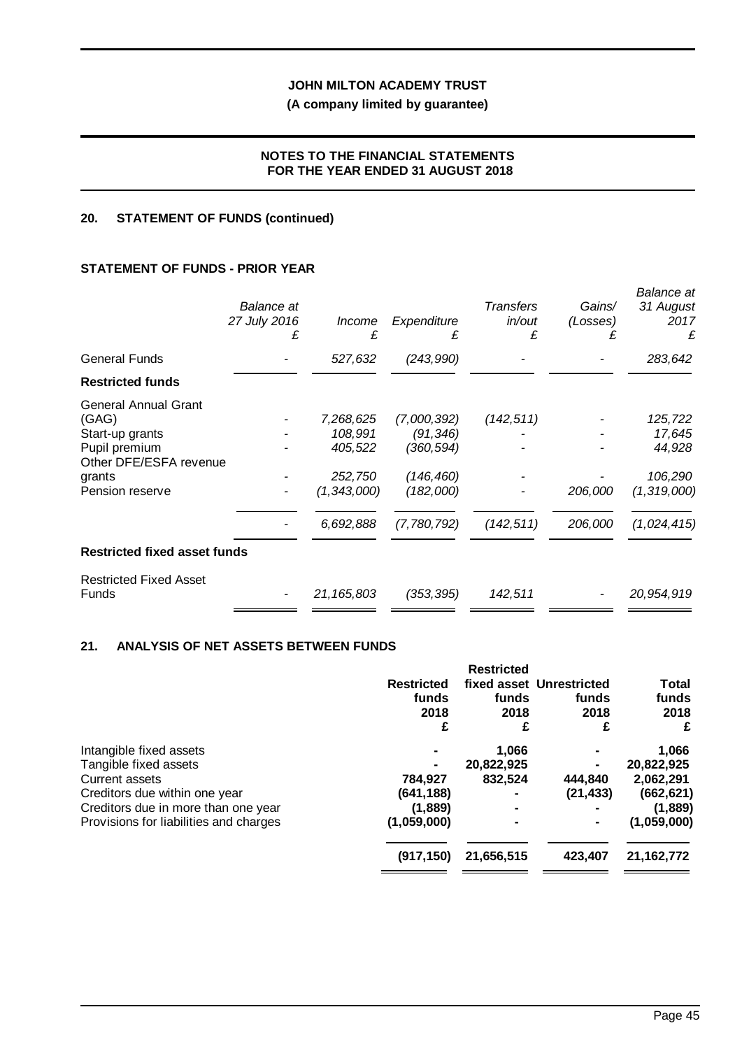**JOHN MILTON ACADEMY TRUST**

**(A company limited by guarantee)**

**NOTES TO THE FINANCIAL STATEMENTS FOR THE YEAR ENDED 31 AUGUST 2018**

## 20. STATEMENT OF FUNDS (continued)

### STATEMENT OF FUNDS - PRIOR YEAR

| | *Balance at 27 July 2016* *£* | *Income* *£* | *Expenditure* *£* | *Transfers in/out* *£* | *Gains/ (Losses)* *£* | *Balance at 31 August 2017* *£* |
|---|---|---|---|---|---|---|
| General Funds | - | *527,632* | *(243,990)* | - | - | *283,642* |
| **Restricted funds** | | | | | | |
| General Annual Grant (GAG) | - | *7,268,625* | *(7,000,392)* | *(142,511)* | - | *125,722* |
| Start-up grants | - | *108,991* | *(91,346)* | - | - | *17,645* |
| Pupil premium | - | *405,522* | *(360,594)* | - | - | *44,928* |
| Other DFE/ESFA revenue grants | - | *252,750* | *(146,460)* | - | - | *106,290* |
| Pension reserve | - | *(1,343,000)* | *(182,000)* | - | *206,000* | *(1,319,000)* |
| | - | *6,692,888* | *(7,780,792)* | *(142,511)* | *206,000* | *(1,024,415)* |
| **Restricted fixed asset funds** | | | | | | |
| Restricted Fixed Asset Funds | - | *21,165,803* | *(353,395)* | *142,511* | - | *20,954,919* |

## 21. ANALYSIS OF NET ASSETS BETWEEN FUNDS

| | **Restricted funds 2018 £** | **Restricted fixed asset funds 2018 £** | **Unrestricted funds 2018 £** | **Total funds 2018 £** |
|---|---|---|---|---|
| Intangible fixed assets | **-** | **1,066** | **-** | **1,066** |
| Tangible fixed assets | **-** | **20,822,925** | **-** | **20,822,925** |
| Current assets | **784,927** | **832,524** | **444,840** | **2,062,291** |
| Creditors due within one year | **(641,188)** | **-** | **(21,433)** | **(662,621)** |
| Creditors due in more than one year | **(1,889)** | **-** | **-** | **(1,889)** |
| Provisions for liabilities and charges | **(1,059,000)** | **-** | **-** | **(1,059,000)** |
| | **(917,150)** | **21,656,515** | **423,407** | **21,162,772** |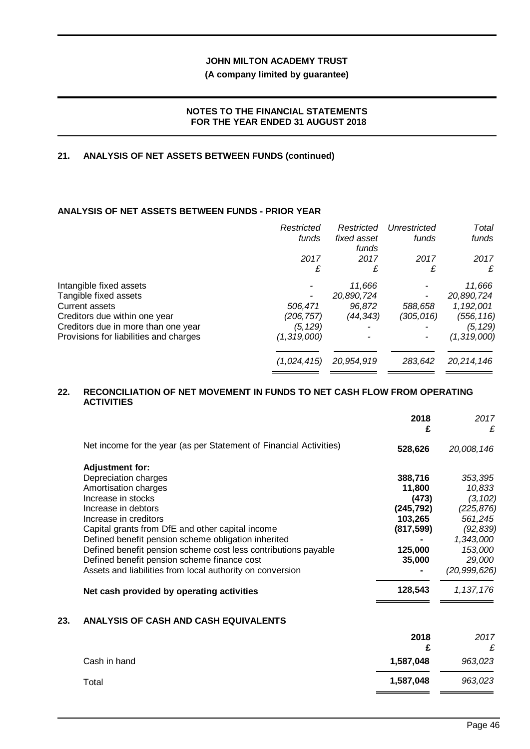## 21. ANALYSIS OF NET ASSETS BETWEEN FUNDS (continued)

### ANALYSIS OF NET ASSETS BETWEEN FUNDS - PRIOR YEAR

| | *Restricted funds* | *Restricted fixed asset funds* | *Unrestricted funds* | *Total funds* |
|---|---|---|---|---|
| | *2017* | *2017* | *2017* | *2017* |
| | *£* | *£* | *£* | *£* |
| Intangible fixed assets | - | *11,666* | - | *11,666* |
| Tangible fixed assets | - | *20,890,724* | - | *20,890,724* |
| Current assets | *506,471* | *96,872* | *588,658* | *1,192,001* |
| Creditors due within one year | *(206,757)* | *(44,343)* | *(305,016)* | *(556,116)* |
| Creditors due in more than one year | *(5,129)* | - | - | *(5,129)* |
| Provisions for liabilities and charges | *(1,319,000)* | - | - | *(1,319,000)* |
| | *(1,024,415)* | *20,954,919* | *283,642* | *20,214,146* |

## 22. RECONCILIATION OF NET MOVEMENT IN FUNDS TO NET CASH FLOW FROM OPERATING ACTIVITIES

| | **2018** | *2017* |
|---|---|---|
| | **£** | *£* |
| Net income for the year (as per Statement of Financial Activities) | **528,626** | *20,008,146* |
| **Adjustment for:** | | |
| Depreciation charges | **388,716** | *353,395* |
| Amortisation charges | **11,800** | *10,833* |
| Increase in stocks | **(473)** | *(3,102)* |
| Increase in debtors | **(245,792)** | *(225,876)* |
| Increase in creditors | **103,265** | *561,245* |
| Capital grants from DfE and other capital income | **(817,599)** | *(92,839)* |
| Defined benefit pension scheme obligation inherited | **-** | *1,343,000* |
| Defined benefit pension scheme cost less contributions payable | **125,000** | *153,000* |
| Defined benefit pension scheme finance cost | **35,000** | *29,000* |
| Assets and liabilities from local authority on conversion | **-** | *(20,999,626)* |
| **Net cash provided by operating activities** | **128,543** | *1,137,176* |

## 23. ANALYSIS OF CASH AND CASH EQUIVALENTS

| | **2018** | *2017* |
|---|---|---|
| | **£** | *£* |
| Cash in hand | **1,587,048** | *963,023* |
| Total | **1,587,048** | *963,023* |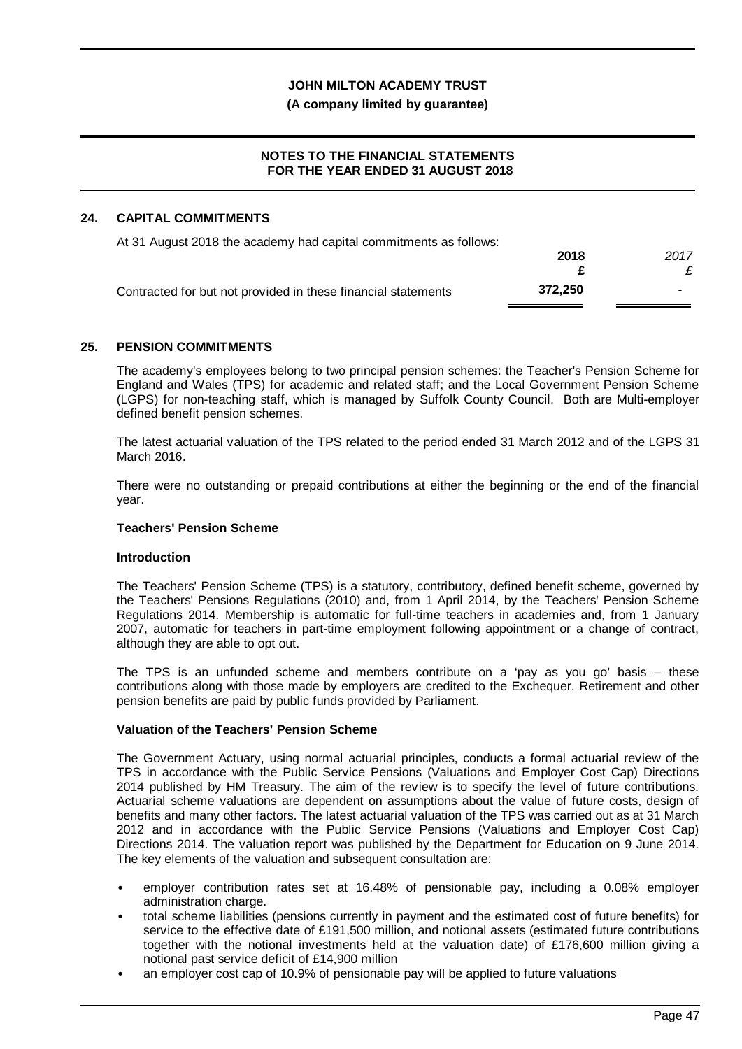## 24. CAPITAL COMMITMENTS

At 31 August 2018 the academy had capital commitments as follows:

| | 2018 | 2017 |
|---|---|---|
| | £ | £ |
| Contracted for but not provided in these financial statements | **372,250** | - |

## 25. PENSION COMMITMENTS

The academy's employees belong to two principal pension schemes: the Teacher's Pension Scheme for England and Wales (TPS) for academic and related staff; and the Local Government Pension Scheme (LGPS) for non-teaching staff, which is managed by Suffolk County Council. Both are Multi-employer defined benefit pension schemes.

The latest actuarial valuation of the TPS related to the period ended 31 March 2012 and of the LGPS 31 March 2016.

There were no outstanding or prepaid contributions at either the beginning or the end of the financial year.

**Teachers' Pension Scheme**

**Introduction**

The Teachers' Pension Scheme (TPS) is a statutory, contributory, defined benefit scheme, governed by the Teachers' Pensions Regulations (2010) and, from 1 April 2014, by the Teachers' Pension Scheme Regulations 2014. Membership is automatic for full-time teachers in academies and, from 1 January 2007, automatic for teachers in part-time employment following appointment or a change of contract, although they are able to opt out.

The TPS is an unfunded scheme and members contribute on a 'pay as you go' basis – these contributions along with those made by employers are credited to the Exchequer. Retirement and other pension benefits are paid by public funds provided by Parliament.

**Valuation of the Teachers' Pension Scheme**

The Government Actuary, using normal actuarial principles, conducts a formal actuarial review of the TPS in accordance with the Public Service Pensions (Valuations and Employer Cost Cap) Directions 2014 published by HM Treasury. The aim of the review is to specify the level of future contributions. Actuarial scheme valuations are dependent on assumptions about the value of future costs, design of benefits and many other factors. The latest actuarial valuation of the TPS was carried out as at 31 March 2012 and in accordance with the Public Service Pensions (Valuations and Employer Cost Cap) Directions 2014. The valuation report was published by the Department for Education on 9 June 2014. The key elements of the valuation and subsequent consultation are:

- employer contribution rates set at 16.48% of pensionable pay, including a 0.08% employer administration charge.
- total scheme liabilities (pensions currently in payment and the estimated cost of future benefits) for service to the effective date of £191,500 million, and notional assets (estimated future contributions together with the notional investments held at the valuation date) of £176,600 million giving a notional past service deficit of £14,900 million
- an employer cost cap of 10.9% of pensionable pay will be applied to future valuations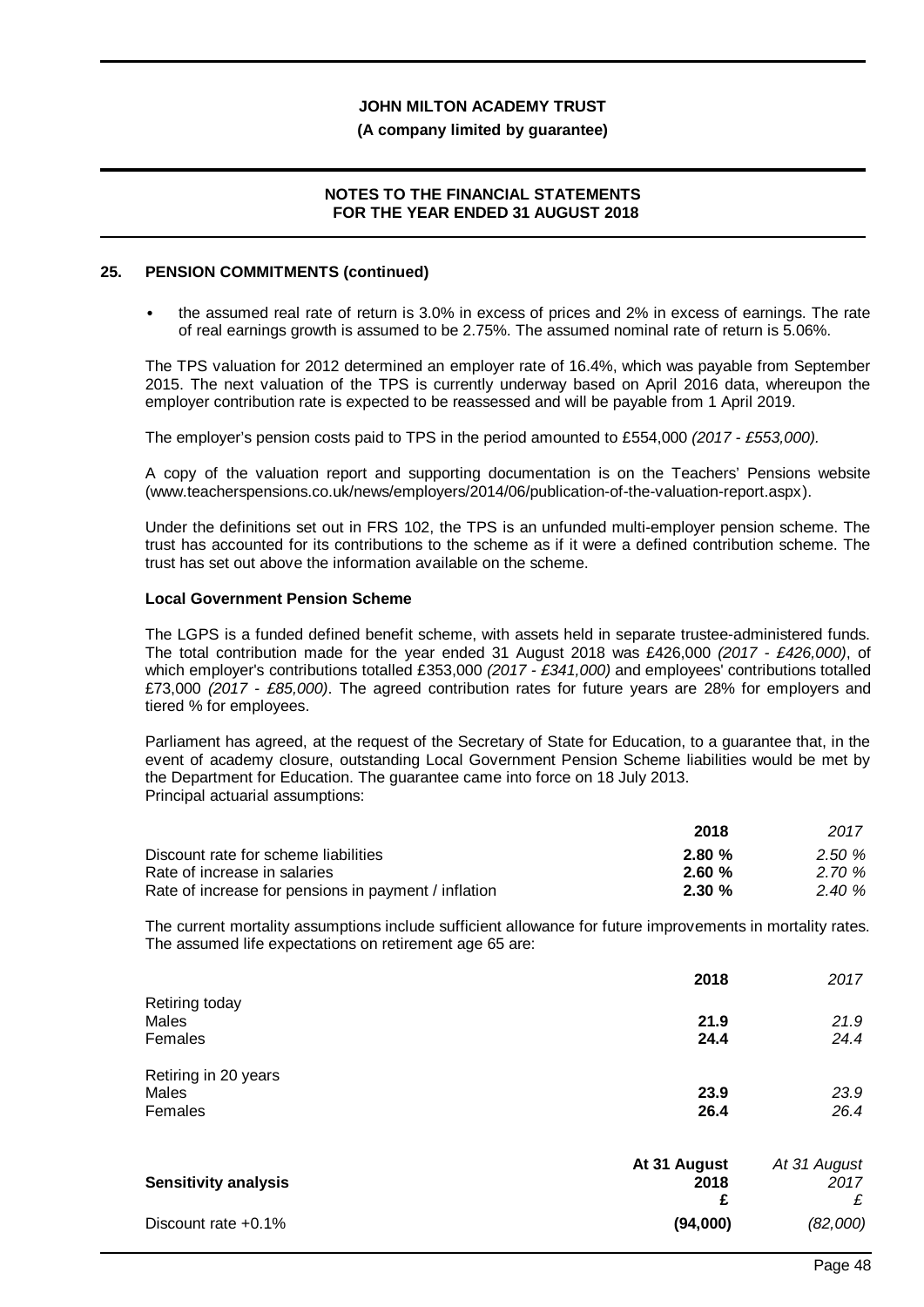## 25. PENSION COMMITMENTS (continued)

- the assumed real rate of return is 3.0% in excess of prices and 2% in excess of earnings. The rate of real earnings growth is assumed to be 2.75%. The assumed nominal rate of return is 5.06%.

The TPS valuation for 2012 determined an employer rate of 16.4%, which was payable from September 2015. The next valuation of the TPS is currently underway based on April 2016 data, whereupon the employer contribution rate is expected to be reassessed and will be payable from 1 April 2019.

The employer's pension costs paid to TPS in the period amounted to £554,000 *(2017 - £553,000).*

A copy of the valuation report and supporting documentation is on the Teachers' Pensions website (www.teacherspensions.co.uk/news/employers/2014/06/publication-of-the-valuation-report.aspx).

Under the definitions set out in FRS 102, the TPS is an unfunded multi-employer pension scheme. The trust has accounted for its contributions to the scheme as if it were a defined contribution scheme. The trust has set out above the information available on the scheme.

**Local Government Pension Scheme**

The LGPS is a funded defined benefit scheme, with assets held in separate trustee-administered funds. The total contribution made for the year ended 31 August 2018 was £426,000 *(2017 - £426,000)*, of which employer's contributions totalled £353,000 *(2017 - £341,000)* and employees' contributions totalled £73,000 *(2017 - £85,000)*. The agreed contribution rates for future years are 28% for employers and tiered % for employees.

Parliament has agreed, at the request of the Secretary of State for Education, to a guarantee that, in the event of academy closure, outstanding Local Government Pension Scheme liabilities would be met by the Department for Education. The guarantee came into force on 18 July 2013.
Principal actuarial assumptions:

| | **2018** | *2017* |
|---|---|---|
| Discount rate for scheme liabilities | **2.80 %** | *2.50 %* |
| Rate of increase in salaries | **2.60 %** | *2.70 %* |
| Rate of increase for pensions in payment / inflation | **2.30 %** | *2.40 %* |

The current mortality assumptions include sufficient allowance for future improvements in mortality rates. The assumed life expectations on retirement age 65 are:

| | **2018** | *2017* |
|---|---|---|
| Retiring today | | |
| Males | **21.9** | *21.9* |
| Females | **24.4** | *24.4* |
| Retiring in 20 years | | |
| Males | **23.9** | *23.9* |
| Females | **26.4** | *26.4* |

| **Sensitivity analysis** | **At 31 August 2018 £** | *At 31 August 2017 £* |
|---|---|---|
| Discount rate +0.1% | **(94,000)** | *(82,000)* |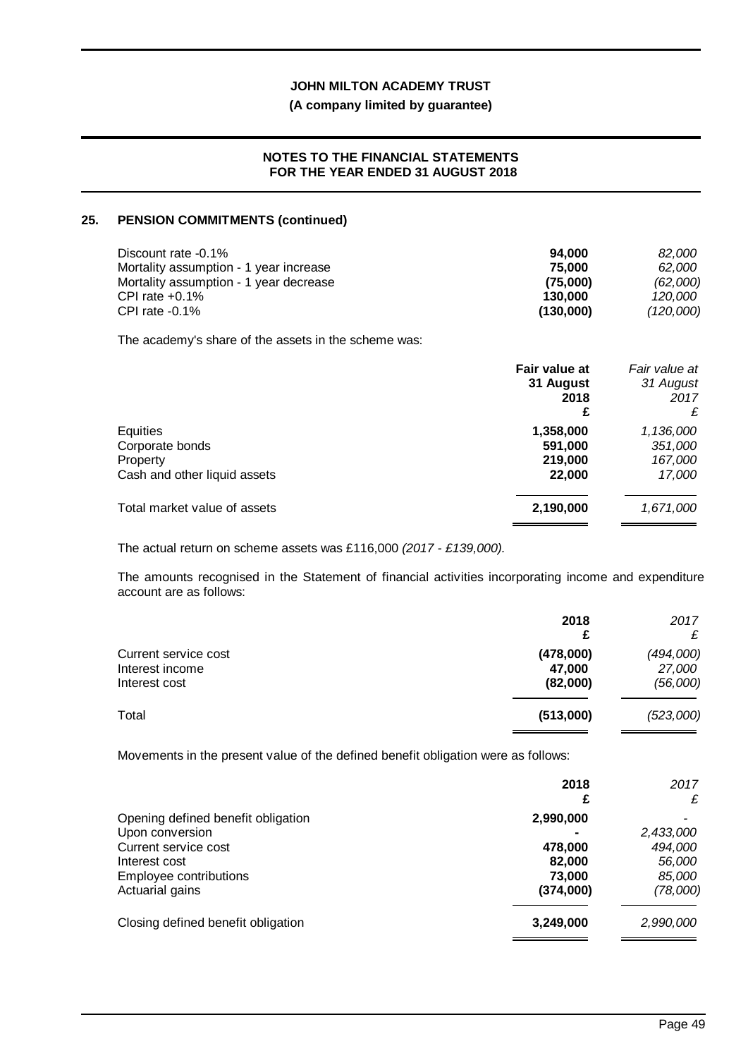## 25. PENSION COMMITMENTS (continued)

| | | |
|---|---|---|
| Discount rate -0.1% | **94,000** | *82,000* |
| Mortality assumption - 1 year increase | **75,000** | *62,000* |
| Mortality assumption - 1 year decrease | **(75,000)** | *(62,000)* |
| CPI rate +0.1% | **130,000** | *120,000* |
| CPI rate -0.1% | **(130,000)** | *(120,000)* |

The academy's share of the assets in the scheme was:

| | **Fair value at 31 August 2018 £** | *Fair value at 31 August 2017 £* |
|---|---|---|
| Equities | **1,358,000** | *1,136,000* |
| Corporate bonds | **591,000** | *351,000* |
| Property | **219,000** | *167,000* |
| Cash and other liquid assets | **22,000** | *17,000* |
| Total market value of assets | **2,190,000** | *1,671,000* |

The actual return on scheme assets was £116,000 *(2017 - £139,000)*.

The amounts recognised in the Statement of financial activities incorporating income and expenditure account are as follows:

| | **2018 £** | *2017 £* |
|---|---|---|
| Current service cost | **(478,000)** | *(494,000)* |
| Interest income | **47,000** | *27,000* |
| Interest cost | **(82,000)** | *(56,000)* |
| Total | **(513,000)** | *(523,000)* |

Movements in the present value of the defined benefit obligation were as follows:

| | **2018 £** | *2017 £* |
|---|---|---|
| Opening defined benefit obligation | **2,990,000** | *-* |
| Upon conversion | **-** | *2,433,000* |
| Current service cost | **478,000** | *494,000* |
| Interest cost | **82,000** | *56,000* |
| Employee contributions | **73,000** | *85,000* |
| Actuarial gains | **(374,000)** | *(78,000)* |
| Closing defined benefit obligation | **3,249,000** | *2,990,000* |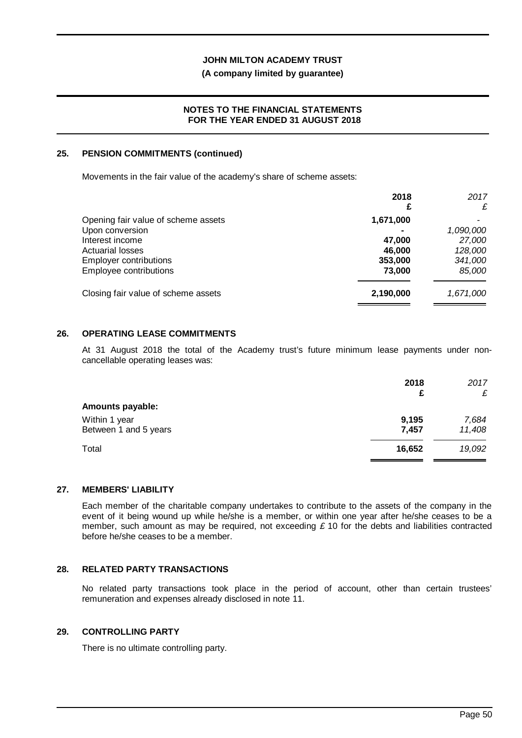## 25. PENSION COMMITMENTS (continued)

Movements in the fair value of the academy's share of scheme assets:

| | 2018 £ | *2017 £* |
|---|---|---|
| Opening fair value of scheme assets | 1,671,000 | *-* |
| Upon conversion | - | *1,090,000* |
| Interest income | 47,000 | *27,000* |
| Actuarial losses | 46,000 | *128,000* |
| Employer contributions | 353,000 | *341,000* |
| Employee contributions | 73,000 | *85,000* |
| Closing fair value of scheme assets | 2,190,000 | *1,671,000* |

## 26. OPERATING LEASE COMMITMENTS

At 31 August 2018 the total of the Academy trust's future minimum lease payments under non-cancellable operating leases was:

| | 2018 £ | *2017 £* |
|---|---|---|
| **Amounts payable:** | | |
| Within 1 year | 9,195 | *7,684* |
| Between 1 and 5 years | 7,457 | *11,408* |
| Total | 16,652 | *19,092* |

## 27. MEMBERS' LIABILITY

Each member of the charitable company undertakes to contribute to the assets of the company in the event of it being wound up while he/she is a member, or within one year after he/she ceases to be a member, such amount as may be required, not exceeding *£* 10 for the debts and liabilities contracted before he/she ceases to be a member.

## 28. RELATED PARTY TRANSACTIONS

No related party transactions took place in the period of account, other than certain trustees' remuneration and expenses already disclosed in note 11.

## 29. CONTROLLING PARTY

There is no ultimate controlling party.